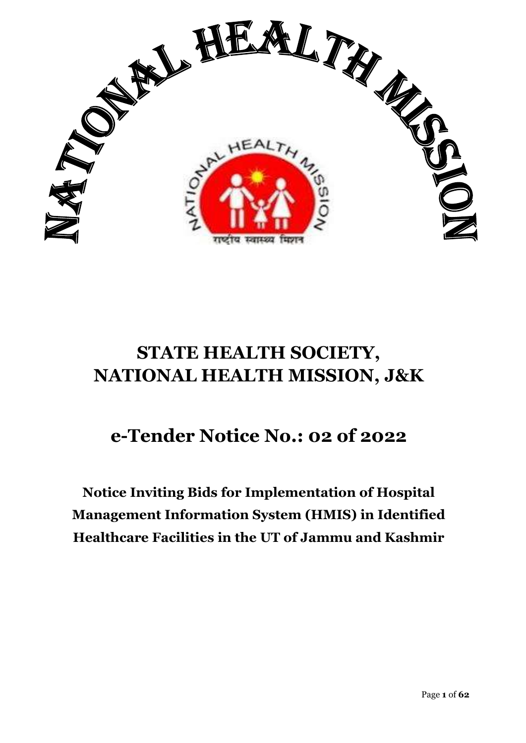# NATIONAL HEALTH MISSION

# STATE HEALTH SOCIETY, NATIONAL HEALTH MISSION, J&K

## e-Tender Notice No.: 02 of 2022

### Notice Inviting Bids for Implementation of Hospital Management Information System (HMIS) in Identified Healthcare Facilities in the UT of Jammu and Kashmir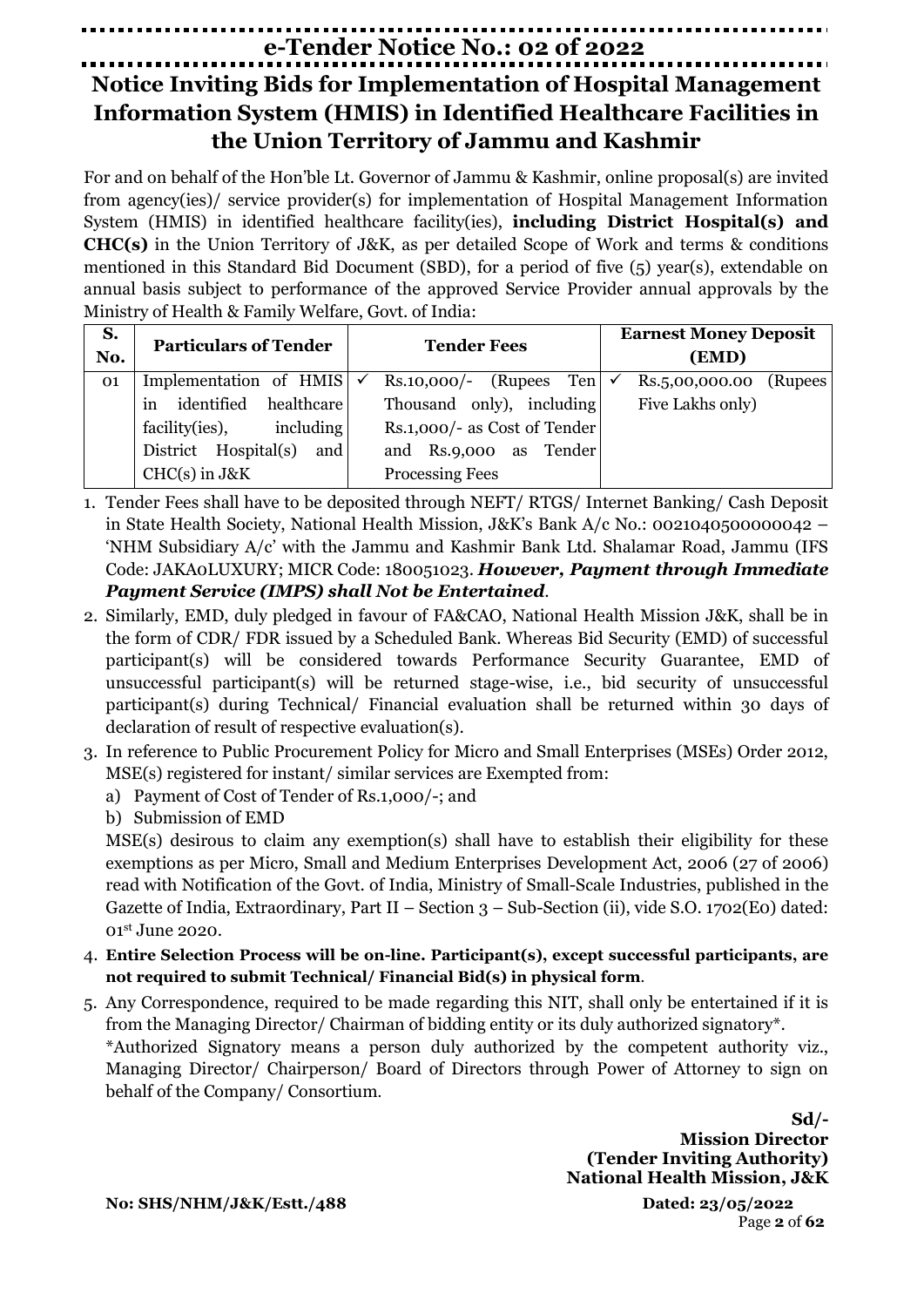# e-Tender Notice No.: 02 of 2022

## Notice Inviting Bids for Implementation of Hospital Management Information System (HMIS) in Identified Healthcare Facilities in the Union Territory of Jammu and Kashmir

For and on behalf of the Hon'ble Lt. Governor of Jammu & Kashmir, online proposal(s) are invited from agency(ies)/ service provider(s) for implementation of Hospital Management Information System (HMIS) in identified healthcare facility(ies), **including District Hospital(s) and CHC(s)** in the Union Territory of J&K, as per detailed Scope of Work and terms & conditions mentioned in this Standard Bid Document (SBD), for a period of five (5) year(s), extendable on annual basis subject to performance of the approved Service Provider annual approvals by the Ministry of Health & Family Welfare, Govt. of India:

| S. No. | Particulars of Tender | Tender Fees | Earnest Money Deposit (EMD) |
|---|---|---|---|
| 01 | Implementation of HMIS in identified healthcare facility(ies), including District Hospital(s) and CHC(s) in J&K | ✓ Rs.10,000/- (Rupees Ten Thousand only), including Rs.1,000/- as Cost of Tender and Rs.9,000 as Tender Processing Fees | ✓ Rs.5,00,000.00 (Rupees Five Lakhs only) |

1. Tender Fees shall have to be deposited through NEFT/ RTGS/ Internet Banking/ Cash Deposit in State Health Society, National Health Mission, J&K's Bank A/c No.: 0021040500000042 – 'NHM Subsidiary A/c' with the Jammu and Kashmir Bank Ltd. Shalamar Road, Jammu (IFS Code: JAKA0LUXURY; MICR Code: 180051023. ***However, Payment through Immediate Payment Service (IMPS) shall Not be Entertained***.
2. Similarly, EMD, duly pledged in favour of FA&CAO, National Health Mission J&K, shall be in the form of CDR/ FDR issued by a Scheduled Bank. Whereas Bid Security (EMD) of successful participant(s) will be considered towards Performance Security Guarantee, EMD of unsuccessful participant(s) will be returned stage-wise, i.e., bid security of unsuccessful participant(s) during Technical/ Financial evaluation shall be returned within 30 days of declaration of result of respective evaluation(s).
3. In reference to Public Procurement Policy for Micro and Small Enterprises (MSEs) Order 2012, MSE(s) registered for instant/ similar services are Exempted from:
   a) Payment of Cost of Tender of Rs.1,000/-; and
   b) Submission of EMD

   MSE(s) desirous to claim any exemption(s) shall have to establish their eligibility for these exemptions as per Micro, Small and Medium Enterprises Development Act, 2006 (27 of 2006) read with Notification of the Govt. of India, Ministry of Small-Scale Industries, published in the Gazette of India, Extraordinary, Part II – Section 3 – Sub-Section (ii), vide S.O. 1702(E0) dated: 01st June 2020.
4. **Entire Selection Process will be on-line. Participant(s), except successful participants, are not required to submit Technical/ Financial Bid(s) in physical form**.
5. Any Correspondence, required to be made regarding this NIT, shall only be entertained if it is from the Managing Director/ Chairman of bidding entity or its duly authorized signatory*.

   *Authorized Signatory means a person duly authorized by the competent authority viz., Managing Director/ Chairperson/ Board of Directors through Power of Attorney to sign on behalf of the Company/ Consortium.

**Sd/-**
**Mission Director**
**(Tender Inviting Authority)**
**National Health Mission, J&K**

**No: SHS/NHM/J&K/Estt./488** **Dated: 23/05/2022**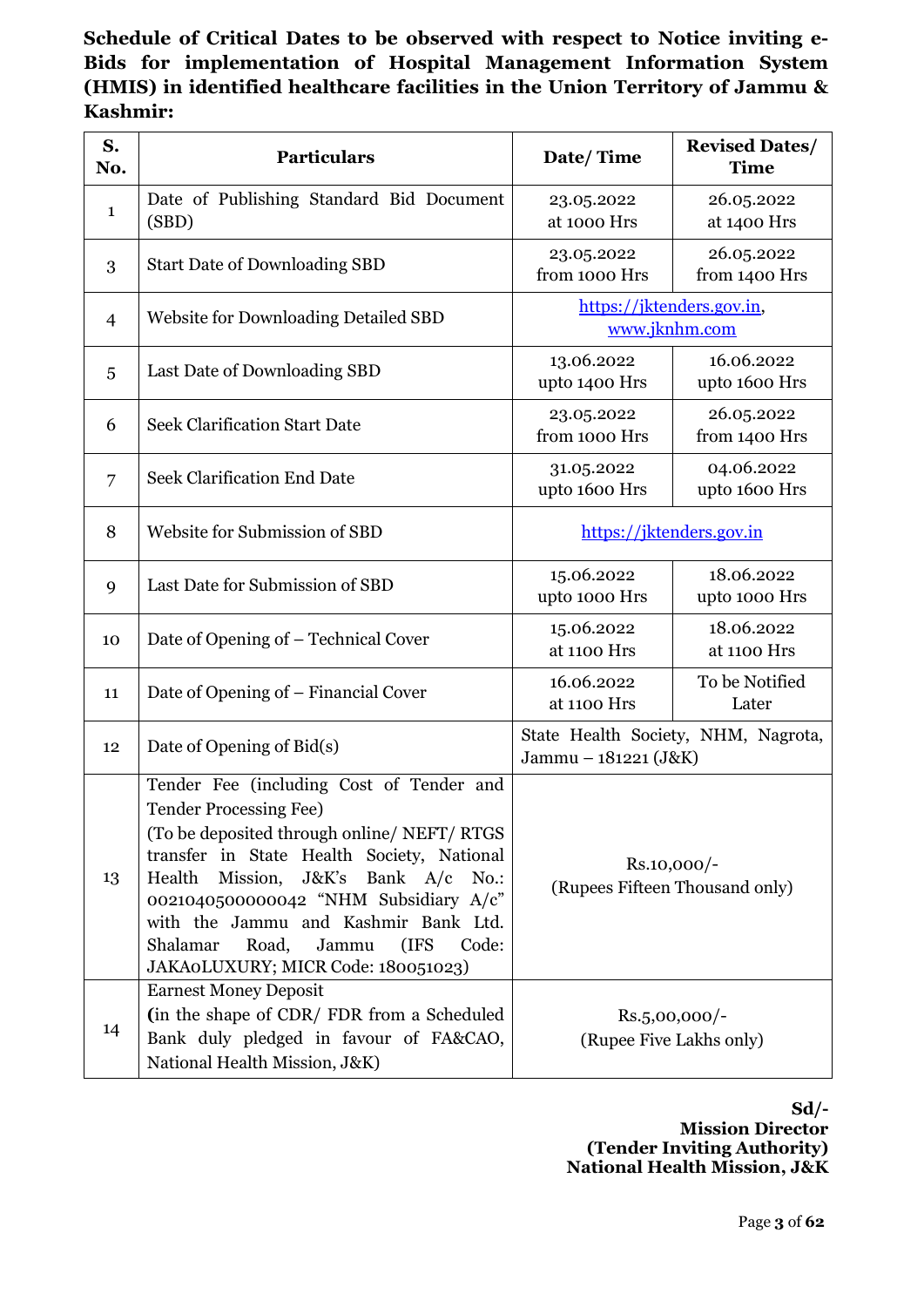**Schedule of Critical Dates to be observed with respect to Notice inviting e-Bids for implementation of Hospital Management Information System (HMIS) in identified healthcare facilities in the Union Territory of Jammu & Kashmir:**

| S. No. | Particulars | Date/ Time | Revised Dates/ Time |
|---|---|---|---|
| 1 | Date of Publishing Standard Bid Document (SBD) | 23.05.2022 at 1000 Hrs | 26.05.2022 at 1400 Hrs |
| 3 | Start Date of Downloading SBD | 23.05.2022 from 1000 Hrs | 26.05.2022 from 1400 Hrs |
| 4 | Website for Downloading Detailed SBD | https://jktenders.gov.in, www.jknhm.com | |
| 5 | Last Date of Downloading SBD | 13.06.2022 upto 1400 Hrs | 16.06.2022 upto 1600 Hrs |
| 6 | Seek Clarification Start Date | 23.05.2022 from 1000 Hrs | 26.05.2022 from 1400 Hrs |
| 7 | Seek Clarification End Date | 31.05.2022 upto 1600 Hrs | 04.06.2022 upto 1600 Hrs |
| 8 | Website for Submission of SBD | https://jktenders.gov.in | |
| 9 | Last Date for Submission of SBD | 15.06.2022 upto 1000 Hrs | 18.06.2022 upto 1000 Hrs |
| 10 | Date of Opening of – Technical Cover | 15.06.2022 at 1100 Hrs | 18.06.2022 at 1100 Hrs |
| 11 | Date of Opening of – Financial Cover | 16.06.2022 at 1100 Hrs | To be Notified Later |
| 12 | Date of Opening of Bid(s) | State Health Society, NHM, Nagrota, Jammu – 181221 (J&K) | |
| 13 | Tender Fee (including Cost of Tender and Tender Processing Fee) (To be deposited through online/ NEFT/ RTGS transfer in State Health Society, National Health Mission, J&K's Bank A/c No.: 0021040500000042 "NHM Subsidiary A/c" with the Jammu and Kashmir Bank Ltd. Shalamar Road, Jammu (IFS Code: JAKA0LUXURY; MICR Code: 180051023) | Rs.10,000/- (Rupees Fifteen Thousand only) | |
| 14 | Earnest Money Deposit (in the shape of CDR/ FDR from a Scheduled Bank duly pledged in favour of FA&CAO, National Health Mission, J&K) | Rs.5,00,000/- (Rupee Five Lakhs only) | |

**Sd/-**
**Mission Director**
**(Tender Inviting Authority)**
**National Health Mission, J&K**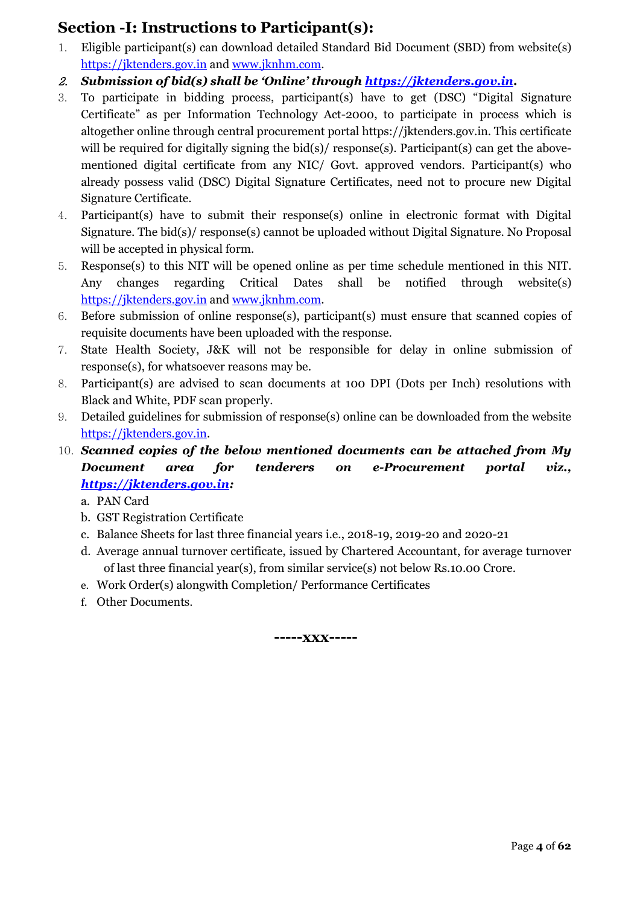## Section -I: Instructions to Participant(s):

1. Eligible participant(s) can download detailed Standard Bid Document (SBD) from website(s) https://jktenders.gov.in and www.jknhm.com.
2. ***Submission of bid(s) shall be 'Online' through https://jktenders.gov.in.***
3. To participate in bidding process, participant(s) have to get (DSC) "Digital Signature Certificate" as per Information Technology Act-2000, to participate in process which is altogether online through central procurement portal https://jktenders.gov.in. This certificate will be required for digitally signing the bid(s)/ response(s). Participant(s) can get the above-mentioned digital certificate from any NIC/ Govt. approved vendors. Participant(s) who already possess valid (DSC) Digital Signature Certificates, need not to procure new Digital Signature Certificate.
4. Participant(s) have to submit their response(s) online in electronic format with Digital Signature. The bid(s)/ response(s) cannot be uploaded without Digital Signature. No Proposal will be accepted in physical form.
5. Response(s) to this NIT will be opened online as per time schedule mentioned in this NIT. Any changes regarding Critical Dates shall be notified through website(s) https://jktenders.gov.in and www.jknhm.com.
6. Before submission of online response(s), participant(s) must ensure that scanned copies of requisite documents have been uploaded with the response.
7. State Health Society, J&K will not be responsible for delay in online submission of response(s), for whatsoever reasons may be.
8. Participant(s) are advised to scan documents at 100 DPI (Dots per Inch) resolutions with Black and White, PDF scan properly.
9. Detailed guidelines for submission of response(s) online can be downloaded from the website https://jktenders.gov.in.
10. ***Scanned copies of the below mentioned documents can be attached from My Document area for tenderers on e-Procurement portal viz., https://jktenders.gov.in:***
    a. PAN Card
    b. GST Registration Certificate
    c. Balance Sheets for last three financial years i.e., 2018-19, 2019-20 and 2020-21
    d. Average annual turnover certificate, issued by Chartered Accountant, for average turnover of last three financial year(s), from similar service(s) not below Rs.10.00 Crore.
    e. Work Order(s) alongwith Completion/ Performance Certificates
    f. Other Documents.

**-----xxx-----**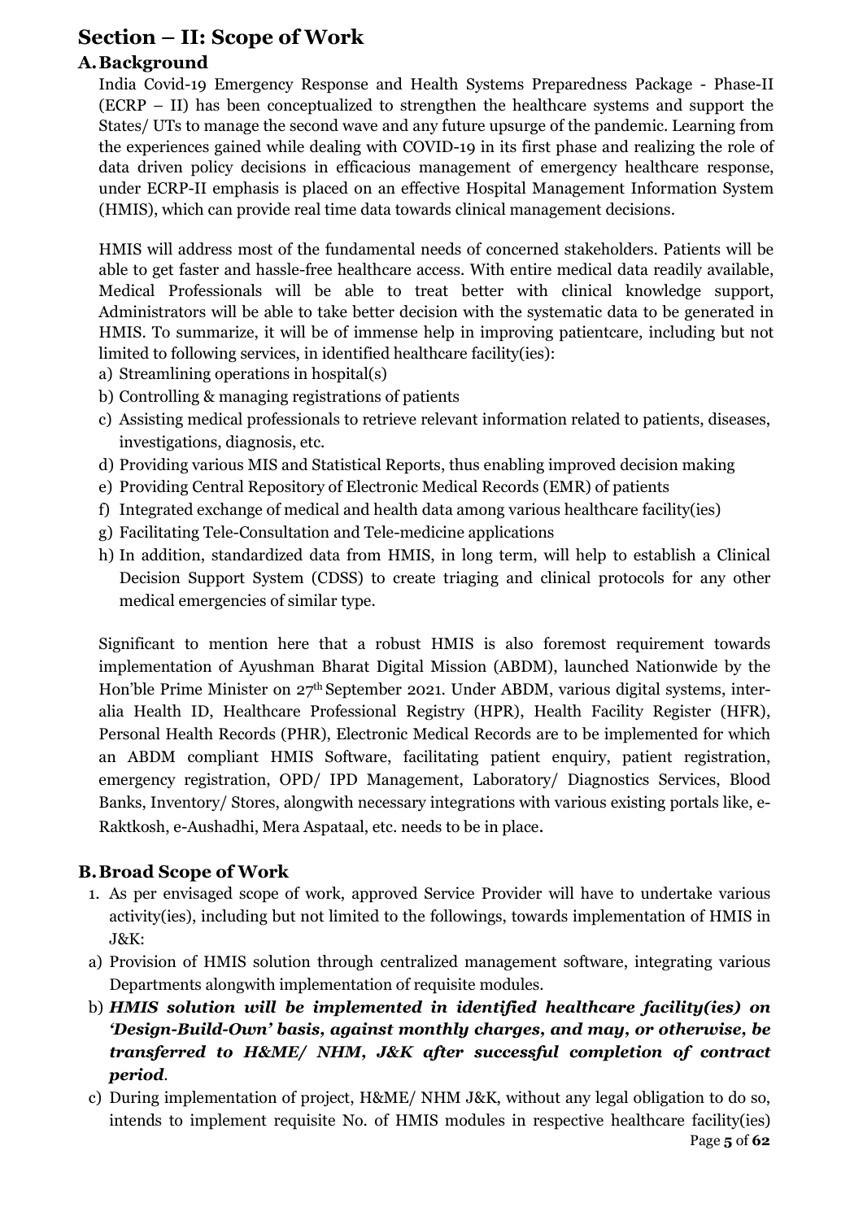# Section – II: Scope of Work

## A. Background

India Covid-19 Emergency Response and Health Systems Preparedness Package - Phase-II (ECRP – II) has been conceptualized to strengthen the healthcare systems and support the States/ UTs to manage the second wave and any future upsurge of the pandemic. Learning from the experiences gained while dealing with COVID-19 in its first phase and realizing the role of data driven policy decisions in efficacious management of emergency healthcare response, under ECRP-II emphasis is placed on an effective Hospital Management Information System (HMIS), which can provide real time data towards clinical management decisions.

HMIS will address most of the fundamental needs of concerned stakeholders. Patients will be able to get faster and hassle-free healthcare access. With entire medical data readily available, Medical Professionals will be able to treat better with clinical knowledge support, Administrators will be able to take better decision with the systematic data to be generated in HMIS. To summarize, it will be of immense help in improving patientcare, including but not limited to following services, in identified healthcare facility(ies):

a) Streamlining operations in hospital(s)
b) Controlling & managing registrations of patients
c) Assisting medical professionals to retrieve relevant information related to patients, diseases, investigations, diagnosis, etc.
d) Providing various MIS and Statistical Reports, thus enabling improved decision making
e) Providing Central Repository of Electronic Medical Records (EMR) of patients
f) Integrated exchange of medical and health data among various healthcare facility(ies)
g) Facilitating Tele-Consultation and Tele-medicine applications
h) In addition, standardized data from HMIS, in long term, will help to establish a Clinical Decision Support System (CDSS) to create triaging and clinical protocols for any other medical emergencies of similar type.

Significant to mention here that a robust HMIS is also foremost requirement towards implementation of Ayushman Bharat Digital Mission (ABDM), launched Nationwide by the Hon'ble Prime Minister on 27th September 2021. Under ABDM, various digital systems, inter-alia Health ID, Healthcare Professional Registry (HPR), Health Facility Register (HFR), Personal Health Records (PHR), Electronic Medical Records are to be implemented for which an ABDM compliant HMIS Software, facilitating patient enquiry, patient registration, emergency registration, OPD/ IPD Management, Laboratory/ Diagnostics Services, Blood Banks, Inventory/ Stores, alongwith necessary integrations with various existing portals like, e-Raktkosh, e-Aushadhi, Mera Aspataal, etc. needs to be in place.

## B. Broad Scope of Work

1. As per envisaged scope of work, approved Service Provider will have to undertake various activity(ies), including but not limited to the followings, towards implementation of HMIS in J&K:

a) Provision of HMIS solution through centralized management software, integrating various Departments alongwith implementation of requisite modules.
b) ***HMIS solution will be implemented in identified healthcare facility(ies) on 'Design-Build-Own' basis, against monthly charges, and may, or otherwise, be transferred to H&ME/ NHM, J&K after successful completion of contract period***.
c) During implementation of project, H&ME/ NHM J&K, without any legal obligation to do so, intends to implement requisite No. of HMIS modules in respective healthcare facility(ies)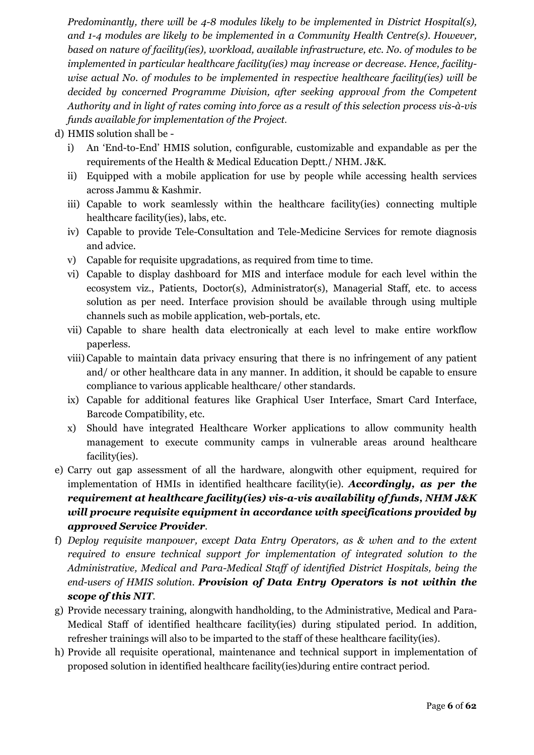*Predominantly, there will be 4-8 modules likely to be implemented in District Hospital(s), and 1-4 modules are likely to be implemented in a Community Health Centre(s). However, based on nature of facility(ies), workload, available infrastructure, etc. No. of modules to be implemented in particular healthcare facility(ies) may increase or decrease. Hence, facility-wise actual No. of modules to be implemented in respective healthcare facility(ies) will be decided by concerned Programme Division, after seeking approval from the Competent Authority and in light of rates coming into force as a result of this selection process vis-à-vis funds available for implementation of the Project.*

d) HMIS solution shall be -
   i) An 'End-to-End' HMIS solution, configurable, customizable and expandable as per the requirements of the Health & Medical Education Deptt./ NHM. J&K.
   ii) Equipped with a mobile application for use by people while accessing health services across Jammu & Kashmir.
   iii) Capable to work seamlessly within the healthcare facility(ies) connecting multiple healthcare facility(ies), labs, etc.
   iv) Capable to provide Tele-Consultation and Tele-Medicine Services for remote diagnosis and advice.
   v) Capable for requisite upgradations, as required from time to time.
   vi) Capable to display dashboard for MIS and interface module for each level within the ecosystem viz., Patients, Doctor(s), Administrator(s), Managerial Staff, etc. to access solution as per need. Interface provision should be available through using multiple channels such as mobile application, web-portals, etc.
   vii) Capable to share health data electronically at each level to make entire workflow paperless.
   viii) Capable to maintain data privacy ensuring that there is no infringement of any patient and/ or other healthcare data in any manner. In addition, it should be capable to ensure compliance to various applicable healthcare/ other standards.
   ix) Capable for additional features like Graphical User Interface, Smart Card Interface, Barcode Compatibility, etc.
   x) Should have integrated Healthcare Worker applications to allow community health management to execute community camps in vulnerable areas around healthcare facility(ies).

e) Carry out gap assessment of all the hardware, alongwith other equipment, required for implementation of HMIs in identified healthcare facility(ie). ***Accordingly, as per the requirement at healthcare facility(ies) vis-a-vis availability of funds, NHM J&K will procure requisite equipment in accordance with specifications provided by approved Service Provider***.

f) *Deploy requisite manpower, except Data Entry Operators, as & when and to the extent required to ensure technical support for implementation of integrated solution to the Administrative, Medical and Para-Medical Staff of identified District Hospitals, being the end-users of HMIS solution.* ***Provision of Data Entry Operators is not within the scope of this NIT***.

g) Provide necessary training, alongwith handholding, to the Administrative, Medical and Para-Medical Staff of identified healthcare facility(ies) during stipulated period. In addition, refresher trainings will also to be imparted to the staff of these healthcare facility(ies).

h) Provide all requisite operational, maintenance and technical support in implementation of proposed solution in identified healthcare facility(ies)during entire contract period.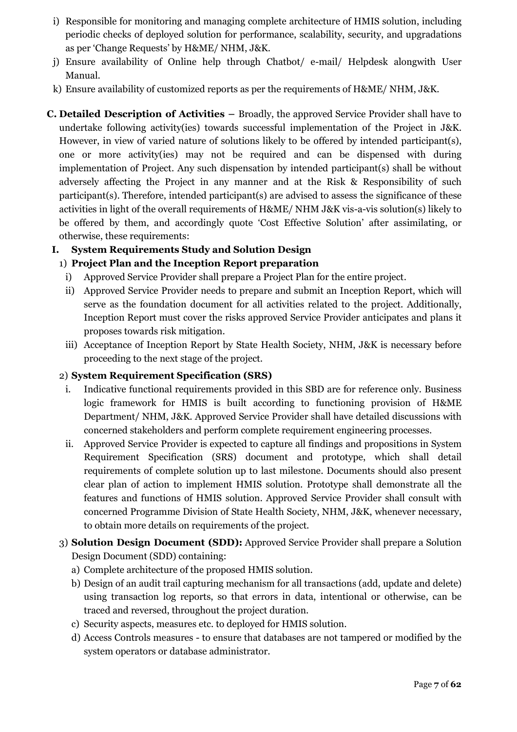i) Responsible for monitoring and managing complete architecture of HMIS solution, including periodic checks of deployed solution for performance, scalability, security, and upgradations as per 'Change Requests' by H&ME/ NHM, J&K.

j) Ensure availability of Online help through Chatbot/ e-mail/ Helpdesk alongwith User Manual.

k) Ensure availability of customized reports as per the requirements of H&ME/ NHM, J&K.

**C. Detailed Description of Activities –** Broadly, the approved Service Provider shall have to undertake following activity(ies) towards successful implementation of the Project in J&K. However, in view of varied nature of solutions likely to be offered by intended participant(s), one or more activity(ies) may not be required and can be dispensed with during implementation of Project. Any such dispensation by intended participant(s) shall be without adversely affecting the Project in any manner and at the Risk & Responsibility of such participant(s). Therefore, intended participant(s) are advised to assess the significance of these activities in light of the overall requirements of H&ME/ NHM J&K vis-a-vis solution(s) likely to be offered by them, and accordingly quote 'Cost Effective Solution' after assimilating, or otherwise, these requirements:

**I. System Requirements Study and Solution Design**

1) **Project Plan and the Inception Report preparation**

i) Approved Service Provider shall prepare a Project Plan for the entire project.

ii) Approved Service Provider needs to prepare and submit an Inception Report, which will serve as the foundation document for all activities related to the project. Additionally, Inception Report must cover the risks approved Service Provider anticipates and plans it proposes towards risk mitigation.

iii) Acceptance of Inception Report by State Health Society, NHM, J&K is necessary before proceeding to the next stage of the project.

2) **System Requirement Specification (SRS)**

i. Indicative functional requirements provided in this SBD are for reference only. Business logic framework for HMIS is built according to functioning provision of H&ME Department/ NHM, J&K. Approved Service Provider shall have detailed discussions with concerned stakeholders and perform complete requirement engineering processes.

ii. Approved Service Provider is expected to capture all findings and propositions in System Requirement Specification (SRS) document and prototype, which shall detail requirements of complete solution up to last milestone. Documents should also present clear plan of action to implement HMIS solution. Prototype shall demonstrate all the features and functions of HMIS solution. Approved Service Provider shall consult with concerned Programme Division of State Health Society, NHM, J&K, whenever necessary, to obtain more details on requirements of the project.

3) **Solution Design Document (SDD):** Approved Service Provider shall prepare a Solution Design Document (SDD) containing:

a) Complete architecture of the proposed HMIS solution.

b) Design of an audit trail capturing mechanism for all transactions (add, update and delete) using transaction log reports, so that errors in data, intentional or otherwise, can be traced and reversed, throughout the project duration.

c) Security aspects, measures etc. to deployed for HMIS solution.

d) Access Controls measures - to ensure that databases are not tampered or modified by the system operators or database administrator.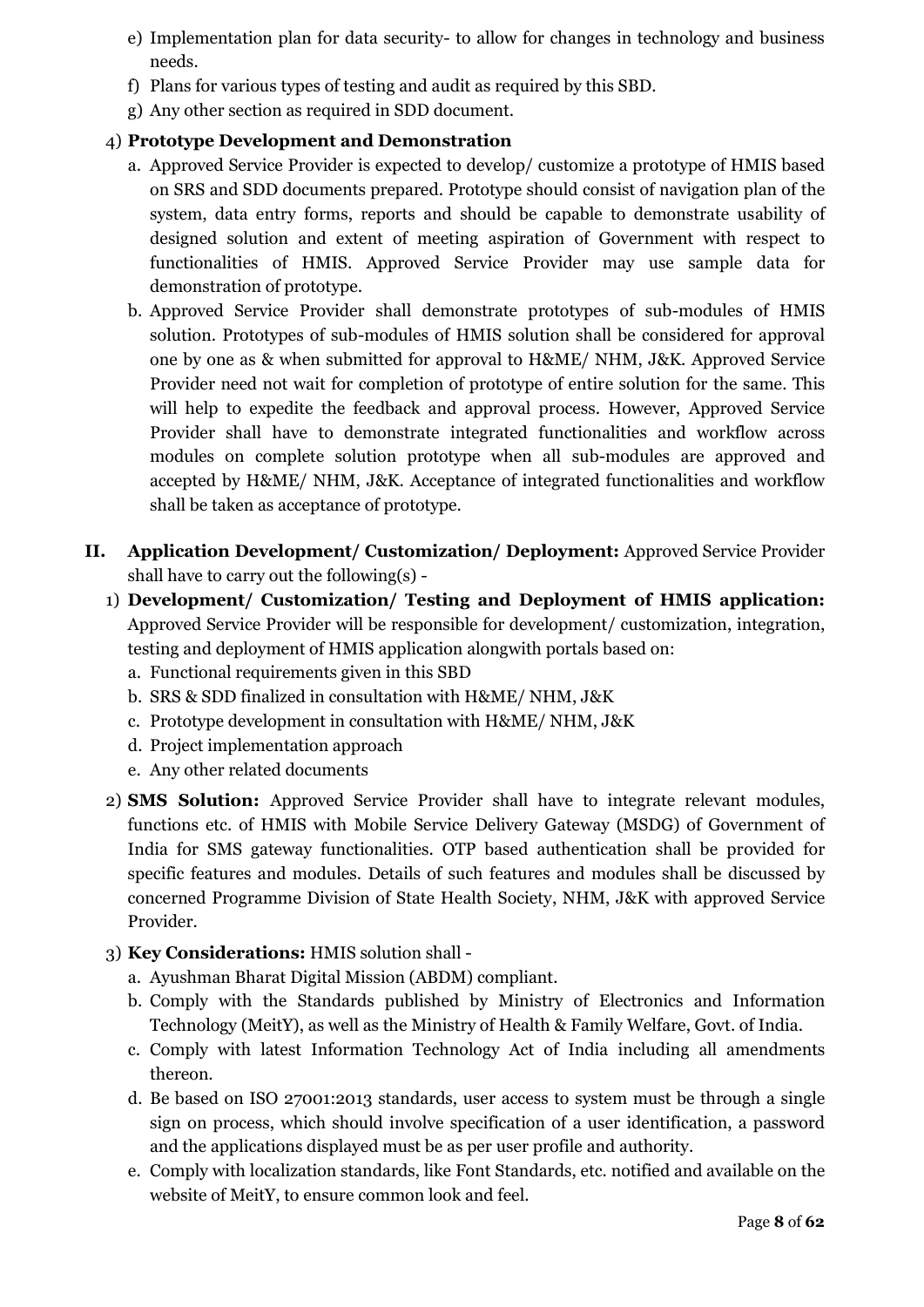e) Implementation plan for data security- to allow for changes in technology and business needs.
f) Plans for various types of testing and audit as required by this SBD.
g) Any other section as required in SDD document.

4) **Prototype Development and Demonstration**

a. Approved Service Provider is expected to develop/ customize a prototype of HMIS based on SRS and SDD documents prepared. Prototype should consist of navigation plan of the system, data entry forms, reports and should be capable to demonstrate usability of designed solution and extent of meeting aspiration of Government with respect to functionalities of HMIS. Approved Service Provider may use sample data for demonstration of prototype.

b. Approved Service Provider shall demonstrate prototypes of sub-modules of HMIS solution. Prototypes of sub-modules of HMIS solution shall be considered for approval one by one as & when submitted for approval to H&ME/ NHM, J&K. Approved Service Provider need not wait for completion of prototype of entire solution for the same. This will help to expedite the feedback and approval process. However, Approved Service Provider shall have to demonstrate integrated functionalities and workflow across modules on complete solution prototype when all sub-modules are approved and accepted by H&ME/ NHM, J&K. Acceptance of integrated functionalities and workflow shall be taken as acceptance of prototype.

**II. Application Development/ Customization/ Deployment:** Approved Service Provider shall have to carry out the following(s) -

1) **Development/ Customization/ Testing and Deployment of HMIS application:** Approved Service Provider will be responsible for development/ customization, integration, testing and deployment of HMIS application alongwith portals based on:

a. Functional requirements given in this SBD
b. SRS & SDD finalized in consultation with H&ME/ NHM, J&K
c. Prototype development in consultation with H&ME/ NHM, J&K
d. Project implementation approach
e. Any other related documents

2) **SMS Solution:** Approved Service Provider shall have to integrate relevant modules, functions etc. of HMIS with Mobile Service Delivery Gateway (MSDG) of Government of India for SMS gateway functionalities. OTP based authentication shall be provided for specific features and modules. Details of such features and modules shall be discussed by concerned Programme Division of State Health Society, NHM, J&K with approved Service Provider.

3) **Key Considerations:** HMIS solution shall -

a. Ayushman Bharat Digital Mission (ABDM) compliant.
b. Comply with the Standards published by Ministry of Electronics and Information Technology (MeitY), as well as the Ministry of Health & Family Welfare, Govt. of India.
c. Comply with latest Information Technology Act of India including all amendments thereon.
d. Be based on ISO 27001:2013 standards, user access to system must be through a single sign on process, which should involve specification of a user identification, a password and the applications displayed must be as per user profile and authority.
e. Comply with localization standards, like Font Standards, etc. notified and available on the website of MeitY, to ensure common look and feel.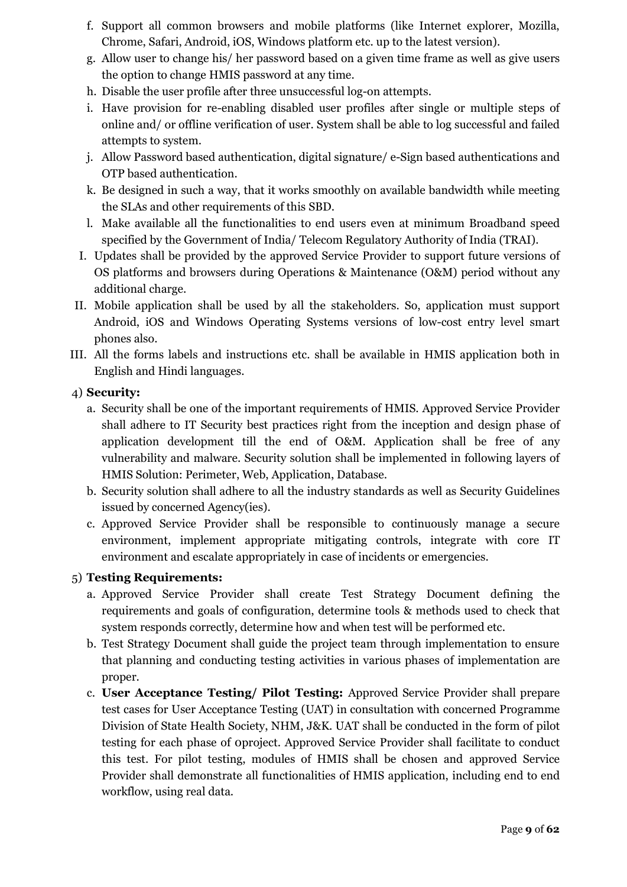f. Support all common browsers and mobile platforms (like Internet explorer, Mozilla, Chrome, Safari, Android, iOS, Windows platform etc. up to the latest version).

g. Allow user to change his/ her password based on a given time frame as well as give users the option to change HMIS password at any time.

h. Disable the user profile after three unsuccessful log-on attempts.

i. Have provision for re-enabling disabled user profiles after single or multiple steps of online and/ or offline verification of user. System shall be able to log successful and failed attempts to system.

j. Allow Password based authentication, digital signature/ e-Sign based authentications and OTP based authentication.

k. Be designed in such a way, that it works smoothly on available bandwidth while meeting the SLAs and other requirements of this SBD.

l. Make available all the functionalities to end users even at minimum Broadband speed specified by the Government of India/ Telecom Regulatory Authority of India (TRAI).

I. Updates shall be provided by the approved Service Provider to support future versions of OS platforms and browsers during Operations & Maintenance (O&M) period without any additional charge.

II. Mobile application shall be used by all the stakeholders. So, application must support Android, iOS and Windows Operating Systems versions of low-cost entry level smart phones also.

III. All the forms labels and instructions etc. shall be available in HMIS application both in English and Hindi languages.

4) **Security:**

a. Security shall be one of the important requirements of HMIS. Approved Service Provider shall adhere to IT Security best practices right from the inception and design phase of application development till the end of O&M. Application shall be free of any vulnerability and malware. Security solution shall be implemented in following layers of HMIS Solution: Perimeter, Web, Application, Database.

b. Security solution shall adhere to all the industry standards as well as Security Guidelines issued by concerned Agency(ies).

c. Approved Service Provider shall be responsible to continuously manage a secure environment, implement appropriate mitigating controls, integrate with core IT environment and escalate appropriately in case of incidents or emergencies.

5) **Testing Requirements:**

a. Approved Service Provider shall create Test Strategy Document defining the requirements and goals of configuration, determine tools & methods used to check that system responds correctly, determine how and when test will be performed etc.

b. Test Strategy Document shall guide the project team through implementation to ensure that planning and conducting testing activities in various phases of implementation are proper.

c. **User Acceptance Testing/ Pilot Testing:** Approved Service Provider shall prepare test cases for User Acceptance Testing (UAT) in consultation with concerned Programme Division of State Health Society, NHM, J&K. UAT shall be conducted in the form of pilot testing for each phase of 0project. Approved Service Provider shall facilitate to conduct this test. For pilot testing, modules of HMIS shall be chosen and approved Service Provider shall demonstrate all functionalities of HMIS application, including end to end workflow, using real data.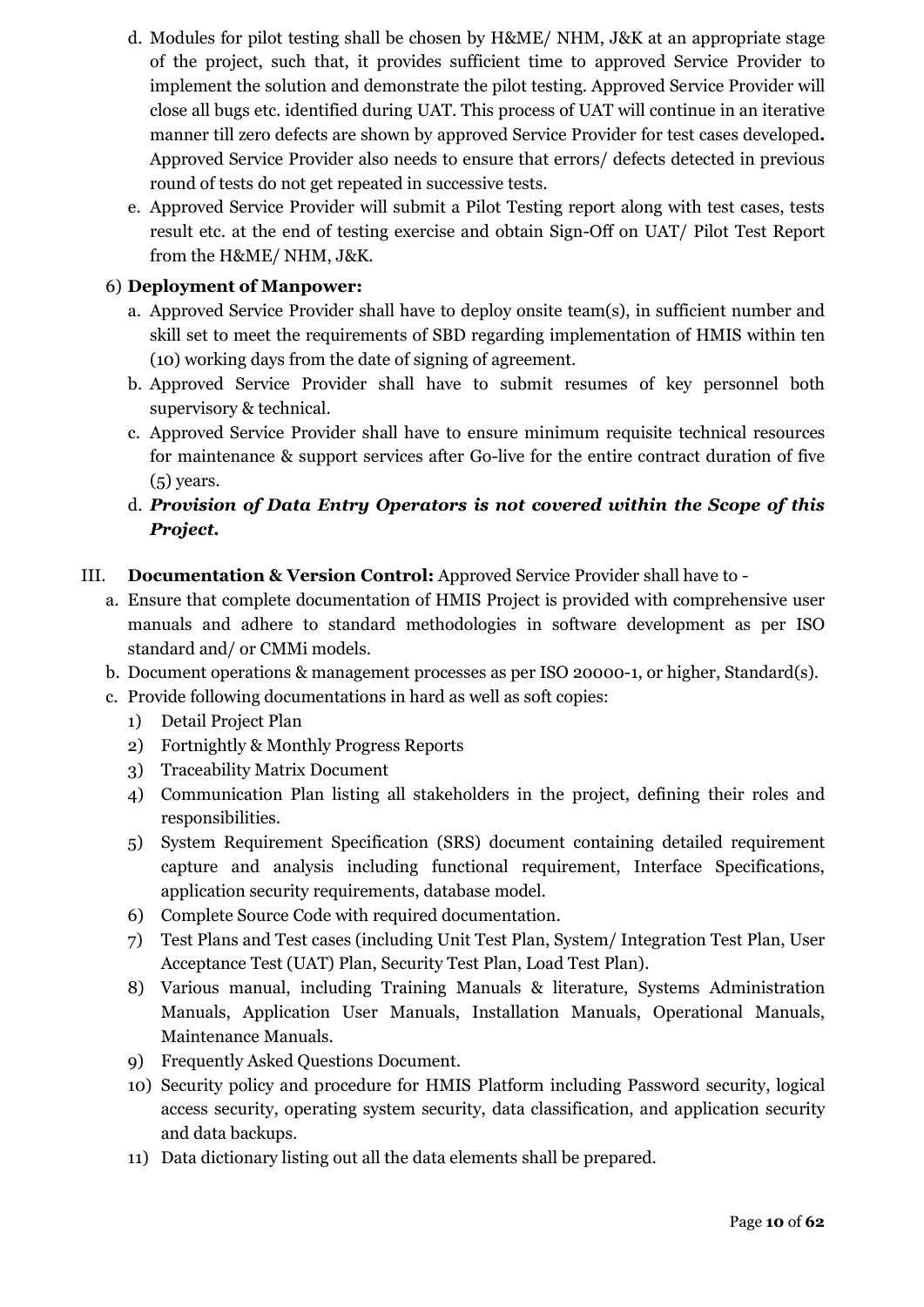d. Modules for pilot testing shall be chosen by H&ME/ NHM, J&K at an appropriate stage of the project, such that, it provides sufficient time to approved Service Provider to implement the solution and demonstrate the pilot testing. Approved Service Provider will close all bugs etc. identified during UAT. This process of UAT will continue in an iterative manner till zero defects are shown by approved Service Provider for test cases developed**.** Approved Service Provider also needs to ensure that errors/ defects detected in previous round of tests do not get repeated in successive tests.

e. Approved Service Provider will submit a Pilot Testing report along with test cases, tests result etc. at the end of testing exercise and obtain Sign-Off on UAT/ Pilot Test Report from the H&ME/ NHM, J&K.

6) **Deployment of Manpower:**

a. Approved Service Provider shall have to deploy onsite team(s), in sufficient number and skill set to meet the requirements of SBD regarding implementation of HMIS within ten (10) working days from the date of signing of agreement.

b. Approved Service Provider shall have to submit resumes of key personnel both supervisory & technical.

c. Approved Service Provider shall have to ensure minimum requisite technical resources for maintenance & support services after Go-live for the entire contract duration of five (5) years.

d. ***Provision of Data Entry Operators is not covered within the Scope of this Project.***

III. **Documentation & Version Control:** Approved Service Provider shall have to -

a. Ensure that complete documentation of HMIS Project is provided with comprehensive user manuals and adhere to standard methodologies in software development as per ISO standard and/ or CMMi models.

b. Document operations & management processes as per ISO 20000-1, or higher, Standard(s).

c. Provide following documentations in hard as well as soft copies:

1) Detail Project Plan
2) Fortnightly & Monthly Progress Reports
3) Traceability Matrix Document
4) Communication Plan listing all stakeholders in the project, defining their roles and responsibilities.
5) System Requirement Specification (SRS) document containing detailed requirement capture and analysis including functional requirement, Interface Specifications, application security requirements, database model.
6) Complete Source Code with required documentation.
7) Test Plans and Test cases (including Unit Test Plan, System/ Integration Test Plan, User Acceptance Test (UAT) Plan, Security Test Plan, Load Test Plan).
8) Various manual, including Training Manuals & literature, Systems Administration Manuals, Application User Manuals, Installation Manuals, Operational Manuals, Maintenance Manuals.
9) Frequently Asked Questions Document.
10) Security policy and procedure for HMIS Platform including Password security, logical access security, operating system security, data classification, and application security and data backups.
11) Data dictionary listing out all the data elements shall be prepared.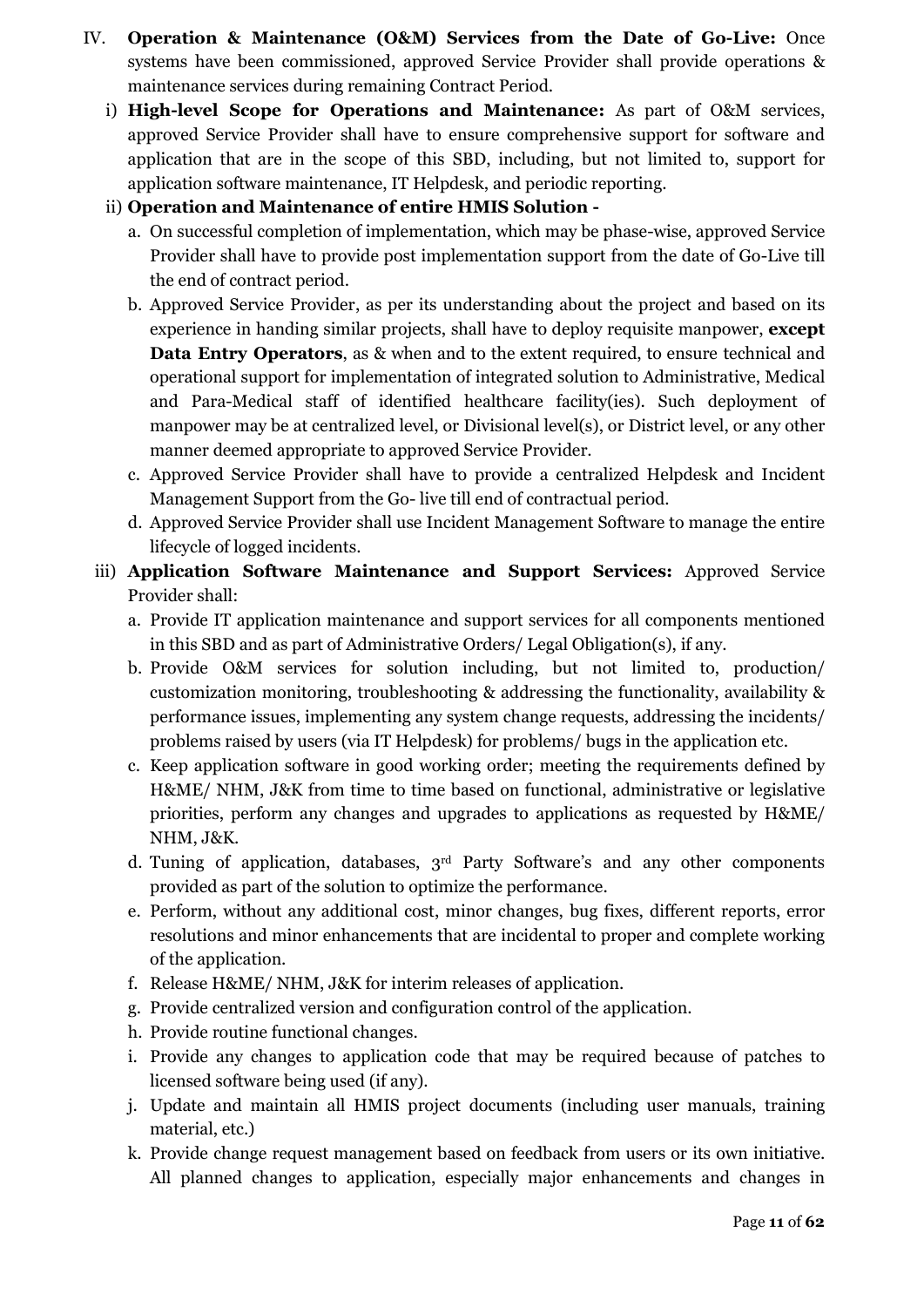IV. **Operation & Maintenance (O&M) Services from the Date of Go-Live:** Once systems have been commissioned, approved Service Provider shall provide operations & maintenance services during remaining Contract Period.

i) **High-level Scope for Operations and Maintenance:** As part of O&M services, approved Service Provider shall have to ensure comprehensive support for software and application that are in the scope of this SBD, including, but not limited to, support for application software maintenance, IT Helpdesk, and periodic reporting.

ii) **Operation and Maintenance of entire HMIS Solution -**

a. On successful completion of implementation, which may be phase-wise, approved Service Provider shall have to provide post implementation support from the date of Go-Live till the end of contract period.

b. Approved Service Provider, as per its understanding about the project and based on its experience in handing similar projects, shall have to deploy requisite manpower, **except Data Entry Operators**, as & when and to the extent required, to ensure technical and operational support for implementation of integrated solution to Administrative, Medical and Para-Medical staff of identified healthcare facility(ies). Such deployment of manpower may be at centralized level, or Divisional level(s), or District level, or any other manner deemed appropriate to approved Service Provider.

c. Approved Service Provider shall have to provide a centralized Helpdesk and Incident Management Support from the Go- live till end of contractual period.

d. Approved Service Provider shall use Incident Management Software to manage the entire lifecycle of logged incidents.

iii) **Application Software Maintenance and Support Services:** Approved Service Provider shall:

a. Provide IT application maintenance and support services for all components mentioned in this SBD and as part of Administrative Orders/ Legal Obligation(s), if any.

b. Provide O&M services for solution including, but not limited to, production/ customization monitoring, troubleshooting & addressing the functionality, availability & performance issues, implementing any system change requests, addressing the incidents/ problems raised by users (via IT Helpdesk) for problems/ bugs in the application etc.

c. Keep application software in good working order; meeting the requirements defined by H&ME/ NHM, J&K from time to time based on functional, administrative or legislative priorities, perform any changes and upgrades to applications as requested by H&ME/ NHM, J&K.

d. Tuning of application, databases, 3rd Party Software's and any other components provided as part of the solution to optimize the performance.

e. Perform, without any additional cost, minor changes, bug fixes, different reports, error resolutions and minor enhancements that are incidental to proper and complete working of the application.

f. Release H&ME/ NHM, J&K for interim releases of application.

g. Provide centralized version and configuration control of the application.

h. Provide routine functional changes.

i. Provide any changes to application code that may be required because of patches to licensed software being used (if any).

j. Update and maintain all HMIS project documents (including user manuals, training material, etc.)

k. Provide change request management based on feedback from users or its own initiative. All planned changes to application, especially major enhancements and changes in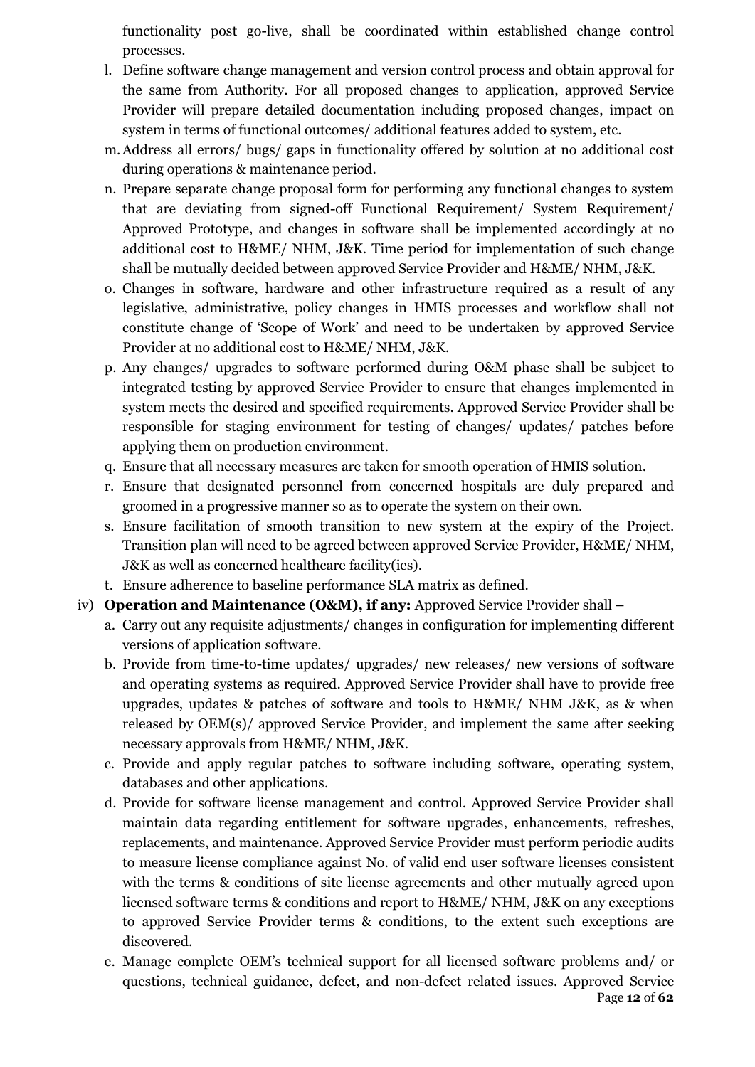functionality post go-live, shall be coordinated within established change control processes.

l. Define software change management and version control process and obtain approval for the same from Authority. For all proposed changes to application, approved Service Provider will prepare detailed documentation including proposed changes, impact on system in terms of functional outcomes/ additional features added to system, etc.

m. Address all errors/ bugs/ gaps in functionality offered by solution at no additional cost during operations & maintenance period.

n. Prepare separate change proposal form for performing any functional changes to system that are deviating from signed-off Functional Requirement/ System Requirement/ Approved Prototype, and changes in software shall be implemented accordingly at no additional cost to H&ME/ NHM, J&K. Time period for implementation of such change shall be mutually decided between approved Service Provider and H&ME/ NHM, J&K.

o. Changes in software, hardware and other infrastructure required as a result of any legislative, administrative, policy changes in HMIS processes and workflow shall not constitute change of 'Scope of Work' and need to be undertaken by approved Service Provider at no additional cost to H&ME/ NHM, J&K.

p. Any changes/ upgrades to software performed during O&M phase shall be subject to integrated testing by approved Service Provider to ensure that changes implemented in system meets the desired and specified requirements. Approved Service Provider shall be responsible for staging environment for testing of changes/ updates/ patches before applying them on production environment.

q. Ensure that all necessary measures are taken for smooth operation of HMIS solution.

r. Ensure that designated personnel from concerned hospitals are duly prepared and groomed in a progressive manner so as to operate the system on their own.

s. Ensure facilitation of smooth transition to new system at the expiry of the Project. Transition plan will need to be agreed between approved Service Provider, H&ME/ NHM, J&K as well as concerned healthcare facility(ies).

t. Ensure adherence to baseline performance SLA matrix as defined.

iv) **Operation and Maintenance (O&M), if any:** Approved Service Provider shall –

a. Carry out any requisite adjustments/ changes in configuration for implementing different versions of application software.

b. Provide from time-to-time updates/ upgrades/ new releases/ new versions of software and operating systems as required. Approved Service Provider shall have to provide free upgrades, updates & patches of software and tools to H&ME/ NHM J&K, as & when released by OEM(s)/ approved Service Provider, and implement the same after seeking necessary approvals from H&ME/ NHM, J&K.

c. Provide and apply regular patches to software including software, operating system, databases and other applications.

d. Provide for software license management and control. Approved Service Provider shall maintain data regarding entitlement for software upgrades, enhancements, refreshes, replacements, and maintenance. Approved Service Provider must perform periodic audits to measure license compliance against No. of valid end user software licenses consistent with the terms & conditions of site license agreements and other mutually agreed upon licensed software terms & conditions and report to H&ME/ NHM, J&K on any exceptions to approved Service Provider terms & conditions, to the extent such exceptions are discovered.

e. Manage complete OEM's technical support for all licensed software problems and/ or questions, technical guidance, defect, and non-defect related issues. Approved Service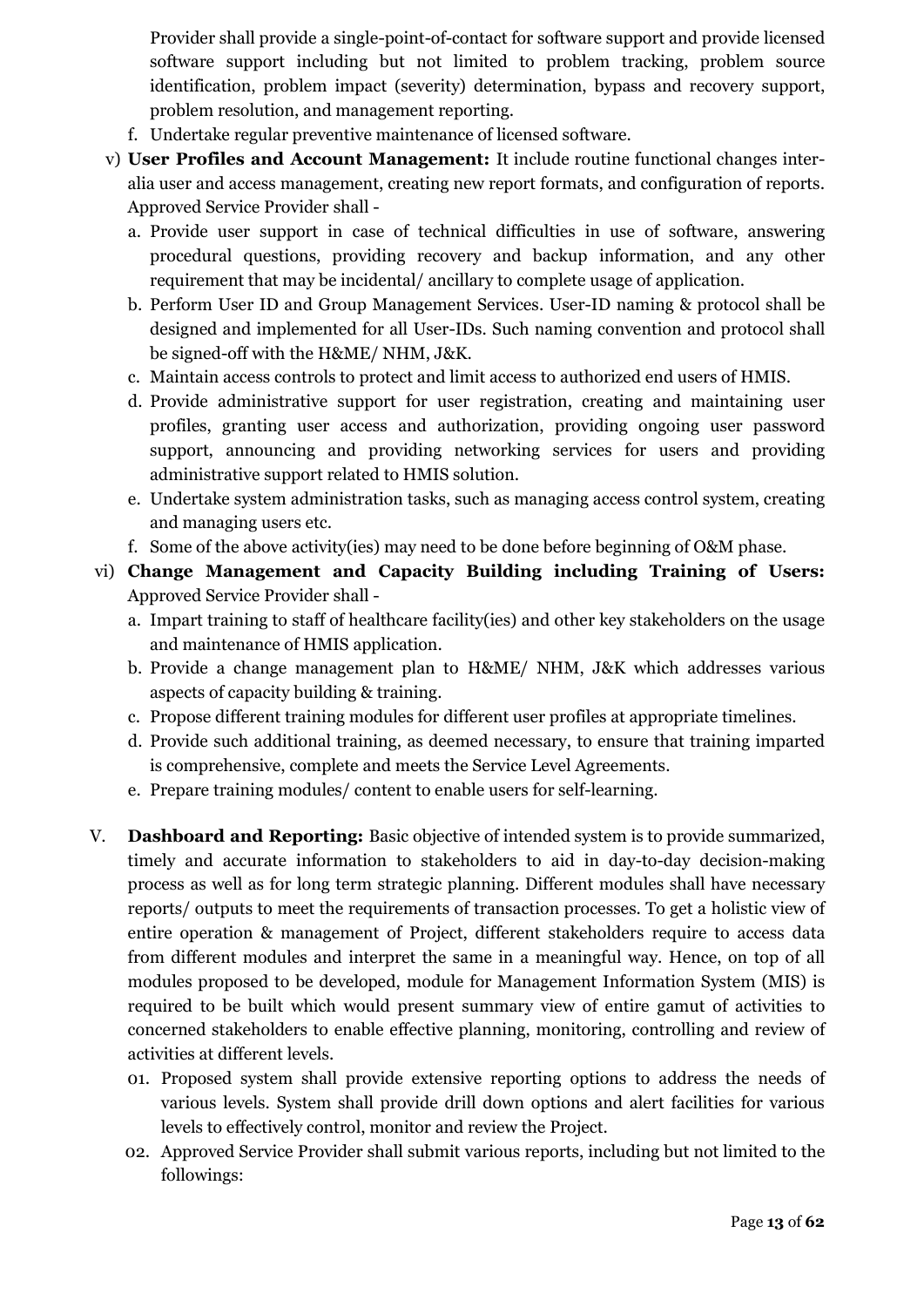Provider shall provide a single-point-of-contact for software support and provide licensed software support including but not limited to problem tracking, problem source identification, problem impact (severity) determination, bypass and recovery support, problem resolution, and management reporting.

f. Undertake regular preventive maintenance of licensed software.

v) **User Profiles and Account Management:** It include routine functional changes inter-alia user and access management, creating new report formats, and configuration of reports. Approved Service Provider shall -

a. Provide user support in case of technical difficulties in use of software, answering procedural questions, providing recovery and backup information, and any other requirement that may be incidental/ ancillary to complete usage of application.

b. Perform User ID and Group Management Services. User-ID naming & protocol shall be designed and implemented for all User-IDs. Such naming convention and protocol shall be signed-off with the H&ME/ NHM, J&K.

c. Maintain access controls to protect and limit access to authorized end users of HMIS.

d. Provide administrative support for user registration, creating and maintaining user profiles, granting user access and authorization, providing ongoing user password support, announcing and providing networking services for users and providing administrative support related to HMIS solution.

e. Undertake system administration tasks, such as managing access control system, creating and managing users etc.

f. Some of the above activity(ies) may need to be done before beginning of O&M phase.

vi) **Change Management and Capacity Building including Training of Users:** Approved Service Provider shall -

a. Impart training to staff of healthcare facility(ies) and other key stakeholders on the usage and maintenance of HMIS application.

b. Provide a change management plan to H&ME/ NHM, J&K which addresses various aspects of capacity building & training.

c. Propose different training modules for different user profiles at appropriate timelines.

d. Provide such additional training, as deemed necessary, to ensure that training imparted is comprehensive, complete and meets the Service Level Agreements.

e. Prepare training modules/ content to enable users for self-learning.

V. **Dashboard and Reporting:** Basic objective of intended system is to provide summarized, timely and accurate information to stakeholders to aid in day-to-day decision-making process as well as for long term strategic planning. Different modules shall have necessary reports/ outputs to meet the requirements of transaction processes. To get a holistic view of entire operation & management of Project, different stakeholders require to access data from different modules and interpret the same in a meaningful way. Hence, on top of all modules proposed to be developed, module for Management Information System (MIS) is required to be built which would present summary view of entire gamut of activities to concerned stakeholders to enable effective planning, monitoring, controlling and review of activities at different levels.

01. Proposed system shall provide extensive reporting options to address the needs of various levels. System shall provide drill down options and alert facilities for various levels to effectively control, monitor and review the Project.

02. Approved Service Provider shall submit various reports, including but not limited to the followings: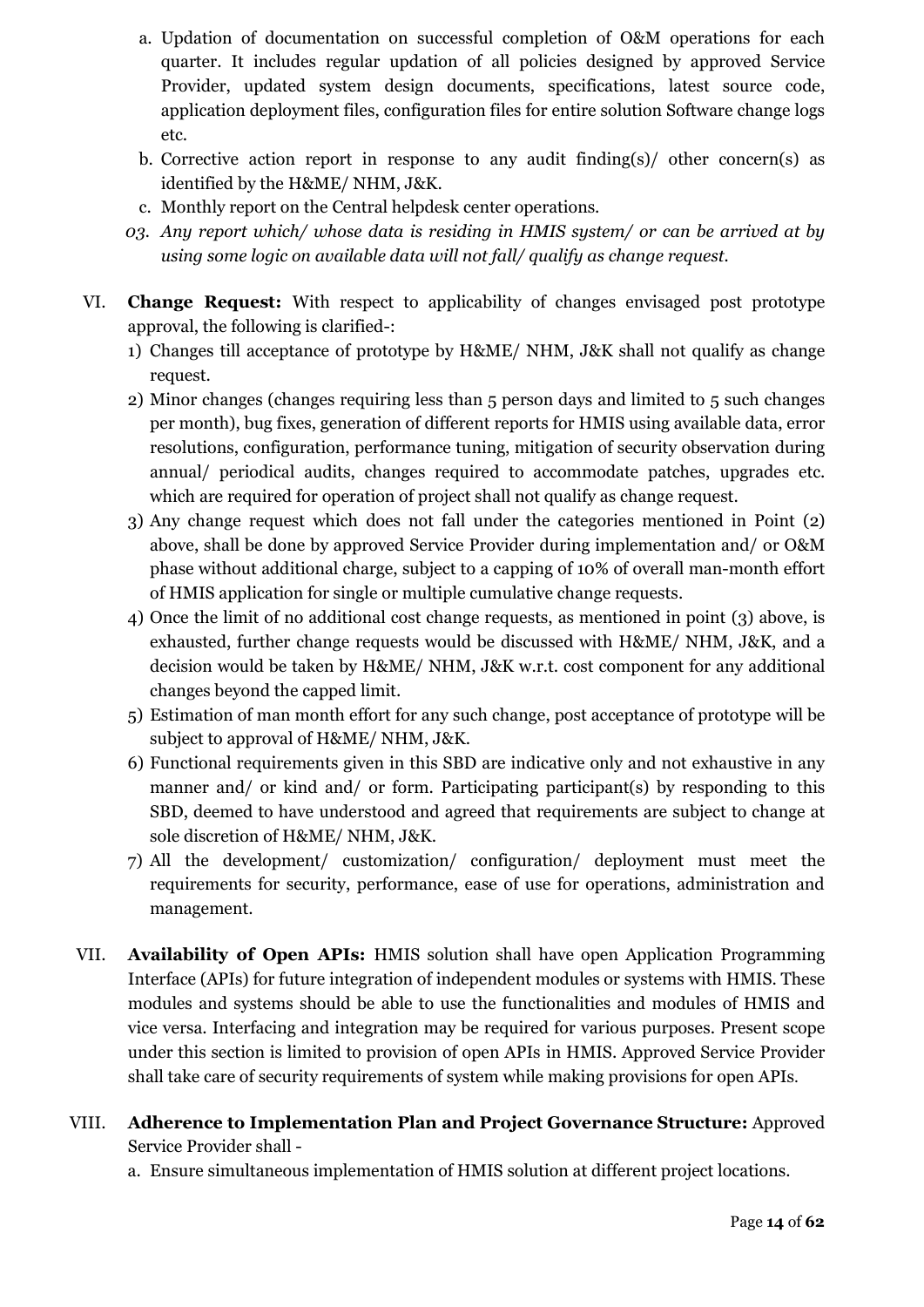a. Updation of documentation on successful completion of O&M operations for each quarter. It includes regular updation of all policies designed by approved Service Provider, updated system design documents, specifications, latest source code, application deployment files, configuration files for entire solution Software change logs etc.

b. Corrective action report in response to any audit finding(s)/ other concern(s) as identified by the H&ME/ NHM, J&K.

c. Monthly report on the Central helpdesk center operations.

*03. Any report which/ whose data is residing in HMIS system/ or can be arrived at by using some logic on available data will not fall/ qualify as change request.*

VI. **Change Request:** With respect to applicability of changes envisaged post prototype approval, the following is clarified-:

1) Changes till acceptance of prototype by H&ME/ NHM, J&K shall not qualify as change request.
2) Minor changes (changes requiring less than 5 person days and limited to 5 such changes per month), bug fixes, generation of different reports for HMIS using available data, error resolutions, configuration, performance tuning, mitigation of security observation during annual/ periodical audits, changes required to accommodate patches, upgrades etc. which are required for operation of project shall not qualify as change request.
3) Any change request which does not fall under the categories mentioned in Point (2) above, shall be done by approved Service Provider during implementation and/ or O&M phase without additional charge, subject to a capping of 10% of overall man-month effort of HMIS application for single or multiple cumulative change requests.
4) Once the limit of no additional cost change requests, as mentioned in point (3) above, is exhausted, further change requests would be discussed with H&ME/ NHM, J&K, and a decision would be taken by H&ME/ NHM, J&K w.r.t. cost component for any additional changes beyond the capped limit.
5) Estimation of man month effort for any such change, post acceptance of prototype will be subject to approval of H&ME/ NHM, J&K.
6) Functional requirements given in this SBD are indicative only and not exhaustive in any manner and/ or kind and/ or form. Participating participant(s) by responding to this SBD, deemed to have understood and agreed that requirements are subject to change at sole discretion of H&ME/ NHM, J&K.
7) All the development/ customization/ configuration/ deployment must meet the requirements for security, performance, ease of use for operations, administration and management.

VII. **Availability of Open APIs:** HMIS solution shall have open Application Programming Interface (APIs) for future integration of independent modules or systems with HMIS. These modules and systems should be able to use the functionalities and modules of HMIS and vice versa. Interfacing and integration may be required for various purposes. Present scope under this section is limited to provision of open APIs in HMIS. Approved Service Provider shall take care of security requirements of system while making provisions for open APIs.

VIII. **Adherence to Implementation Plan and Project Governance Structure:** Approved Service Provider shall -

a. Ensure simultaneous implementation of HMIS solution at different project locations.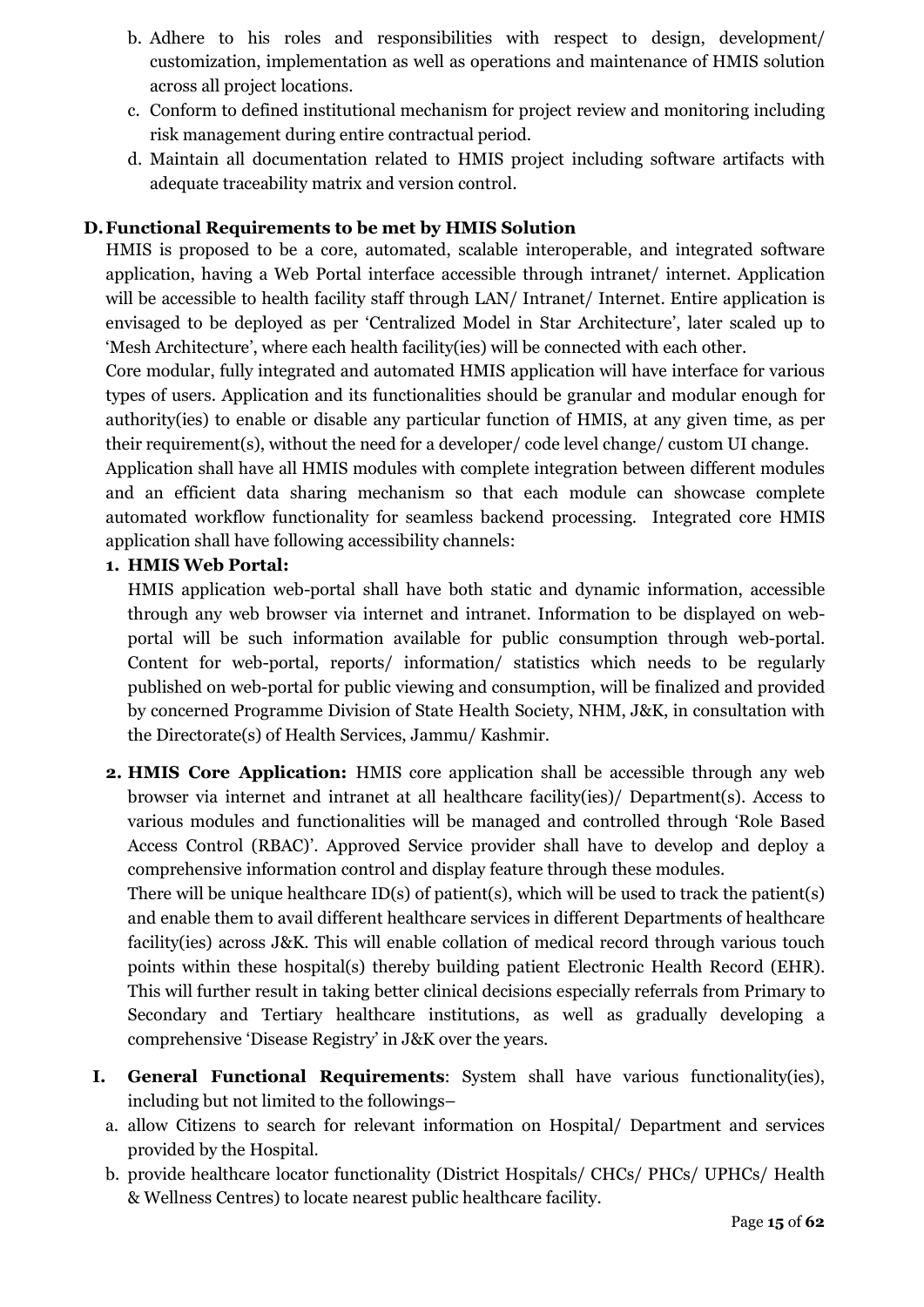b. Adhere to his roles and responsibilities with respect to design, development/ customization, implementation as well as operations and maintenance of HMIS solution across all project locations.
c. Conform to defined institutional mechanism for project review and monitoring including risk management during entire contractual period.
d. Maintain all documentation related to HMIS project including software artifacts with adequate traceability matrix and version control.

## D. Functional Requirements to be met by HMIS Solution

HMIS is proposed to be a core, automated, scalable interoperable, and integrated software application, having a Web Portal interface accessible through intranet/ internet. Application will be accessible to health facility staff through LAN/ Intranet/ Internet. Entire application is envisaged to be deployed as per 'Centralized Model in Star Architecture', later scaled up to 'Mesh Architecture', where each health facility(ies) will be connected with each other.

Core modular, fully integrated and automated HMIS application will have interface for various types of users. Application and its functionalities should be granular and modular enough for authority(ies) to enable or disable any particular function of HMIS, at any given time, as per their requirement(s), without the need for a developer/ code level change/ custom UI change.

Application shall have all HMIS modules with complete integration between different modules and an efficient data sharing mechanism so that each module can showcase complete automated workflow functionality for seamless backend processing. Integrated core HMIS application shall have following accessibility channels:

1. **HMIS Web Portal:**
   HMIS application web-portal shall have both static and dynamic information, accessible through any web browser via internet and intranet. Information to be displayed on web-portal will be such information available for public consumption through web-portal. Content for web-portal, reports/ information/ statistics which needs to be regularly published on web-portal for public viewing and consumption, will be finalized and provided by concerned Programme Division of State Health Society, NHM, J&K, in consultation with the Directorate(s) of Health Services, Jammu/ Kashmir.

2. **HMIS Core Application:** HMIS core application shall be accessible through any web browser via internet and intranet at all healthcare facility(ies)/ Department(s). Access to various modules and functionalities will be managed and controlled through 'Role Based Access Control (RBAC)'. Approved Service provider shall have to develop and deploy a comprehensive information control and display feature through these modules.
   There will be unique healthcare ID(s) of patient(s), which will be used to track the patient(s) and enable them to avail different healthcare services in different Departments of healthcare facility(ies) across J&K. This will enable collation of medical record through various touch points within these hospital(s) thereby building patient Electronic Health Record (EHR). This will further result in taking better clinical decisions especially referrals from Primary to Secondary and Tertiary healthcare institutions, as well as gradually developing a comprehensive 'Disease Registry' in J&K over the years.

**I. General Functional Requirements**: System shall have various functionality(ies), including but not limited to the followings–

a. allow Citizens to search for relevant information on Hospital/ Department and services provided by the Hospital.
b. provide healthcare locator functionality (District Hospitals/ CHCs/ PHCs/ UPHCs/ Health & Wellness Centres) to locate nearest public healthcare facility.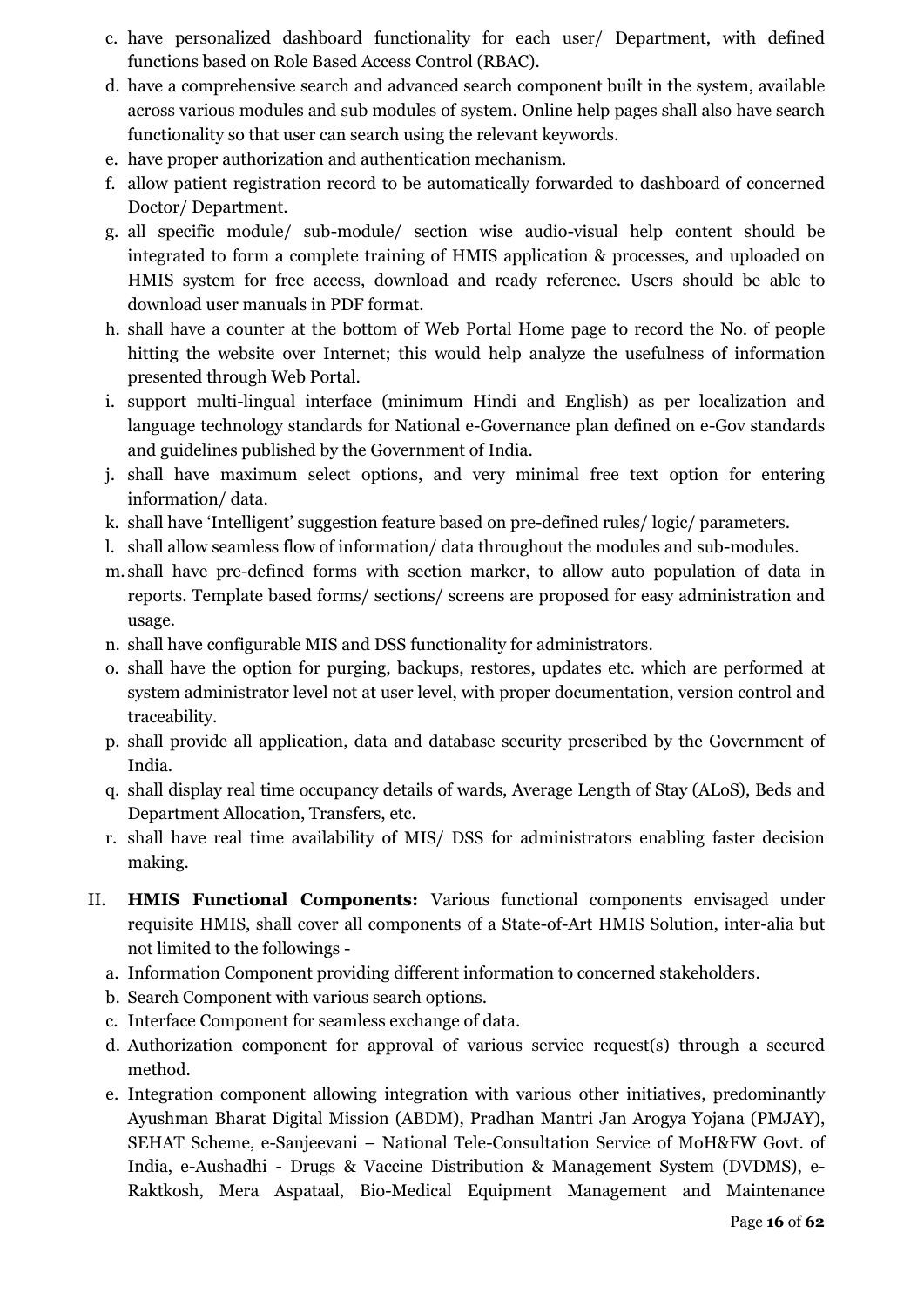c. have personalized dashboard functionality for each user/ Department, with defined functions based on Role Based Access Control (RBAC).
d. have a comprehensive search and advanced search component built in the system, available across various modules and sub modules of system. Online help pages shall also have search functionality so that user can search using the relevant keywords.
e. have proper authorization and authentication mechanism.
f. allow patient registration record to be automatically forwarded to dashboard of concerned Doctor/ Department.
g. all specific module/ sub-module/ section wise audio-visual help content should be integrated to form a complete training of HMIS application & processes, and uploaded on HMIS system for free access, download and ready reference. Users should be able to download user manuals in PDF format.
h. shall have a counter at the bottom of Web Portal Home page to record the No. of people hitting the website over Internet; this would help analyze the usefulness of information presented through Web Portal.
i. support multi-lingual interface (minimum Hindi and English) as per localization and language technology standards for National e-Governance plan defined on e-Gov standards and guidelines published by the Government of India.
j. shall have maximum select options, and very minimal free text option for entering information/ data.
k. shall have 'Intelligent' suggestion feature based on pre-defined rules/ logic/ parameters.
l. shall allow seamless flow of information/ data throughout the modules and sub-modules.
m. shall have pre-defined forms with section marker, to allow auto population of data in reports. Template based forms/ sections/ screens are proposed for easy administration and usage.
n. shall have configurable MIS and DSS functionality for administrators.
o. shall have the option for purging, backups, restores, updates etc. which are performed at system administrator level not at user level, with proper documentation, version control and traceability.
p. shall provide all application, data and database security prescribed by the Government of India.
q. shall display real time occupancy details of wards, Average Length of Stay (ALoS), Beds and Department Allocation, Transfers, etc.
r. shall have real time availability of MIS/ DSS for administrators enabling faster decision making.

II. **HMIS Functional Components:** Various functional components envisaged under requisite HMIS, shall cover all components of a State-of-Art HMIS Solution, inter-alia but not limited to the followings -

a. Information Component providing different information to concerned stakeholders.
b. Search Component with various search options.
c. Interface Component for seamless exchange of data.
d. Authorization component for approval of various service request(s) through a secured method.
e. Integration component allowing integration with various other initiatives, predominantly Ayushman Bharat Digital Mission (ABDM), Pradhan Mantri Jan Arogya Yojana (PMJAY), SEHAT Scheme, e-Sanjeevani – National Tele-Consultation Service of MoH&FW Govt. of India, e-Aushadhi - Drugs & Vaccine Distribution & Management System (DVDMS), e-Raktkosh, Mera Aspataal, Bio-Medical Equipment Management and Maintenance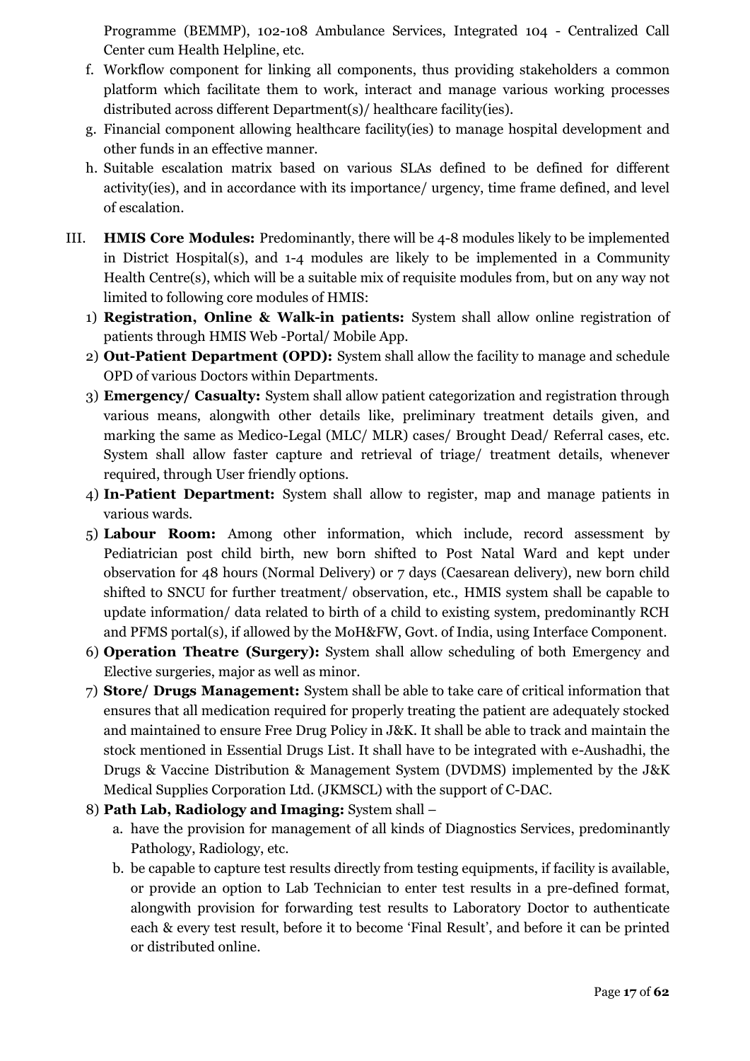Programme (BEMMP), 102-108 Ambulance Services, Integrated 104 - Centralized Call Center cum Health Helpline, etc.

f. Workflow component for linking all components, thus providing stakeholders a common platform which facilitate them to work, interact and manage various working processes distributed across different Department(s)/ healthcare facility(ies).

g. Financial component allowing healthcare facility(ies) to manage hospital development and other funds in an effective manner.

h. Suitable escalation matrix based on various SLAs defined to be defined for different activity(ies), and in accordance with its importance/ urgency, time frame defined, and level of escalation.

III. **HMIS Core Modules:** Predominantly, there will be 4-8 modules likely to be implemented in District Hospital(s), and 1-4 modules are likely to be implemented in a Community Health Centre(s), which will be a suitable mix of requisite modules from, but on any way not limited to following core modules of HMIS:

1) **Registration, Online & Walk-in patients:** System shall allow online registration of patients through HMIS Web -Portal/ Mobile App.

2) **Out-Patient Department (OPD):** System shall allow the facility to manage and schedule OPD of various Doctors within Departments.

3) **Emergency/ Casualty:** System shall allow patient categorization and registration through various means, alongwith other details like, preliminary treatment details given, and marking the same as Medico-Legal (MLC/ MLR) cases/ Brought Dead/ Referral cases, etc. System shall allow faster capture and retrieval of triage/ treatment details, whenever required, through User friendly options.

4) **In-Patient Department:** System shall allow to register, map and manage patients in various wards.

5) **Labour Room:** Among other information, which include, record assessment by Pediatrician post child birth, new born shifted to Post Natal Ward and kept under observation for 48 hours (Normal Delivery) or 7 days (Caesarean delivery), new born child shifted to SNCU for further treatment/ observation, etc., HMIS system shall be capable to update information/ data related to birth of a child to existing system, predominantly RCH and PFMS portal(s), if allowed by the MoH&FW, Govt. of India, using Interface Component.

6) **Operation Theatre (Surgery):** System shall allow scheduling of both Emergency and Elective surgeries, major as well as minor.

7) **Store/ Drugs Management:** System shall be able to take care of critical information that ensures that all medication required for properly treating the patient are adequately stocked and maintained to ensure Free Drug Policy in J&K. It shall be able to track and maintain the stock mentioned in Essential Drugs List. It shall have to be integrated with e-Aushadhi, the Drugs & Vaccine Distribution & Management System (DVDMS) implemented by the J&K Medical Supplies Corporation Ltd. (JKMSCL) with the support of C-DAC.

8) **Path Lab, Radiology and Imaging:** System shall –

   a. have the provision for management of all kinds of Diagnostics Services, predominantly Pathology, Radiology, etc.

   b. be capable to capture test results directly from testing equipments, if facility is available, or provide an option to Lab Technician to enter test results in a pre-defined format, alongwith provision for forwarding test results to Laboratory Doctor to authenticate each & every test result, before it to become 'Final Result', and before it can be printed or distributed online.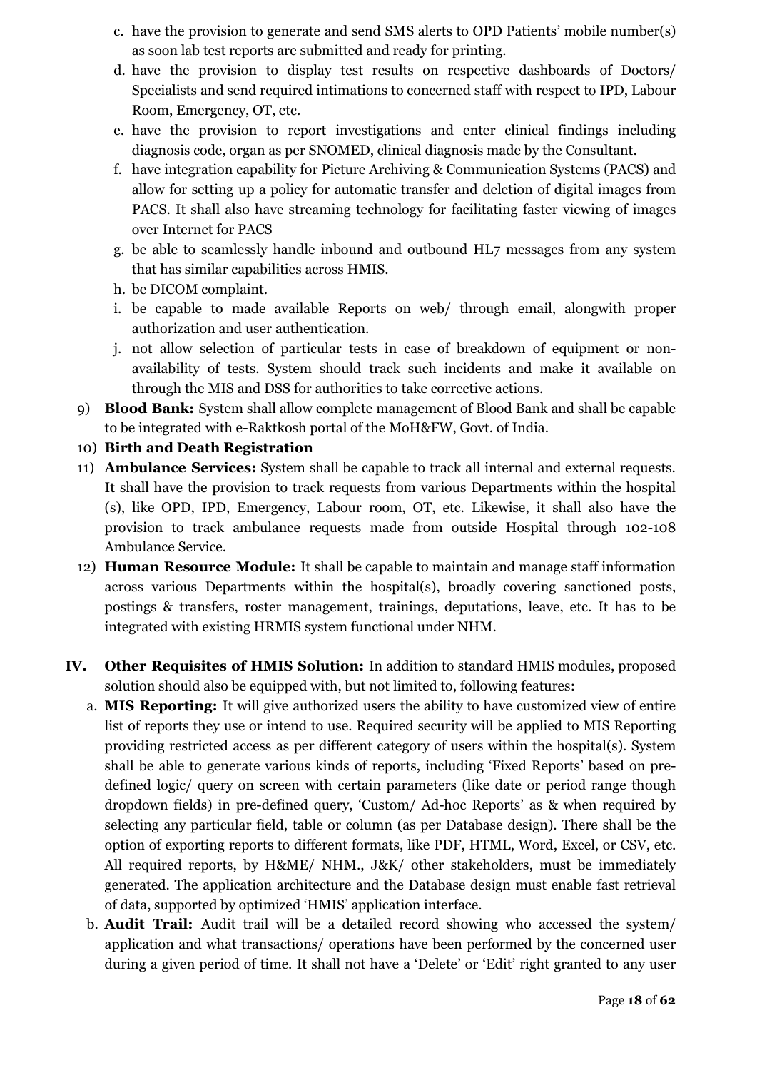c. have the provision to generate and send SMS alerts to OPD Patients' mobile number(s) as soon lab test reports are submitted and ready for printing.

d. have the provision to display test results on respective dashboards of Doctors/ Specialists and send required intimations to concerned staff with respect to IPD, Labour Room, Emergency, OT, etc.

e. have the provision to report investigations and enter clinical findings including diagnosis code, organ as per SNOMED, clinical diagnosis made by the Consultant.

f. have integration capability for Picture Archiving & Communication Systems (PACS) and allow for setting up a policy for automatic transfer and deletion of digital images from PACS. It shall also have streaming technology for facilitating faster viewing of images over Internet for PACS

g. be able to seamlessly handle inbound and outbound HL7 messages from any system that has similar capabilities across HMIS.

h. be DICOM complaint.

i. be capable to made available Reports on web/ through email, alongwith proper authorization and user authentication.

j. not allow selection of particular tests in case of breakdown of equipment or non-availability of tests. System should track such incidents and make it available on through the MIS and DSS for authorities to take corrective actions.

9) **Blood Bank:** System shall allow complete management of Blood Bank and shall be capable to be integrated with e-Raktkosh portal of the MoH&FW, Govt. of India.

10) **Birth and Death Registration**

11) **Ambulance Services:** System shall be capable to track all internal and external requests. It shall have the provision to track requests from various Departments within the hospital (s), like OPD, IPD, Emergency, Labour room, OT, etc. Likewise, it shall also have the provision to track ambulance requests made from outside Hospital through 102-108 Ambulance Service.

12) **Human Resource Module:** It shall be capable to maintain and manage staff information across various Departments within the hospital(s), broadly covering sanctioned posts, postings & transfers, roster management, trainings, deputations, leave, etc. It has to be integrated with existing HRMIS system functional under NHM.

**IV. Other Requisites of HMIS Solution:** In addition to standard HMIS modules, proposed solution should also be equipped with, but not limited to, following features:

a. **MIS Reporting:** It will give authorized users the ability to have customized view of entire list of reports they use or intend to use. Required security will be applied to MIS Reporting providing restricted access as per different category of users within the hospital(s). System shall be able to generate various kinds of reports, including 'Fixed Reports' based on pre-defined logic/ query on screen with certain parameters (like date or period range though dropdown fields) in pre-defined query, 'Custom/ Ad-hoc Reports' as & when required by selecting any particular field, table or column (as per Database design). There shall be the option of exporting reports to different formats, like PDF, HTML, Word, Excel, or CSV, etc. All required reports, by H&ME/ NHM., J&K/ other stakeholders, must be immediately generated. The application architecture and the Database design must enable fast retrieval of data, supported by optimized 'HMIS' application interface.

b. **Audit Trail:** Audit trail will be a detailed record showing who accessed the system/ application and what transactions/ operations have been performed by the concerned user during a given period of time. It shall not have a 'Delete' or 'Edit' right granted to any user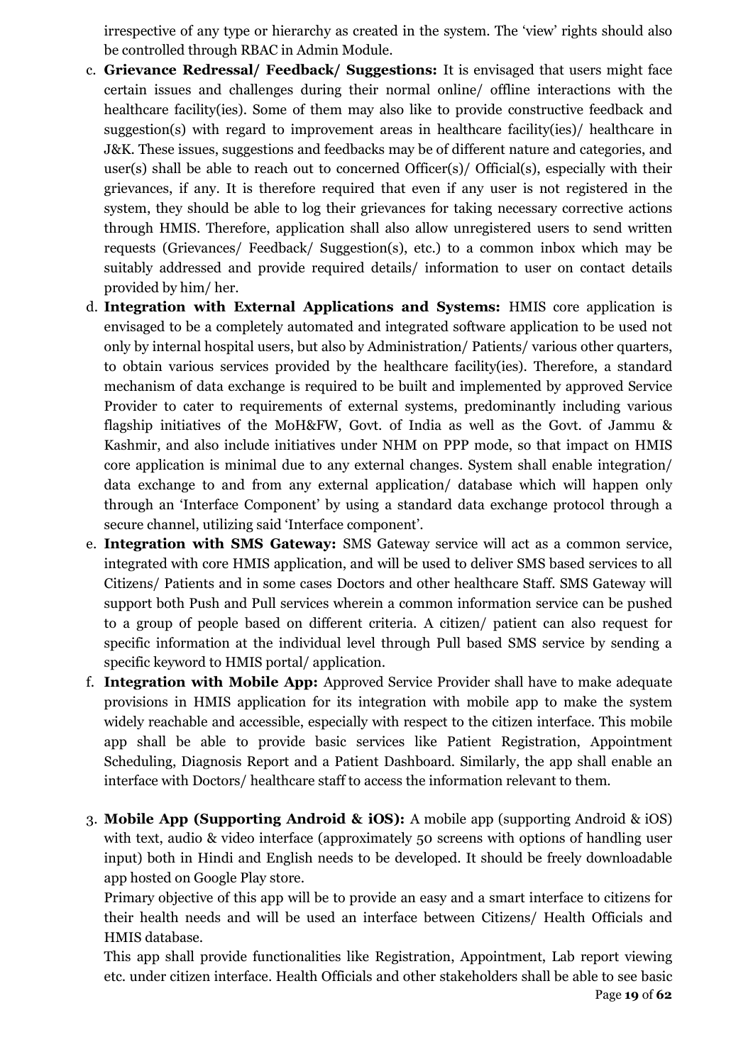irrespective of any type or hierarchy as created in the system. The 'view' rights should also be controlled through RBAC in Admin Module.

c. **Grievance Redressal/ Feedback/ Suggestions:** It is envisaged that users might face certain issues and challenges during their normal online/ offline interactions with the healthcare facility(ies). Some of them may also like to provide constructive feedback and suggestion(s) with regard to improvement areas in healthcare facility(ies)/ healthcare in J&K. These issues, suggestions and feedbacks may be of different nature and categories, and user(s) shall be able to reach out to concerned Officer(s)/ Official(s), especially with their grievances, if any. It is therefore required that even if any user is not registered in the system, they should be able to log their grievances for taking necessary corrective actions through HMIS. Therefore, application shall also allow unregistered users to send written requests (Grievances/ Feedback/ Suggestion(s), etc.) to a common inbox which may be suitably addressed and provide required details/ information to user on contact details provided by him/ her.

d. **Integration with External Applications and Systems:** HMIS core application is envisaged to be a completely automated and integrated software application to be used not only by internal hospital users, but also by Administration/ Patients/ various other quarters, to obtain various services provided by the healthcare facility(ies). Therefore, a standard mechanism of data exchange is required to be built and implemented by approved Service Provider to cater to requirements of external systems, predominantly including various flagship initiatives of the MoH&FW, Govt. of India as well as the Govt. of Jammu & Kashmir, and also include initiatives under NHM on PPP mode, so that impact on HMIS core application is minimal due to any external changes. System shall enable integration/ data exchange to and from any external application/ database which will happen only through an 'Interface Component' by using a standard data exchange protocol through a secure channel, utilizing said 'Interface component'.

e. **Integration with SMS Gateway:** SMS Gateway service will act as a common service, integrated with core HMIS application, and will be used to deliver SMS based services to all Citizens/ Patients and in some cases Doctors and other healthcare Staff. SMS Gateway will support both Push and Pull services wherein a common information service can be pushed to a group of people based on different criteria. A citizen/ patient can also request for specific information at the individual level through Pull based SMS service by sending a specific keyword to HMIS portal/ application.

f. **Integration with Mobile App:** Approved Service Provider shall have to make adequate provisions in HMIS application for its integration with mobile app to make the system widely reachable and accessible, especially with respect to the citizen interface. This mobile app shall be able to provide basic services like Patient Registration, Appointment Scheduling, Diagnosis Report and a Patient Dashboard. Similarly, the app shall enable an interface with Doctors/ healthcare staff to access the information relevant to them.

3. **Mobile App (Supporting Android & iOS):** A mobile app (supporting Android & iOS) with text, audio & video interface (approximately 50 screens with options of handling user input) both in Hindi and English needs to be developed. It should be freely downloadable app hosted on Google Play store.

   Primary objective of this app will be to provide an easy and a smart interface to citizens for their health needs and will be used an interface between Citizens/ Health Officials and HMIS database.

   This app shall provide functionalities like Registration, Appointment, Lab report viewing etc. under citizen interface. Health Officials and other stakeholders shall be able to see basic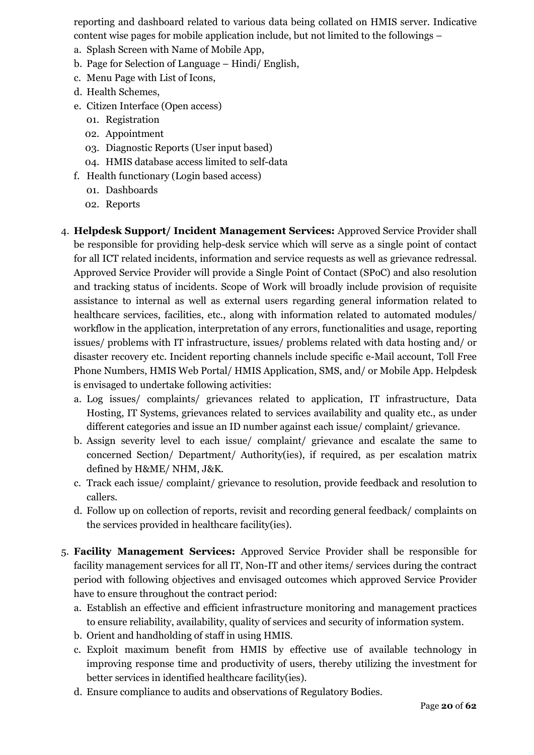reporting and dashboard related to various data being collated on HMIS server. Indicative content wise pages for mobile application include, but not limited to the followings –

a. Splash Screen with Name of Mobile App,
b. Page for Selection of Language – Hindi/ English,
c. Menu Page with List of Icons,
d. Health Schemes,
e. Citizen Interface (Open access)
   01. Registration
   02. Appointment
   03. Diagnostic Reports (User input based)
   04. HMIS database access limited to self-data
f. Health functionary (Login based access)
   01. Dashboards
   02. Reports

4. **Helpdesk Support/ Incident Management Services:** Approved Service Provider shall be responsible for providing help-desk service which will serve as a single point of contact for all ICT related incidents, information and service requests as well as grievance redressal. Approved Service Provider will provide a Single Point of Contact (SPoC) and also resolution and tracking status of incidents. Scope of Work will broadly include provision of requisite assistance to internal as well as external users regarding general information related to healthcare services, facilities, etc., along with information related to automated modules/ workflow in the application, interpretation of any errors, functionalities and usage, reporting issues/ problems with IT infrastructure, issues/ problems related with data hosting and/ or disaster recovery etc. Incident reporting channels include specific e-Mail account, Toll Free Phone Numbers, HMIS Web Portal/ HMIS Application, SMS, and/ or Mobile App. Helpdesk is envisaged to undertake following activities:
   a. Log issues/ complaints/ grievances related to application, IT infrastructure, Data Hosting, IT Systems, grievances related to services availability and quality etc., as under different categories and issue an ID number against each issue/ complaint/ grievance.
   b. Assign severity level to each issue/ complaint/ grievance and escalate the same to concerned Section/ Department/ Authority(ies), if required, as per escalation matrix defined by H&ME/ NHM, J&K.
   c. Track each issue/ complaint/ grievance to resolution, provide feedback and resolution to callers.
   d. Follow up on collection of reports, revisit and recording general feedback/ complaints on the services provided in healthcare facility(ies).

5. **Facility Management Services:** Approved Service Provider shall be responsible for facility management services for all IT, Non-IT and other items/ services during the contract period with following objectives and envisaged outcomes which approved Service Provider have to ensure throughout the contract period:
   a. Establish an effective and efficient infrastructure monitoring and management practices to ensure reliability, availability, quality of services and security of information system.
   b. Orient and handholding of staff in using HMIS.
   c. Exploit maximum benefit from HMIS by effective use of available technology in improving response time and productivity of users, thereby utilizing the investment for better services in identified healthcare facility(ies).
   d. Ensure compliance to audits and observations of Regulatory Bodies.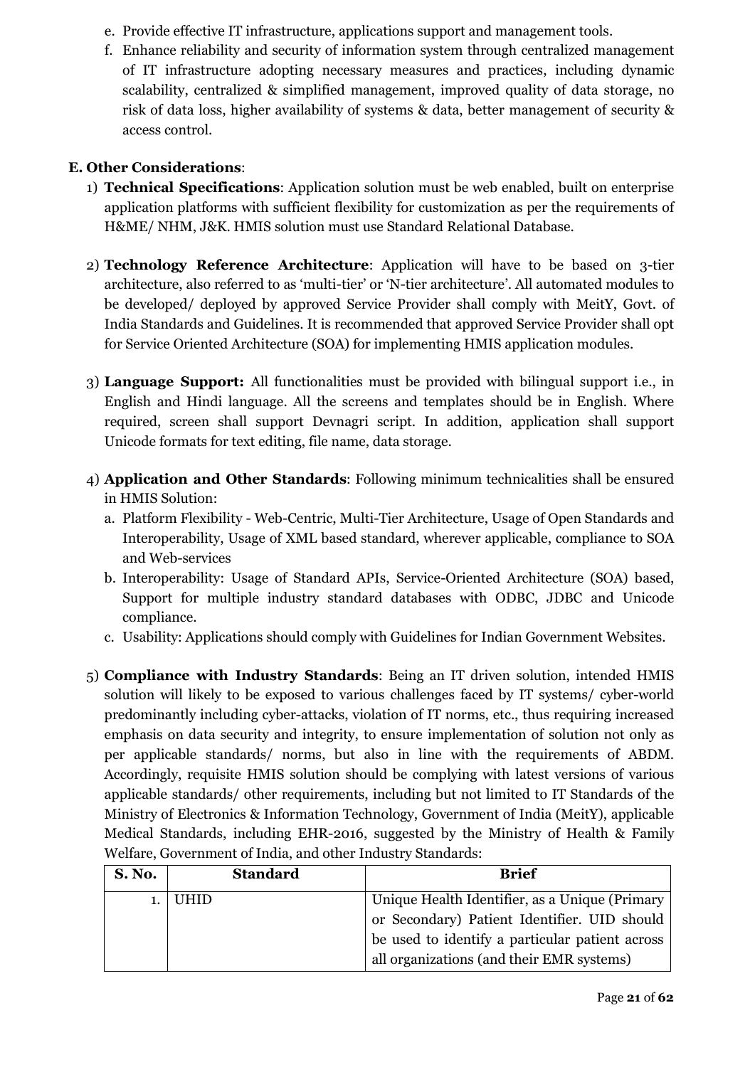e. Provide effective IT infrastructure, applications support and management tools.

f. Enhance reliability and security of information system through centralized management of IT infrastructure adopting necessary measures and practices, including dynamic scalability, centralized & simplified management, improved quality of data storage, no risk of data loss, higher availability of systems & data, better management of security & access control.

**E. Other Considerations**:

1) **Technical Specifications**: Application solution must be web enabled, built on enterprise application platforms with sufficient flexibility for customization as per the requirements of H&ME/ NHM, J&K. HMIS solution must use Standard Relational Database.

2) **Technology Reference Architecture**: Application will have to be based on 3-tier architecture, also referred to as 'multi-tier' or 'N-tier architecture'. All automated modules to be developed/ deployed by approved Service Provider shall comply with MeitY, Govt. of India Standards and Guidelines. It is recommended that approved Service Provider shall opt for Service Oriented Architecture (SOA) for implementing HMIS application modules.

3) **Language Support:** All functionalities must be provided with bilingual support i.e., in English and Hindi language. All the screens and templates should be in English. Where required, screen shall support Devnagri script. In addition, application shall support Unicode formats for text editing, file name, data storage.

4) **Application and Other Standards**: Following minimum technicalities shall be ensured in HMIS Solution:
   a. Platform Flexibility - Web-Centric, Multi-Tier Architecture, Usage of Open Standards and Interoperability, Usage of XML based standard, wherever applicable, compliance to SOA and Web-services
   b. Interoperability: Usage of Standard APIs, Service-Oriented Architecture (SOA) based, Support for multiple industry standard databases with ODBC, JDBC and Unicode compliance.
   c. Usability: Applications should comply with Guidelines for Indian Government Websites.

5) **Compliance with Industry Standards**: Being an IT driven solution, intended HMIS solution will likely to be exposed to various challenges faced by IT systems/ cyber-world predominantly including cyber-attacks, violation of IT norms, etc., thus requiring increased emphasis on data security and integrity, to ensure implementation of solution not only as per applicable standards/ norms, but also in line with the requirements of ABDM. Accordingly, requisite HMIS solution should be complying with latest versions of various applicable standards/ other requirements, including but not limited to IT Standards of the Ministry of Electronics & Information Technology, Government of India (MeitY), applicable Medical Standards, including EHR-2016, suggested by the Ministry of Health & Family Welfare, Government of India, and other Industry Standards:

| S. No. | Standard | Brief |
|---|---|---|
| 1. | UHID | Unique Health Identifier, as a Unique (Primary or Secondary) Patient Identifier. UID should be used to identify a particular patient across all organizations (and their EMR systems) |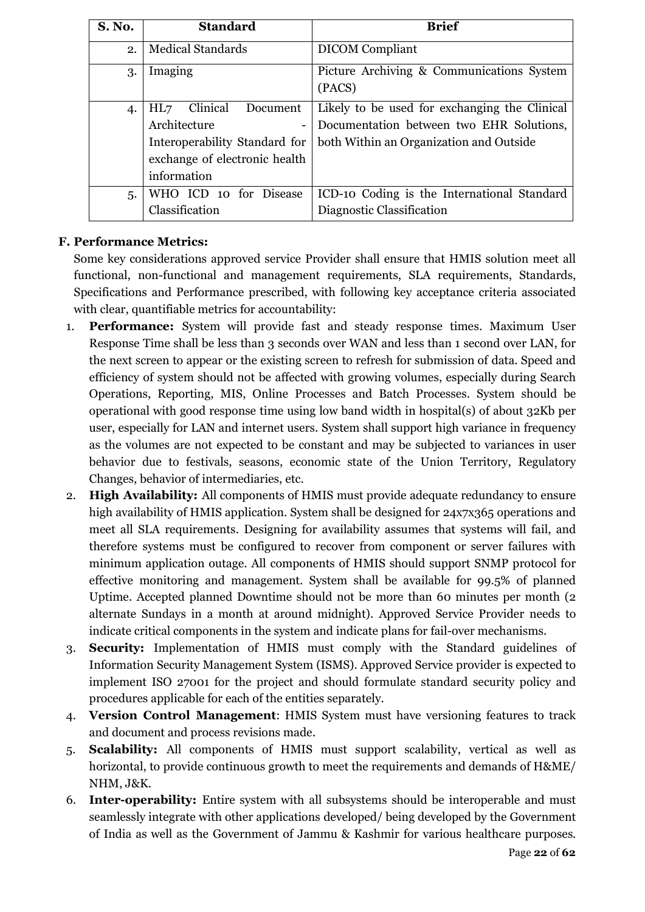| S. No. | Standard | Brief |
|---|---|---|
| 2. | Medical Standards | DICOM Compliant |
| 3. | Imaging | Picture Archiving & Communications System (PACS) |
| 4. | HL7 Clinical Document Architecture - Interoperability Standard for exchange of electronic health information | Likely to be used for exchanging the Clinical Documentation between two EHR Solutions, both Within an Organization and Outside |
| 5. | WHO ICD 10 for Disease Classification | ICD-10 Coding is the International Standard Diagnostic Classification |

**F. Performance Metrics:**

Some key considerations approved service Provider shall ensure that HMIS solution meet all functional, non-functional and management requirements, SLA requirements, Standards, Specifications and Performance prescribed, with following key acceptance criteria associated with clear, quantifiable metrics for accountability:

1. **Performance:** System will provide fast and steady response times. Maximum User Response Time shall be less than 3 seconds over WAN and less than 1 second over LAN, for the next screen to appear or the existing screen to refresh for submission of data. Speed and efficiency of system should not be affected with growing volumes, especially during Search Operations, Reporting, MIS, Online Processes and Batch Processes. System should be operational with good response time using low band width in hospital(s) of about 32Kb per user, especially for LAN and internet users. System shall support high variance in frequency as the volumes are not expected to be constant and may be subjected to variances in user behavior due to festivals, seasons, economic state of the Union Territory, Regulatory Changes, behavior of intermediaries, etc.
2. **High Availability:** All components of HMIS must provide adequate redundancy to ensure high availability of HMIS application. System shall be designed for 24x7x365 operations and meet all SLA requirements. Designing for availability assumes that systems will fail, and therefore systems must be configured to recover from component or server failures with minimum application outage. All components of HMIS should support SNMP protocol for effective monitoring and management. System shall be available for 99.5% of planned Uptime. Accepted planned Downtime should not be more than 60 minutes per month (2 alternate Sundays in a month at around midnight). Approved Service Provider needs to indicate critical components in the system and indicate plans for fail-over mechanisms.
3. **Security:** Implementation of HMIS must comply with the Standard guidelines of Information Security Management System (ISMS). Approved Service provider is expected to implement ISO 27001 for the project and should formulate standard security policy and procedures applicable for each of the entities separately.
4. **Version Control Management**: HMIS System must have versioning features to track and document and process revisions made.
5. **Scalability:** All components of HMIS must support scalability, vertical as well as horizontal, to provide continuous growth to meet the requirements and demands of H&ME/ NHM, J&K.
6. **Inter-operability:** Entire system with all subsystems should be interoperable and must seamlessly integrate with other applications developed/ being developed by the Government of India as well as the Government of Jammu & Kashmir for various healthcare purposes.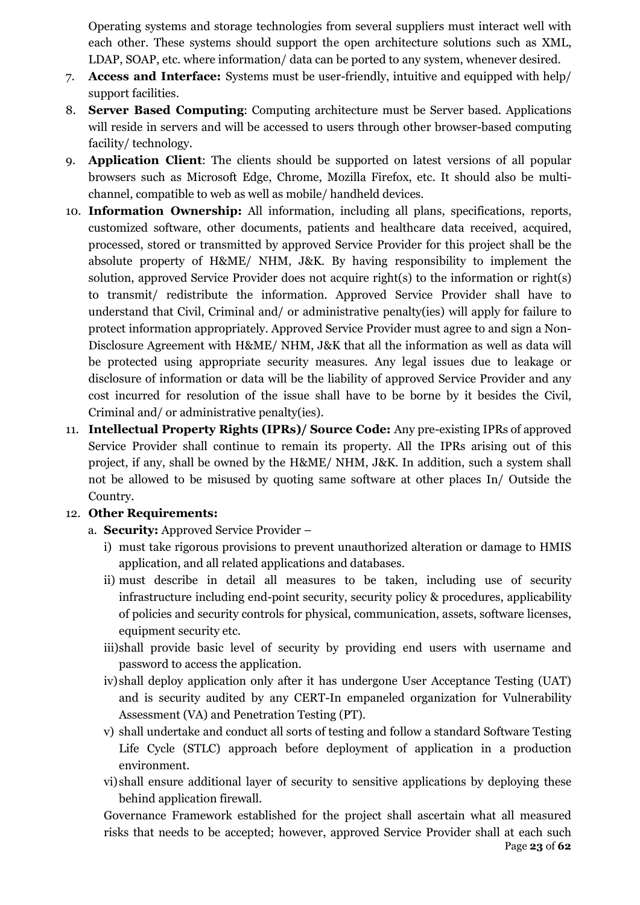Operating systems and storage technologies from several suppliers must interact well with each other. These systems should support the open architecture solutions such as XML, LDAP, SOAP, etc. where information/ data can be ported to any system, whenever desired.

7. **Access and Interface:** Systems must be user-friendly, intuitive and equipped with help/ support facilities.
8. **Server Based Computing**: Computing architecture must be Server based. Applications will reside in servers and will be accessed to users through other browser-based computing facility/ technology.
9. **Application Client**: The clients should be supported on latest versions of all popular browsers such as Microsoft Edge, Chrome, Mozilla Firefox, etc. It should also be multi-channel, compatible to web as well as mobile/ handheld devices.
10. **Information Ownership:** All information, including all plans, specifications, reports, customized software, other documents, patients and healthcare data received, acquired, processed, stored or transmitted by approved Service Provider for this project shall be the absolute property of H&ME/ NHM, J&K. By having responsibility to implement the solution, approved Service Provider does not acquire right(s) to the information or right(s) to transmit/ redistribute the information. Approved Service Provider shall have to understand that Civil, Criminal and/ or administrative penalty(ies) will apply for failure to protect information appropriately. Approved Service Provider must agree to and sign a Non-Disclosure Agreement with H&ME/ NHM, J&K that all the information as well as data will be protected using appropriate security measures. Any legal issues due to leakage or disclosure of information or data will be the liability of approved Service Provider and any cost incurred for resolution of the issue shall have to be borne by it besides the Civil, Criminal and/ or administrative penalty(ies).
11. **Intellectual Property Rights (IPRs)/ Source Code:** Any pre-existing IPRs of approved Service Provider shall continue to remain its property. All the IPRs arising out of this project, if any, shall be owned by the H&ME/ NHM, J&K. In addition, such a system shall not be allowed to be misused by quoting same software at other places In/ Outside the Country.
12. **Other Requirements:**
    a. **Security:** Approved Service Provider –
       i) must take rigorous provisions to prevent unauthorized alteration or damage to HMIS application, and all related applications and databases.
       ii) must describe in detail all measures to be taken, including use of security infrastructure including end-point security, security policy & procedures, applicability of policies and security controls for physical, communication, assets, software licenses, equipment security etc.
       iii) shall provide basic level of security by providing end users with username and password to access the application.
       iv) shall deploy application only after it has undergone User Acceptance Testing (UAT) and is security audited by any CERT-In empaneled organization for Vulnerability Assessment (VA) and Penetration Testing (PT).
       v) shall undertake and conduct all sorts of testing and follow a standard Software Testing Life Cycle (STLC) approach before deployment of application in a production environment.
       vi) shall ensure additional layer of security to sensitive applications by deploying these behind application firewall.

    Governance Framework established for the project shall ascertain what all measured risks that needs to be accepted; however, approved Service Provider shall at each such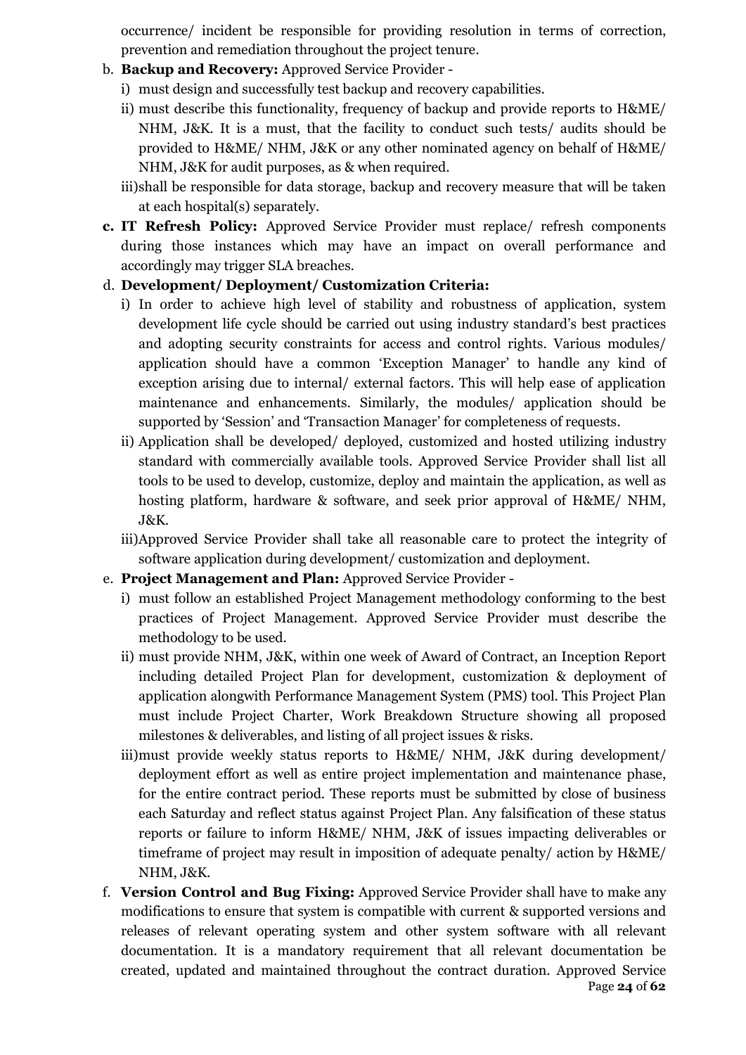occurrence/ incident be responsible for providing resolution in terms of correction, prevention and remediation throughout the project tenure.

b. **Backup and Recovery:** Approved Service Provider -
   i) must design and successfully test backup and recovery capabilities.
   ii) must describe this functionality, frequency of backup and provide reports to H&ME/ NHM, J&K. It is a must, that the facility to conduct such tests/ audits should be provided to H&ME/ NHM, J&K or any other nominated agency on behalf of H&ME/ NHM, J&K for audit purposes, as & when required.
   iii) shall be responsible for data storage, backup and recovery measure that will be taken at each hospital(s) separately.

c. **IT Refresh Policy:** Approved Service Provider must replace/ refresh components during those instances which may have an impact on overall performance and accordingly may trigger SLA breaches.

d. **Development/ Deployment/ Customization Criteria:**
   i) In order to achieve high level of stability and robustness of application, system development life cycle should be carried out using industry standard's best practices and adopting security constraints for access and control rights. Various modules/ application should have a common 'Exception Manager' to handle any kind of exception arising due to internal/ external factors. This will help ease of application maintenance and enhancements. Similarly, the modules/ application should be supported by 'Session' and 'Transaction Manager' for completeness of requests.
   ii) Application shall be developed/ deployed, customized and hosted utilizing industry standard with commercially available tools. Approved Service Provider shall list all tools to be used to develop, customize, deploy and maintain the application, as well as hosting platform, hardware & software, and seek prior approval of H&ME/ NHM, J&K.
   iii) Approved Service Provider shall take all reasonable care to protect the integrity of software application during development/ customization and deployment.

e. **Project Management and Plan:** Approved Service Provider -
   i) must follow an established Project Management methodology conforming to the best practices of Project Management. Approved Service Provider must describe the methodology to be used.
   ii) must provide NHM, J&K, within one week of Award of Contract, an Inception Report including detailed Project Plan for development, customization & deployment of application alongwith Performance Management System (PMS) tool. This Project Plan must include Project Charter, Work Breakdown Structure showing all proposed milestones & deliverables, and listing of all project issues & risks.
   iii) must provide weekly status reports to H&ME/ NHM, J&K during development/ deployment effort as well as entire project implementation and maintenance phase, for the entire contract period. These reports must be submitted by close of business each Saturday and reflect status against Project Plan. Any falsification of these status reports or failure to inform H&ME/ NHM, J&K of issues impacting deliverables or timeframe of project may result in imposition of adequate penalty/ action by H&ME/ NHM, J&K.

f. **Version Control and Bug Fixing:** Approved Service Provider shall have to make any modifications to ensure that system is compatible with current & supported versions and releases of relevant operating system and other system software with all relevant documentation. It is a mandatory requirement that all relevant documentation be created, updated and maintained throughout the contract duration. Approved Service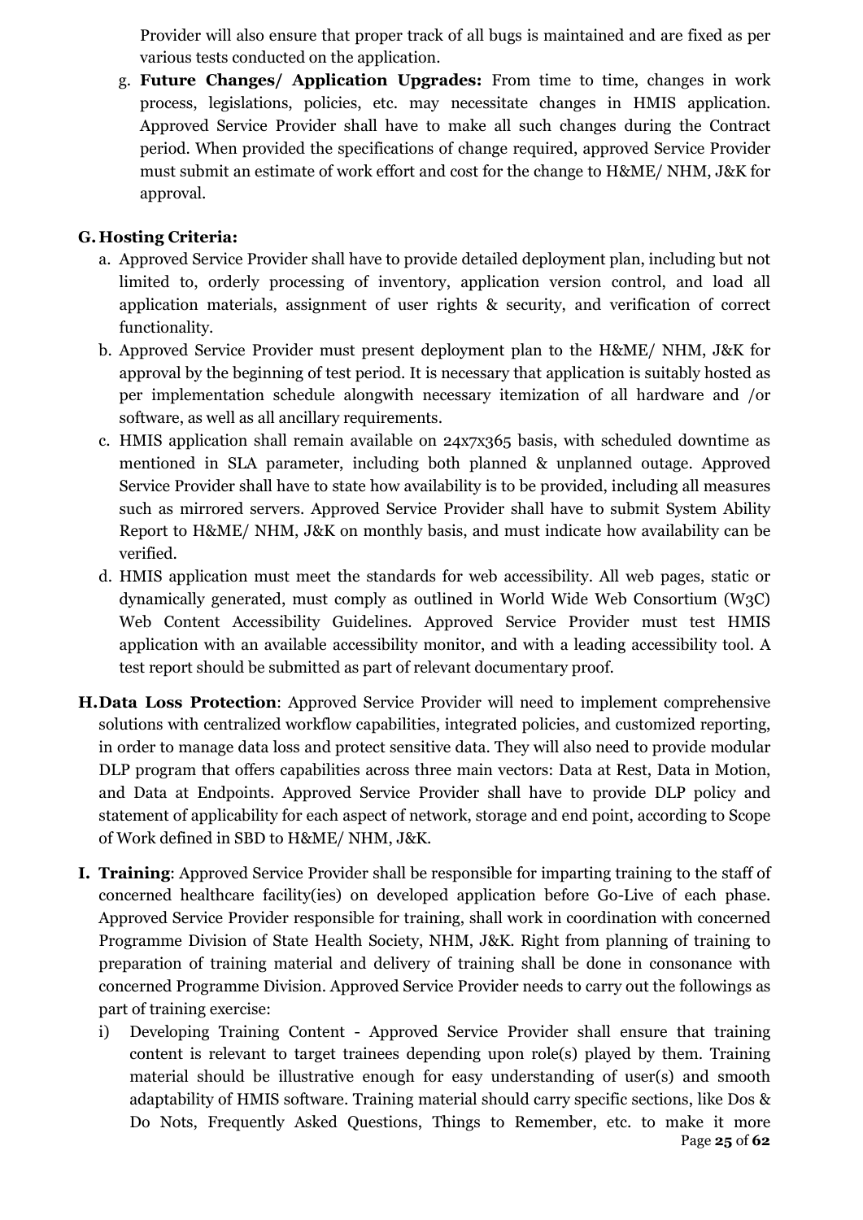Provider will also ensure that proper track of all bugs is maintained and are fixed as per various tests conducted on the application.

g. **Future Changes/ Application Upgrades:** From time to time, changes in work process, legislations, policies, etc. may necessitate changes in HMIS application. Approved Service Provider shall have to make all such changes during the Contract period. When provided the specifications of change required, approved Service Provider must submit an estimate of work effort and cost for the change to H&ME/ NHM, J&K for approval.

**G. Hosting Criteria:**

a. Approved Service Provider shall have to provide detailed deployment plan, including but not limited to, orderly processing of inventory, application version control, and load all application materials, assignment of user rights & security, and verification of correct functionality.

b. Approved Service Provider must present deployment plan to the H&ME/ NHM, J&K for approval by the beginning of test period. It is necessary that application is suitably hosted as per implementation schedule alongwith necessary itemization of all hardware and /or software, as well as all ancillary requirements.

c. HMIS application shall remain available on 24x7x365 basis, with scheduled downtime as mentioned in SLA parameter, including both planned & unplanned outage. Approved Service Provider shall have to state how availability is to be provided, including all measures such as mirrored servers. Approved Service Provider shall have to submit System Ability Report to H&ME/ NHM, J&K on monthly basis, and must indicate how availability can be verified.

d. HMIS application must meet the standards for web accessibility. All web pages, static or dynamically generated, must comply as outlined in World Wide Web Consortium (W3C) Web Content Accessibility Guidelines. Approved Service Provider must test HMIS application with an available accessibility monitor, and with a leading accessibility tool. A test report should be submitted as part of relevant documentary proof.

**H. Data Loss Protection**: Approved Service Provider will need to implement comprehensive solutions with centralized workflow capabilities, integrated policies, and customized reporting, in order to manage data loss and protect sensitive data. They will also need to provide modular DLP program that offers capabilities across three main vectors: Data at Rest, Data in Motion, and Data at Endpoints. Approved Service Provider shall have to provide DLP policy and statement of applicability for each aspect of network, storage and end point, according to Scope of Work defined in SBD to H&ME/ NHM, J&K.

**I. Training**: Approved Service Provider shall be responsible for imparting training to the staff of concerned healthcare facility(ies) on developed application before Go-Live of each phase. Approved Service Provider responsible for training, shall work in coordination with concerned Programme Division of State Health Society, NHM, J&K. Right from planning of training to preparation of training material and delivery of training shall be done in consonance with concerned Programme Division. Approved Service Provider needs to carry out the followings as part of training exercise:

i) Developing Training Content - Approved Service Provider shall ensure that training content is relevant to target trainees depending upon role(s) played by them. Training material should be illustrative enough for easy understanding of user(s) and smooth adaptability of HMIS software. Training material should carry specific sections, like Dos & Do Nots, Frequently Asked Questions, Things to Remember, etc. to make it more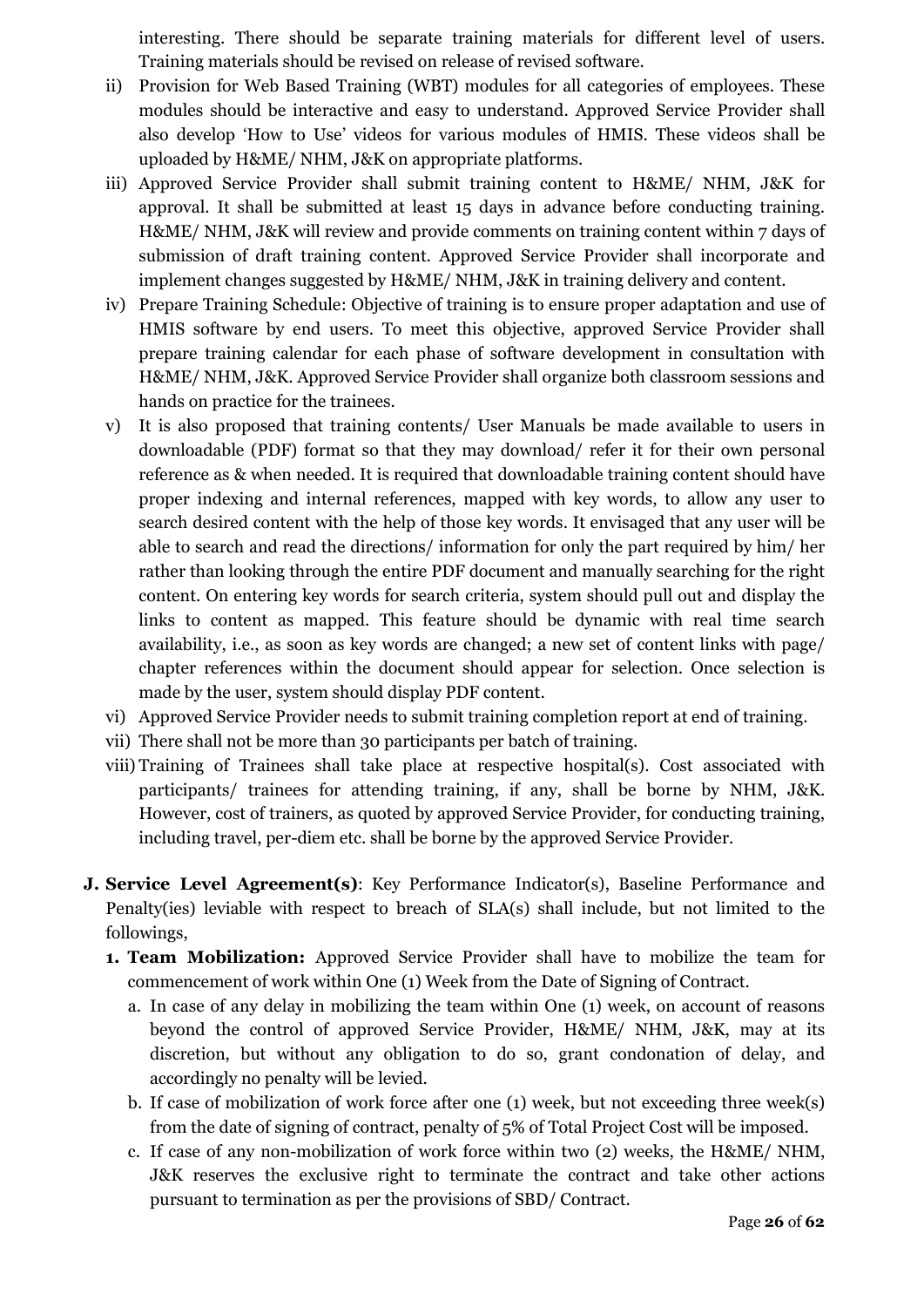interesting. There should be separate training materials for different level of users. Training materials should be revised on release of revised software.

ii) Provision for Web Based Training (WBT) modules for all categories of employees. These modules should be interactive and easy to understand. Approved Service Provider shall also develop 'How to Use' videos for various modules of HMIS. These videos shall be uploaded by H&ME/ NHM, J&K on appropriate platforms.

iii) Approved Service Provider shall submit training content to H&ME/ NHM, J&K for approval. It shall be submitted at least 15 days in advance before conducting training. H&ME/ NHM, J&K will review and provide comments on training content within 7 days of submission of draft training content. Approved Service Provider shall incorporate and implement changes suggested by H&ME/ NHM, J&K in training delivery and content.

iv) Prepare Training Schedule: Objective of training is to ensure proper adaptation and use of HMIS software by end users. To meet this objective, approved Service Provider shall prepare training calendar for each phase of software development in consultation with H&ME/ NHM, J&K. Approved Service Provider shall organize both classroom sessions and hands on practice for the trainees.

v) It is also proposed that training contents/ User Manuals be made available to users in downloadable (PDF) format so that they may download/ refer it for their own personal reference as & when needed. It is required that downloadable training content should have proper indexing and internal references, mapped with key words, to allow any user to search desired content with the help of those key words. It envisaged that any user will be able to search and read the directions/ information for only the part required by him/ her rather than looking through the entire PDF document and manually searching for the right content. On entering key words for search criteria, system should pull out and display the links to content as mapped. This feature should be dynamic with real time search availability, i.e., as soon as key words are changed; a new set of content links with page/ chapter references within the document should appear for selection. Once selection is made by the user, system should display PDF content.

vi) Approved Service Provider needs to submit training completion report at end of training.

vii) There shall not be more than 30 participants per batch of training.

viii) Training of Trainees shall take place at respective hospital(s). Cost associated with participants/ trainees for attending training, if any, shall be borne by NHM, J&K. However, cost of trainers, as quoted by approved Service Provider, for conducting training, including travel, per-diem etc. shall be borne by the approved Service Provider.

**J. Service Level Agreement(s)**: Key Performance Indicator(s), Baseline Performance and Penalty(ies) leviable with respect to breach of SLA(s) shall include, but not limited to the followings,

**1. Team Mobilization:** Approved Service Provider shall have to mobilize the team for commencement of work within One (1) Week from the Date of Signing of Contract.

a. In case of any delay in mobilizing the team within One (1) week, on account of reasons beyond the control of approved Service Provider, H&ME/ NHM, J&K, may at its discretion, but without any obligation to do so, grant condonation of delay, and accordingly no penalty will be levied.

b. If case of mobilization of work force after one (1) week, but not exceeding three week(s) from the date of signing of contract, penalty of 5% of Total Project Cost will be imposed.

c. If case of any non-mobilization of work force within two (2) weeks, the H&ME/ NHM, J&K reserves the exclusive right to terminate the contract and take other actions pursuant to termination as per the provisions of SBD/ Contract.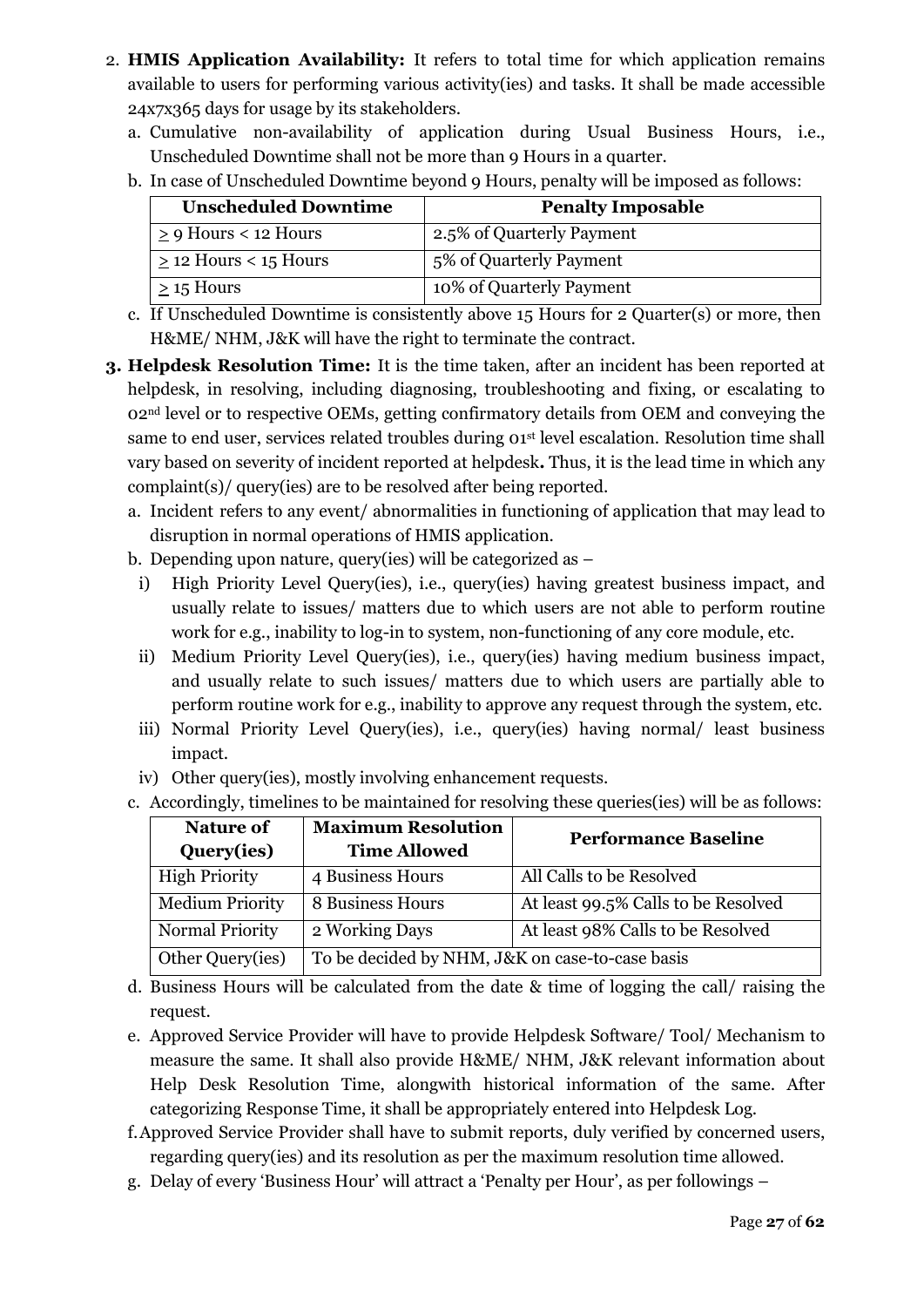2. **HMIS Application Availability:** It refers to total time for which application remains available to users for performing various activity(ies) and tasks. It shall be made accessible 24x7x365 days for usage by its stakeholders.
   a. Cumulative non-availability of application during Usual Business Hours, i.e., Unscheduled Downtime shall not be more than 9 Hours in a quarter.
   b. In case of Unscheduled Downtime beyond 9 Hours, penalty will be imposed as follows:

| Unscheduled Downtime | Penalty Imposable |
|---|---|
| $\geq$ 9 Hours < 12 Hours | 2.5% of Quarterly Payment |
| $\geq$ 12 Hours < 15 Hours | 5% of Quarterly Payment |
| $\geq$ 15 Hours | 10% of Quarterly Payment |

   c. If Unscheduled Downtime is consistently above 15 Hours for 2 Quarter(s) or more, then H&ME/ NHM, J&K will have the right to terminate the contract.

3. **Helpdesk Resolution Time:** It is the time taken, after an incident has been reported at helpdesk, in resolving, including diagnosing, troubleshooting and fixing, or escalating to 02nd level or to respective OEMs, getting confirmatory details from OEM and conveying the same to end user, services related troubles during 01st level escalation. Resolution time shall vary based on severity of incident reported at helpdesk**.** Thus, it is the lead time in which any complaint(s)/ query(ies) are to be resolved after being reported.
   a. Incident refers to any event/ abnormalities in functioning of application that may lead to disruption in normal operations of HMIS application.
   b. Depending upon nature, query(ies) will be categorized as –
      i) High Priority Level Query(ies), i.e., query(ies) having greatest business impact, and usually relate to issues/ matters due to which users are not able to perform routine work for e.g., inability to log-in to system, non-functioning of any core module, etc.
      ii) Medium Priority Level Query(ies), i.e., query(ies) having medium business impact, and usually relate to such issues/ matters due to which users are partially able to perform routine work for e.g., inability to approve any request through the system, etc.
      iii) Normal Priority Level Query(ies), i.e., query(ies) having normal/ least business impact.
      iv) Other query(ies), mostly involving enhancement requests.
   c. Accordingly, timelines to be maintained for resolving these queries(ies) will be as follows:

| Nature of Query(ies) | Maximum Resolution Time Allowed | Performance Baseline |
|---|---|---|
| High Priority | 4 Business Hours | All Calls to be Resolved |
| Medium Priority | 8 Business Hours | At least 99.5% Calls to be Resolved |
| Normal Priority | 2 Working Days | At least 98% Calls to be Resolved |
| Other Query(ies) | To be decided by NHM, J&K on case-to-case basis | |

   d. Business Hours will be calculated from the date & time of logging the call/ raising the request.
   e. Approved Service Provider will have to provide Helpdesk Software/ Tool/ Mechanism to measure the same. It shall also provide H&ME/ NHM, J&K relevant information about Help Desk Resolution Time, alongwith historical information of the same. After categorizing Response Time, it shall be appropriately entered into Helpdesk Log.
   f. Approved Service Provider shall have to submit reports, duly verified by concerned users, regarding query(ies) and its resolution as per the maximum resolution time allowed.
   g. Delay of every 'Business Hour' will attract a 'Penalty per Hour', as per followings –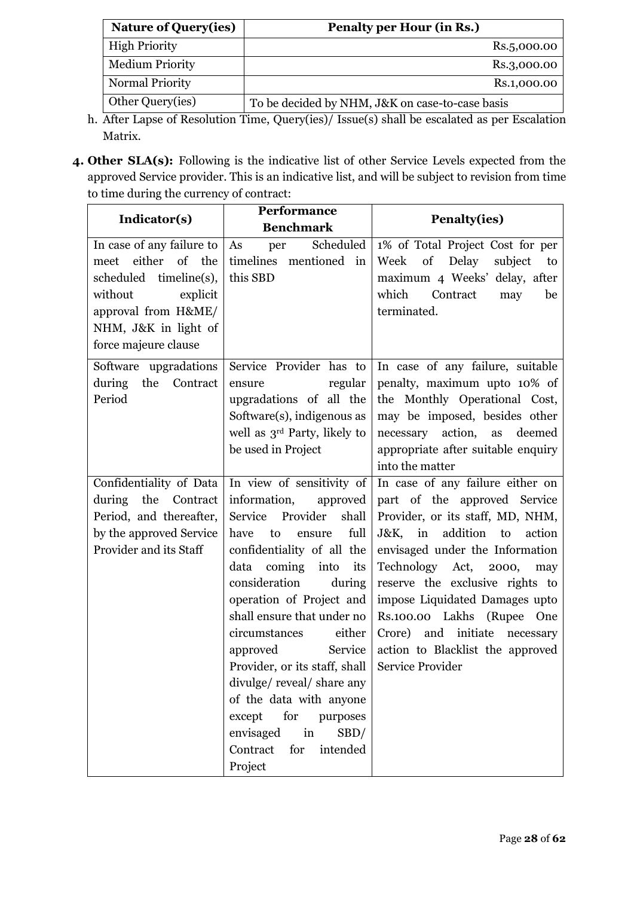| Nature of Query(ies) | Penalty per Hour (in Rs.) |
|---|---|
| High Priority | Rs.5,000.00 |
| Medium Priority | Rs.3,000.00 |
| Normal Priority | Rs.1,000.00 |
| Other Query(ies) | To be decided by NHM, J&K on case-to-case basis |

h. After Lapse of Resolution Time, Query(ies)/ Issue(s) shall be escalated as per Escalation Matrix.

4. **Other SLA(s):** Following is the indicative list of other Service Levels expected from the approved Service provider. This is an indicative list, and will be subject to revision from time to time during the currency of contract:

| Indicator(s) | Performance Benchmark | Penalty(ies) |
|---|---|---|
| In case of any failure to meet either of the scheduled timeline(s), without explicit approval from H&ME/ NHM, J&K in light of force majeure clause | As per Scheduled timelines mentioned in this SBD | 1% of Total Project Cost for per Week of Delay subject to maximum 4 Weeks' delay, after which Contract may be terminated. |
| Software upgradations during the Contract Period | Service Provider has to ensure regular upgradations of all the Software(s), indigenous as well as 3rd Party, likely to be used in Project | In case of any failure, suitable penalty, maximum upto 10% of the Monthly Operational Cost, may be imposed, besides other necessary action, as deemed appropriate after suitable enquiry into the matter |
| Confidentiality of Data during the Contract Period, and thereafter, by the approved Service Provider and its Staff | In view of sensitivity of information, approved Service Provider shall have to ensure full confidentiality of all the data coming into its consideration during operation of Project and shall ensure that under no circumstances either approved Service Provider, or its staff, shall divulge/ reveal/ share any of the data with anyone except for purposes envisaged in SBD/ Contract for intended Project | In case of any failure either on part of the approved Service Provider, or its staff, MD, NHM, J&K, in addition to action envisaged under the Information Technology Act, 2000, may reserve the exclusive rights to impose Liquidated Damages upto Rs.100.00 Lakhs (Rupee One Crore) and initiate necessary action to Blacklist the approved Service Provider |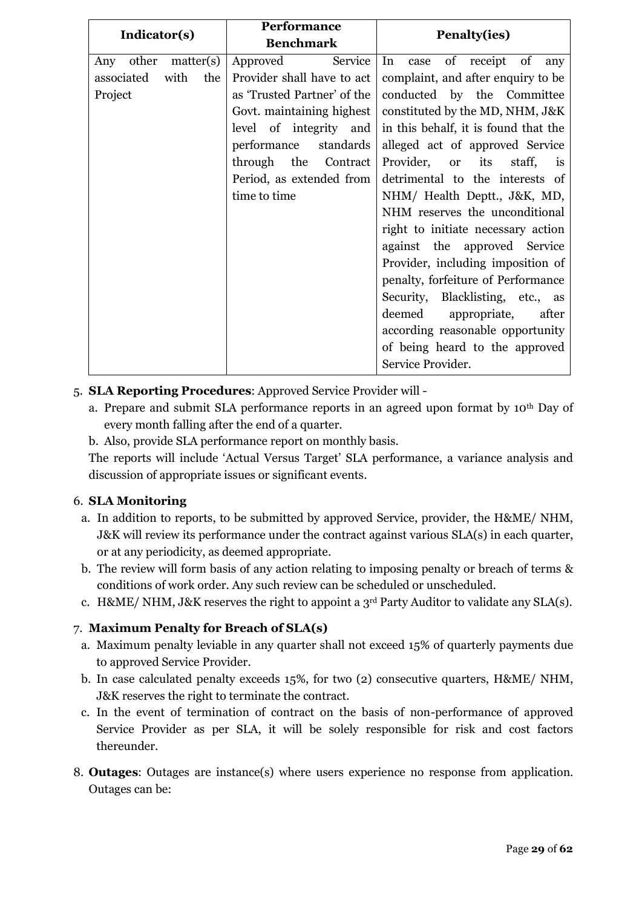| Indicator(s) | Performance Benchmark | Penalty(ies) |
|---|---|---|
| Any other matter(s) associated with the Project | Approved Service Provider shall have to act as 'Trusted Partner' of the Govt. maintaining highest level of integrity and performance standards through the Contract Period, as extended from time to time | In case of receipt of any complaint, and after enquiry to be conducted by the Committee constituted by the MD, NHM, J&K in this behalf, it is found that the alleged act of approved Service Provider, or its staff, is detrimental to the interests of NHM/ Health Deptt., J&K, MD, NHM reserves the unconditional right to initiate necessary action against the approved Service Provider, including imposition of penalty, forfeiture of Performance Security, Blacklisting, etc., as deemed appropriate, after according reasonable opportunity of being heard to the approved Service Provider. |

5. **SLA Reporting Procedures**: Approved Service Provider will -
   a. Prepare and submit SLA performance reports in an agreed upon format by 10th Day of every month falling after the end of a quarter.
   b. Also, provide SLA performance report on monthly basis.

   The reports will include 'Actual Versus Target' SLA performance, a variance analysis and discussion of appropriate issues or significant events.

6. **SLA Monitoring**
   a. In addition to reports, to be submitted by approved Service, provider, the H&ME/ NHM, J&K will review its performance under the contract against various SLA(s) in each quarter, or at any periodicity, as deemed appropriate.
   b. The review will form basis of any action relating to imposing penalty or breach of terms & conditions of work order. Any such review can be scheduled or unscheduled.
   c. H&ME/ NHM, J&K reserves the right to appoint a 3rd Party Auditor to validate any SLA(s).

7. **Maximum Penalty for Breach of SLA(s)**
   a. Maximum penalty leviable in any quarter shall not exceed 15% of quarterly payments due to approved Service Provider.
   b. In case calculated penalty exceeds 15%, for two (2) consecutive quarters, H&ME/ NHM, J&K reserves the right to terminate the contract.
   c. In the event of termination of contract on the basis of non-performance of approved Service Provider as per SLA, it will be solely responsible for risk and cost factors thereunder.

8. **Outages**: Outages are instance(s) where users experience no response from application. Outages can be: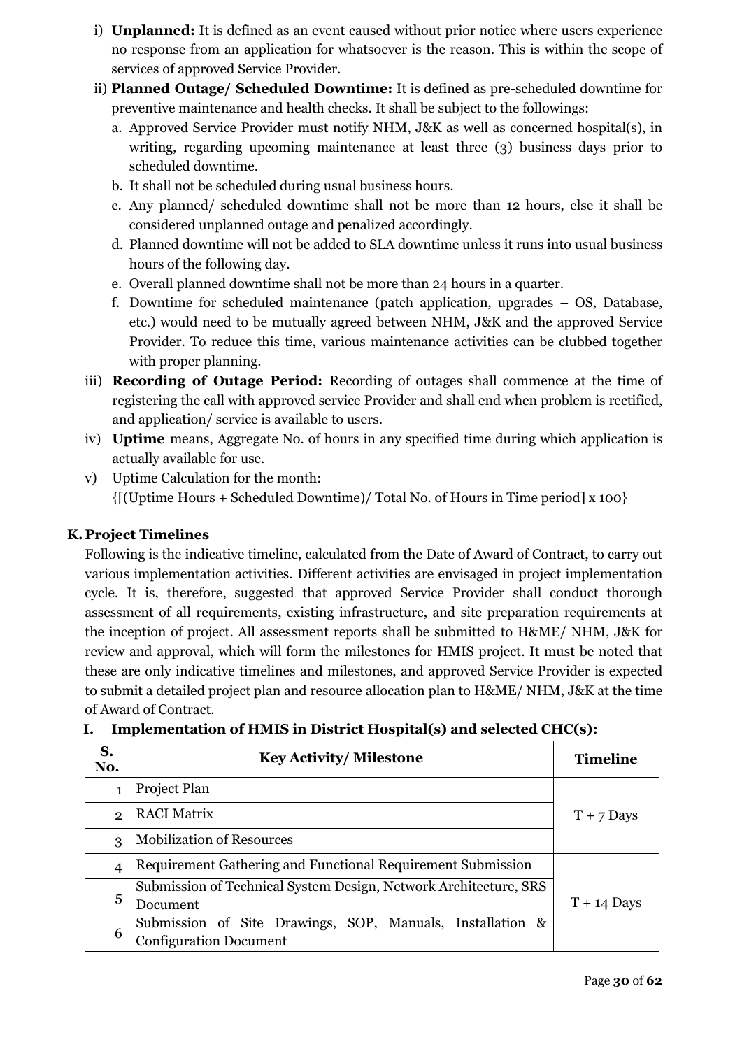i) **Unplanned:** It is defined as an event caused without prior notice where users experience no response from an application for whatsoever is the reason. This is within the scope of services of approved Service Provider.

ii) **Planned Outage/ Scheduled Downtime:** It is defined as pre-scheduled downtime for preventive maintenance and health checks. It shall be subject to the followings:

   a. Approved Service Provider must notify NHM, J&K as well as concerned hospital(s), in writing, regarding upcoming maintenance at least three (3) business days prior to scheduled downtime.

   b. It shall not be scheduled during usual business hours.

   c. Any planned/ scheduled downtime shall not be more than 12 hours, else it shall be considered unplanned outage and penalized accordingly.

   d. Planned downtime will not be added to SLA downtime unless it runs into usual business hours of the following day.

   e. Overall planned downtime shall not be more than 24 hours in a quarter.

   f. Downtime for scheduled maintenance (patch application, upgrades – OS, Database, etc.) would need to be mutually agreed between NHM, J&K and the approved Service Provider. To reduce this time, various maintenance activities can be clubbed together with proper planning.

iii) **Recording of Outage Period:** Recording of outages shall commence at the time of registering the call with approved service Provider and shall end when problem is rectified, and application/ service is available to users.

iv) **Uptime** means, Aggregate No. of hours in any specified time during which application is actually available for use.

v) Uptime Calculation for the month:
{[(Uptime Hours + Scheduled Downtime)/ Total No. of Hours in Time period] x 100}

## K. Project Timelines

Following is the indicative timeline, calculated from the Date of Award of Contract, to carry out various implementation activities. Different activities are envisaged in project implementation cycle. It is, therefore, suggested that approved Service Provider shall conduct thorough assessment of all requirements, existing infrastructure, and site preparation requirements at the inception of project. All assessment reports shall be submitted to H&ME/ NHM, J&K for review and approval, which will form the milestones for HMIS project. It must be noted that these are only indicative timelines and milestones, and approved Service Provider is expected to submit a detailed project plan and resource allocation plan to H&ME/ NHM, J&K at the time of Award of Contract.

### I. Implementation of HMIS in District Hospital(s) and selected CHC(s):

| S. No. | Key Activity/ Milestone | Timeline |
|---|---|---|
| 1 | Project Plan | T + 7 Days |
| 2 | RACI Matrix | |
| 3 | Mobilization of Resources | |
| 4 | Requirement Gathering and Functional Requirement Submission | T + 14 Days |
| 5 | Submission of Technical System Design, Network Architecture, SRS Document | |
| 6 | Submission of Site Drawings, SOP, Manuals, Installation & Configuration Document | |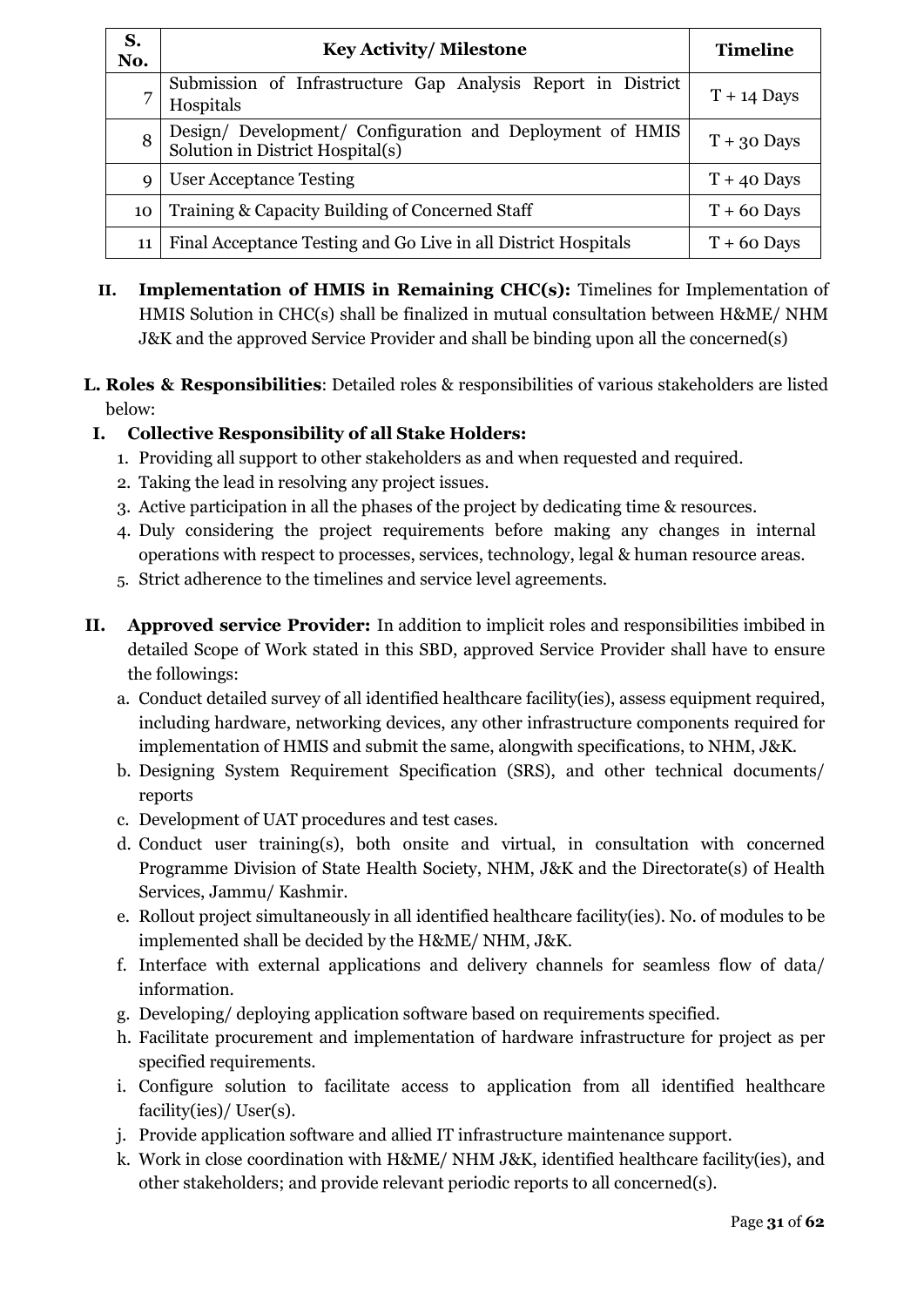| S. No. | Key Activity/ Milestone | Timeline |
|---|---|---|
| 7 | Submission of Infrastructure Gap Analysis Report in District Hospitals | T + 14 Days |
| 8 | Design/ Development/ Configuration and Deployment of HMIS Solution in District Hospital(s) | T + 30 Days |
| 9 | User Acceptance Testing | T + 40 Days |
| 10 | Training & Capacity Building of Concerned Staff | T + 60 Days |
| 11 | Final Acceptance Testing and Go Live in all District Hospitals | T + 60 Days |

II. **Implementation of HMIS in Remaining CHC(s):** Timelines for Implementation of HMIS Solution in CHC(s) shall be finalized in mutual consultation between H&ME/ NHM J&K and the approved Service Provider and shall be binding upon all the concerned(s)

**L. Roles & Responsibilities**: Detailed roles & responsibilities of various stakeholders are listed below:

**I. Collective Responsibility of all Stake Holders:**

1. Providing all support to other stakeholders as and when requested and required.
2. Taking the lead in resolving any project issues.
3. Active participation in all the phases of the project by dedicating time & resources.
4. Duly considering the project requirements before making any changes in internal operations with respect to processes, services, technology, legal & human resource areas.
5. Strict adherence to the timelines and service level agreements.

**II. Approved service Provider:** In addition to implicit roles and responsibilities imbibed in detailed Scope of Work stated in this SBD, approved Service Provider shall have to ensure the followings:

a. Conduct detailed survey of all identified healthcare facility(ies), assess equipment required, including hardware, networking devices, any other infrastructure components required for implementation of HMIS and submit the same, alongwith specifications, to NHM, J&K.
b. Designing System Requirement Specification (SRS), and other technical documents/ reports
c. Development of UAT procedures and test cases.
d. Conduct user training(s), both onsite and virtual, in consultation with concerned Programme Division of State Health Society, NHM, J&K and the Directorate(s) of Health Services, Jammu/ Kashmir.
e. Rollout project simultaneously in all identified healthcare facility(ies). No. of modules to be implemented shall be decided by the H&ME/ NHM, J&K.
f. Interface with external applications and delivery channels for seamless flow of data/ information.
g. Developing/ deploying application software based on requirements specified.
h. Facilitate procurement and implementation of hardware infrastructure for project as per specified requirements.
i. Configure solution to facilitate access to application from all identified healthcare facility(ies)/ User(s).
j. Provide application software and allied IT infrastructure maintenance support.
k. Work in close coordination with H&ME/ NHM J&K, identified healthcare facility(ies), and other stakeholders; and provide relevant periodic reports to all concerned(s).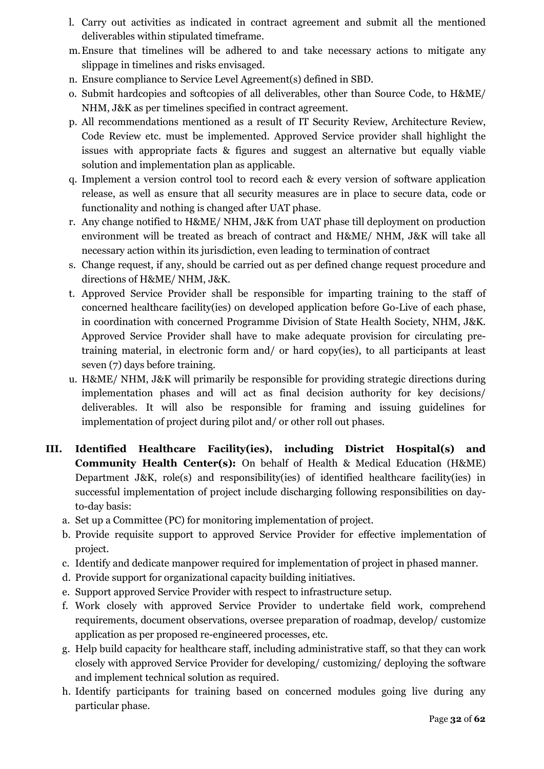l. Carry out activities as indicated in contract agreement and submit all the mentioned deliverables within stipulated timeframe.
m. Ensure that timelines will be adhered to and take necessary actions to mitigate any slippage in timelines and risks envisaged.
n. Ensure compliance to Service Level Agreement(s) defined in SBD.
o. Submit hardcopies and softcopies of all deliverables, other than Source Code, to H&ME/ NHM, J&K as per timelines specified in contract agreement.
p. All recommendations mentioned as a result of IT Security Review, Architecture Review, Code Review etc. must be implemented. Approved Service provider shall highlight the issues with appropriate facts & figures and suggest an alternative but equally viable solution and implementation plan as applicable.
q. Implement a version control tool to record each & every version of software application release, as well as ensure that all security measures are in place to secure data, code or functionality and nothing is changed after UAT phase.
r. Any change notified to H&ME/ NHM, J&K from UAT phase till deployment on production environment will be treated as breach of contract and H&ME/ NHM, J&K will take all necessary action within its jurisdiction, even leading to termination of contract
s. Change request, if any, should be carried out as per defined change request procedure and directions of H&ME/ NHM, J&K.
t. Approved Service Provider shall be responsible for imparting training to the staff of concerned healthcare facility(ies) on developed application before Go-Live of each phase, in coordination with concerned Programme Division of State Health Society, NHM, J&K. Approved Service Provider shall have to make adequate provision for circulating pre-training material, in electronic form and/ or hard copy(ies), to all participants at least seven (7) days before training.
u. H&ME/ NHM, J&K will primarily be responsible for providing strategic directions during implementation phases and will act as final decision authority for key decisions/ deliverables. It will also be responsible for framing and issuing guidelines for implementation of project during pilot and/ or other roll out phases.

**III. Identified Healthcare Facility(ies), including District Hospital(s) and Community Health Center(s):** On behalf of Health & Medical Education (H&ME) Department J&K, role(s) and responsibility(ies) of identified healthcare facility(ies) in successful implementation of project include discharging following responsibilities on day-to-day basis:

a. Set up a Committee (PC) for monitoring implementation of project.
b. Provide requisite support to approved Service Provider for effective implementation of project.
c. Identify and dedicate manpower required for implementation of project in phased manner.
d. Provide support for organizational capacity building initiatives.
e. Support approved Service Provider with respect to infrastructure setup.
f. Work closely with approved Service Provider to undertake field work, comprehend requirements, document observations, oversee preparation of roadmap, develop/ customize application as per proposed re-engineered processes, etc.
g. Help build capacity for healthcare staff, including administrative staff, so that they can work closely with approved Service Provider for developing/ customizing/ deploying the software and implement technical solution as required.
h. Identify participants for training based on concerned modules going live during any particular phase.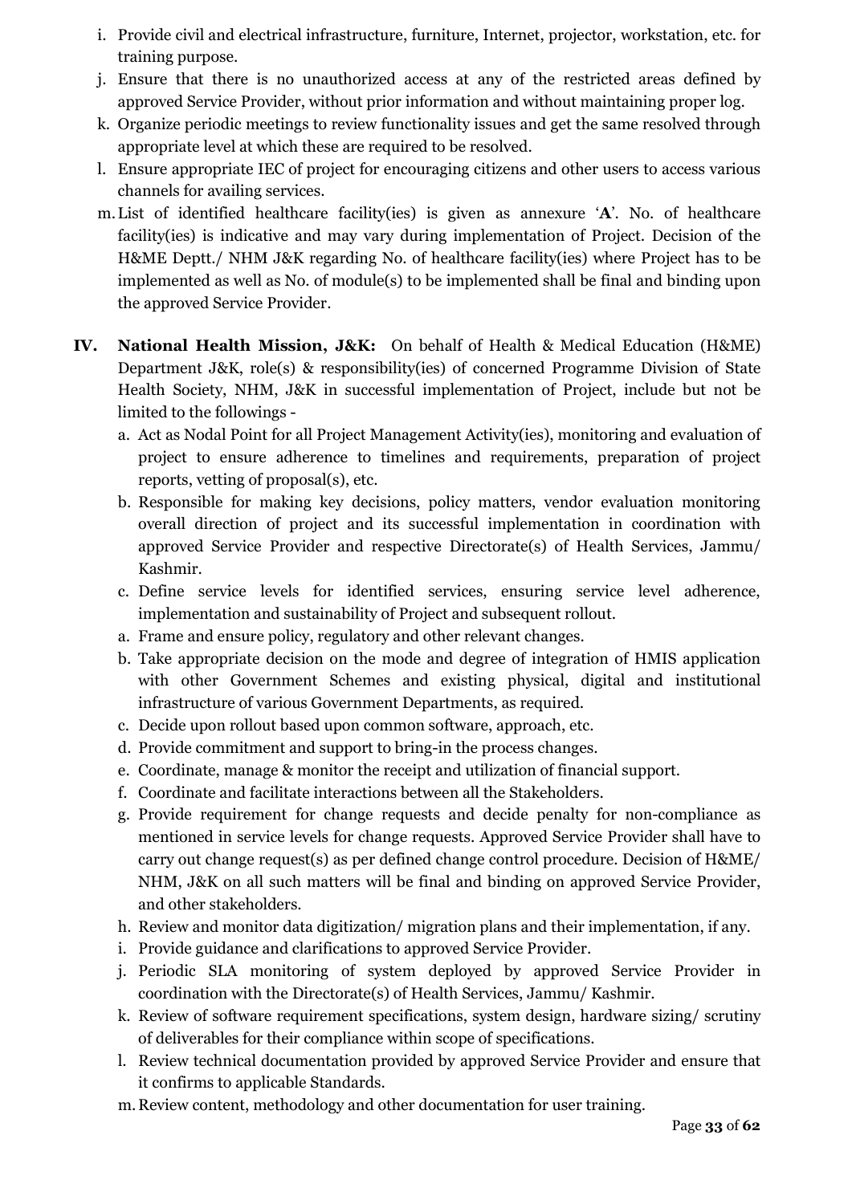i. Provide civil and electrical infrastructure, furniture, Internet, projector, workstation, etc. for training purpose.
j. Ensure that there is no unauthorized access at any of the restricted areas defined by approved Service Provider, without prior information and without maintaining proper log.
k. Organize periodic meetings to review functionality issues and get the same resolved through appropriate level at which these are required to be resolved.
l. Ensure appropriate IEC of project for encouraging citizens and other users to access various channels for availing services.
m. List of identified healthcare facility(ies) is given as annexure '**A**'. No. of healthcare facility(ies) is indicative and may vary during implementation of Project. Decision of the H&ME Deptt./ NHM J&K regarding No. of healthcare facility(ies) where Project has to be implemented as well as No. of module(s) to be implemented shall be final and binding upon the approved Service Provider.

**IV. National Health Mission, J&K:** On behalf of Health & Medical Education (H&ME) Department J&K, role(s) & responsibility(ies) of concerned Programme Division of State Health Society, NHM, J&K in successful implementation of Project, include but not be limited to the followings -

a. Act as Nodal Point for all Project Management Activity(ies), monitoring and evaluation of project to ensure adherence to timelines and requirements, preparation of project reports, vetting of proposal(s), etc.
b. Responsible for making key decisions, policy matters, vendor evaluation monitoring overall direction of project and its successful implementation in coordination with approved Service Provider and respective Directorate(s) of Health Services, Jammu/ Kashmir.
c. Define service levels for identified services, ensuring service level adherence, implementation and sustainability of Project and subsequent rollout.
a. Frame and ensure policy, regulatory and other relevant changes.
b. Take appropriate decision on the mode and degree of integration of HMIS application with other Government Schemes and existing physical, digital and institutional infrastructure of various Government Departments, as required.
c. Decide upon rollout based upon common software, approach, etc.
d. Provide commitment and support to bring-in the process changes.
e. Coordinate, manage & monitor the receipt and utilization of financial support.
f. Coordinate and facilitate interactions between all the Stakeholders.
g. Provide requirement for change requests and decide penalty for non-compliance as mentioned in service levels for change requests. Approved Service Provider shall have to carry out change request(s) as per defined change control procedure. Decision of H&ME/ NHM, J&K on all such matters will be final and binding on approved Service Provider, and other stakeholders.
h. Review and monitor data digitization/ migration plans and their implementation, if any.
i. Provide guidance and clarifications to approved Service Provider.
j. Periodic SLA monitoring of system deployed by approved Service Provider in coordination with the Directorate(s) of Health Services, Jammu/ Kashmir.
k. Review of software requirement specifications, system design, hardware sizing/ scrutiny of deliverables for their compliance within scope of specifications.
l. Review technical documentation provided by approved Service Provider and ensure that it confirms to applicable Standards.
m. Review content, methodology and other documentation for user training.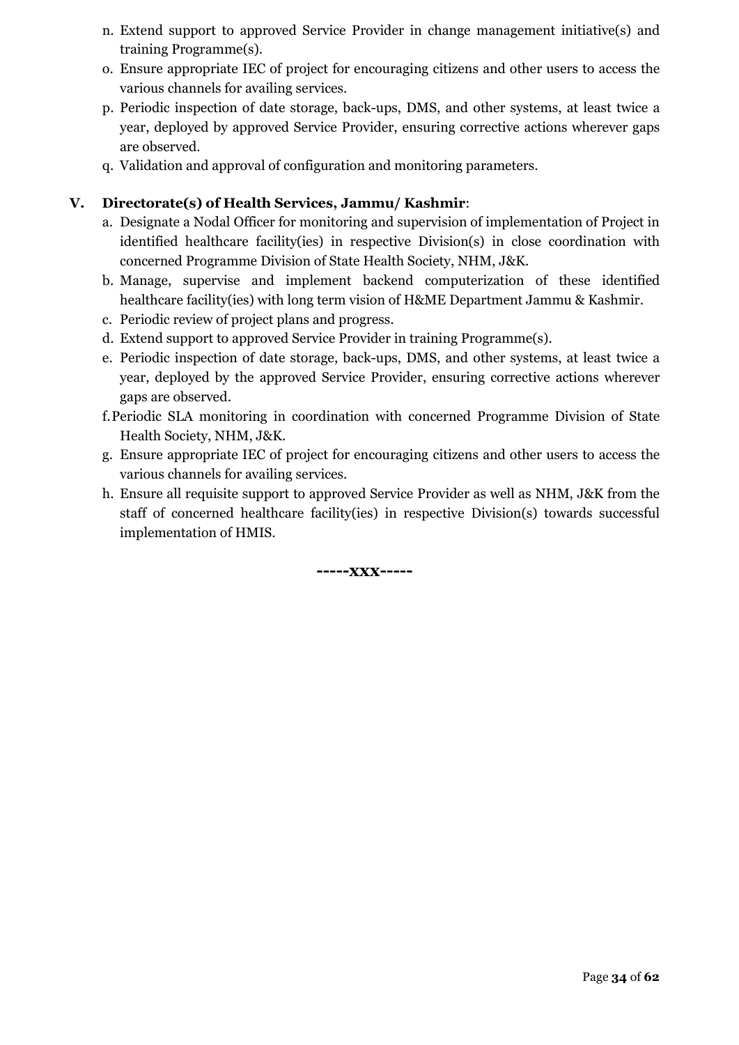n. Extend support to approved Service Provider in change management initiative(s) and training Programme(s).
o. Ensure appropriate IEC of project for encouraging citizens and other users to access the various channels for availing services.
p. Periodic inspection of date storage, back-ups, DMS, and other systems, at least twice a year, deployed by approved Service Provider, ensuring corrective actions wherever gaps are observed.
q. Validation and approval of configuration and monitoring parameters.

**V. Directorate(s) of Health Services, Jammu/ Kashmir**:

a. Designate a Nodal Officer for monitoring and supervision of implementation of Project in identified healthcare facility(ies) in respective Division(s) in close coordination with concerned Programme Division of State Health Society, NHM, J&K.
b. Manage, supervise and implement backend computerization of these identified healthcare facility(ies) with long term vision of H&ME Department Jammu & Kashmir.
c. Periodic review of project plans and progress.
d. Extend support to approved Service Provider in training Programme(s).
e. Periodic inspection of date storage, back-ups, DMS, and other systems, at least twice a year, deployed by the approved Service Provider, ensuring corrective actions wherever gaps are observed.
f. Periodic SLA monitoring in coordination with concerned Programme Division of State Health Society, NHM, J&K.
g. Ensure appropriate IEC of project for encouraging citizens and other users to access the various channels for availing services.
h. Ensure all requisite support to approved Service Provider as well as NHM, J&K from the staff of concerned healthcare facility(ies) in respective Division(s) towards successful implementation of HMIS.

**-----xxx-----**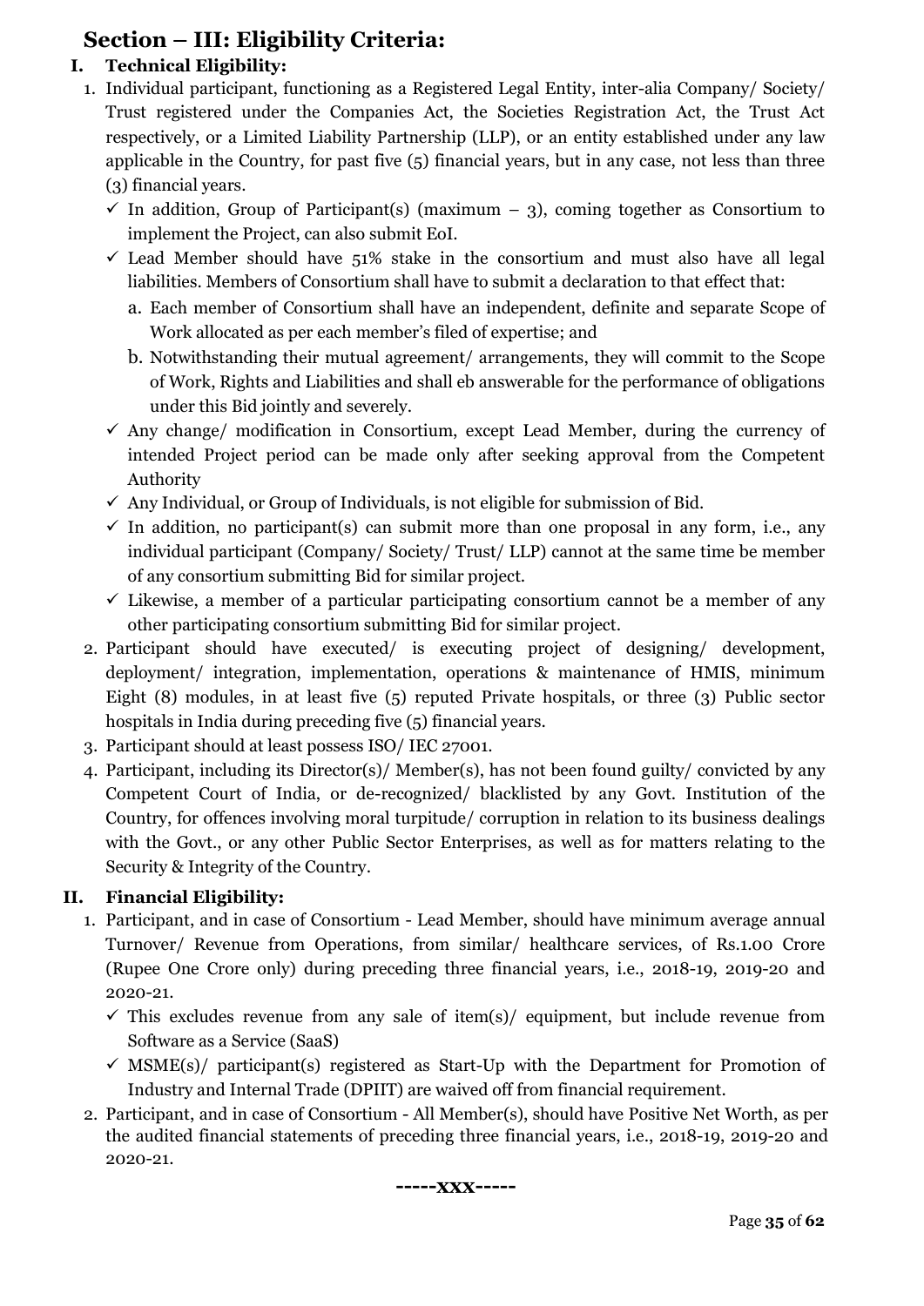## Section – III: Eligibility Criteria:

### I. Technical Eligibility:

1. Individual participant, functioning as a Registered Legal Entity, inter-alia Company/ Society/ Trust registered under the Companies Act, the Societies Registration Act, the Trust Act respectively, or a Limited Liability Partnership (LLP), or an entity established under any law applicable in the Country, for past five (5) financial years, but in any case, not less than three (3) financial years.
   - ✓ In addition, Group of Participant(s) (maximum – 3), coming together as Consortium to implement the Project, can also submit EoI.
   - ✓ Lead Member should have 51% stake in the consortium and must also have all legal liabilities. Members of Consortium shall have to submit a declaration to that effect that:
     a. Each member of Consortium shall have an independent, definite and separate Scope of Work allocated as per each member's filed of expertise; and
     b. Notwithstanding their mutual agreement/ arrangements, they will commit to the Scope of Work, Rights and Liabilities and shall eb answerable for the performance of obligations under this Bid jointly and severely.
   - ✓ Any change/ modification in Consortium, except Lead Member, during the currency of intended Project period can be made only after seeking approval from the Competent Authority
   - ✓ Any Individual, or Group of Individuals, is not eligible for submission of Bid.
   - ✓ In addition, no participant(s) can submit more than one proposal in any form, i.e., any individual participant (Company/ Society/ Trust/ LLP) cannot at the same time be member of any consortium submitting Bid for similar project.
   - ✓ Likewise, a member of a particular participating consortium cannot be a member of any other participating consortium submitting Bid for similar project.
2. Participant should have executed/ is executing project of designing/ development, deployment/ integration, implementation, operations & maintenance of HMIS, minimum Eight (8) modules, in at least five (5) reputed Private hospitals, or three (3) Public sector hospitals in India during preceding five (5) financial years.
3. Participant should at least possess ISO/ IEC 27001.
4. Participant, including its Director(s)/ Member(s), has not been found guilty/ convicted by any Competent Court of India, or de-recognized/ blacklisted by any Govt. Institution of the Country, for offences involving moral turpitude/ corruption in relation to its business dealings with the Govt., or any other Public Sector Enterprises, as well as for matters relating to the Security & Integrity of the Country.

### II. Financial Eligibility:

1. Participant, and in case of Consortium - Lead Member, should have minimum average annual Turnover/ Revenue from Operations, from similar/ healthcare services, of Rs.1.00 Crore (Rupee One Crore only) during preceding three financial years, i.e., 2018-19, 2019-20 and 2020-21.
   - ✓ This excludes revenue from any sale of item(s)/ equipment, but include revenue from Software as a Service (SaaS)
   - ✓ MSME(s)/ participant(s) registered as Start-Up with the Department for Promotion of Industry and Internal Trade (DPIIT) are waived off from financial requirement.
2. Participant, and in case of Consortium - All Member(s), should have Positive Net Worth, as per the audited financial statements of preceding three financial years, i.e., 2018-19, 2019-20 and 2020-21.

**-----xxx-----**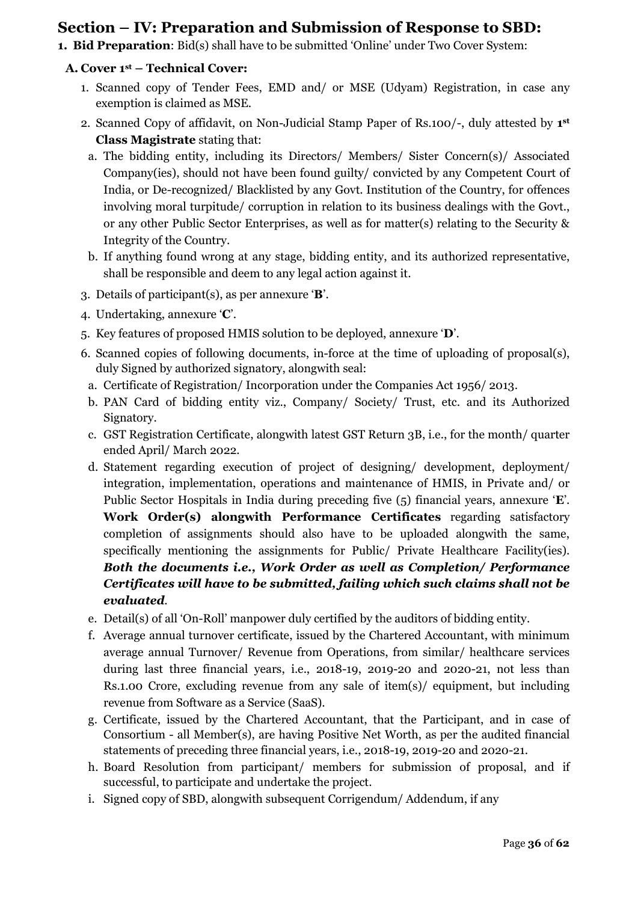## Section – IV: Preparation and Submission of Response to SBD:

1. **Bid Preparation**: Bid(s) shall have to be submitted 'Online' under Two Cover System:

### A. Cover 1st – Technical Cover:

1. Scanned copy of Tender Fees, EMD and/ or MSE (Udyam) Registration, in case any exemption is claimed as MSE.
2. Scanned Copy of affidavit, on Non-Judicial Stamp Paper of Rs.100/-, duly attested by **1st Class Magistrate** stating that:
   a. The bidding entity, including its Directors/ Members/ Sister Concern(s)/ Associated Company(ies), should not have been found guilty/ convicted by any Competent Court of India, or De-recognized/ Blacklisted by any Govt. Institution of the Country, for offences involving moral turpitude/ corruption in relation to its business dealings with the Govt., or any other Public Sector Enterprises, as well as for matter(s) relating to the Security & Integrity of the Country.
   b. If anything found wrong at any stage, bidding entity, and its authorized representative, shall be responsible and deem to any legal action against it.
3. Details of participant(s), as per annexure '**B**'.
4. Undertaking, annexure '**C**'.
5. Key features of proposed HMIS solution to be deployed, annexure '**D**'.
6. Scanned copies of following documents, in-force at the time of uploading of proposal(s), duly Signed by authorized signatory, alongwith seal:
   a. Certificate of Registration/ Incorporation under the Companies Act 1956/ 2013.
   b. PAN Card of bidding entity viz., Company/ Society/ Trust, etc. and its Authorized Signatory.
   c. GST Registration Certificate, alongwith latest GST Return 3B, i.e., for the month/ quarter ended April/ March 2022.
   d. Statement regarding execution of project of designing/ development, deployment/ integration, implementation, operations and maintenance of HMIS, in Private and/ or Public Sector Hospitals in India during preceding five (5) financial years, annexure '**E**'. **Work Order(s) alongwith Performance Certificates** regarding satisfactory completion of assignments should also have to be uploaded alongwith the same, specifically mentioning the assignments for Public/ Private Healthcare Facility(ies). ***Both the documents i.e., Work Order as well as Completion/ Performance Certificates will have to be submitted, failing which such claims shall not be evaluated***.
   e. Detail(s) of all 'On-Roll' manpower duly certified by the auditors of bidding entity.
   f. Average annual turnover certificate, issued by the Chartered Accountant, with minimum average annual Turnover/ Revenue from Operations, from similar/ healthcare services during last three financial years, i.e., 2018-19, 2019-20 and 2020-21, not less than Rs.1.00 Crore, excluding revenue from any sale of item(s)/ equipment, but including revenue from Software as a Service (SaaS).
   g. Certificate, issued by the Chartered Accountant, that the Participant, and in case of Consortium - all Member(s), are having Positive Net Worth, as per the audited financial statements of preceding three financial years, i.e., 2018-19, 2019-20 and 2020-21.
   h. Board Resolution from participant/ members for submission of proposal, and if successful, to participate and undertake the project.
   i. Signed copy of SBD, alongwith subsequent Corrigendum/ Addendum, if any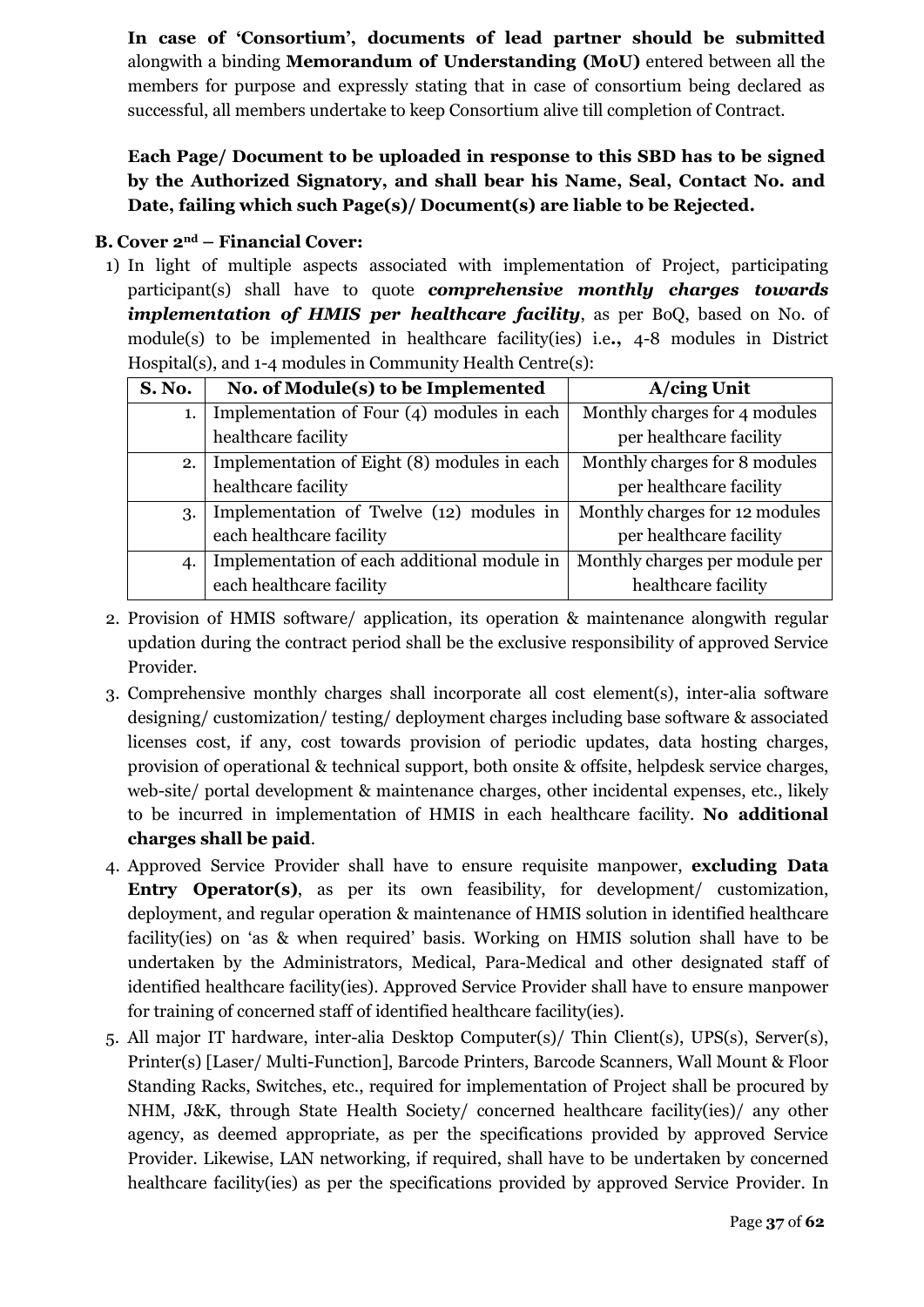**In case of 'Consortium', documents of lead partner should be submitted** alongwith a binding **Memorandum of Understanding (MoU)** entered between all the members for purpose and expressly stating that in case of consortium being declared as successful, all members undertake to keep Consortium alive till completion of Contract.

**Each Page/ Document to be uploaded in response to this SBD has to be signed by the Authorized Signatory, and shall bear his Name, Seal, Contact No. and Date, failing which such Page(s)/ Document(s) are liable to be Rejected.**

**B. Cover 2nd – Financial Cover:**

1) In light of multiple aspects associated with implementation of Project, participating participant(s) shall have to quote ***comprehensive monthly charges towards implementation of HMIS per healthcare facility***, as per BoQ, based on No. of module(s) to be implemented in healthcare facility(ies) i.e**.,** 4-8 modules in District Hospital(s), and 1-4 modules in Community Health Centre(s):

| S. No. | No. of Module(s) to be Implemented | A/cing Unit |
|---|---|---|
| 1. | Implementation of Four (4) modules in each healthcare facility | Monthly charges for 4 modules per healthcare facility |
| 2. | Implementation of Eight (8) modules in each healthcare facility | Monthly charges for 8 modules per healthcare facility |
| 3. | Implementation of Twelve (12) modules in each healthcare facility | Monthly charges for 12 modules per healthcare facility |
| 4. | Implementation of each additional module in each healthcare facility | Monthly charges per module per healthcare facility |

2. Provision of HMIS software/ application, its operation & maintenance alongwith regular updation during the contract period shall be the exclusive responsibility of approved Service Provider.
3. Comprehensive monthly charges shall incorporate all cost element(s), inter-alia software designing/ customization/ testing/ deployment charges including base software & associated licenses cost, if any, cost towards provision of periodic updates, data hosting charges, provision of operational & technical support, both onsite & offsite, helpdesk service charges, web-site/ portal development & maintenance charges, other incidental expenses, etc., likely to be incurred in implementation of HMIS in each healthcare facility. **No additional charges shall be paid**.
4. Approved Service Provider shall have to ensure requisite manpower, **excluding Data Entry Operator(s)**, as per its own feasibility, for development/ customization, deployment, and regular operation & maintenance of HMIS solution in identified healthcare facility(ies) on 'as & when required' basis. Working on HMIS solution shall have to be undertaken by the Administrators, Medical, Para-Medical and other designated staff of identified healthcare facility(ies). Approved Service Provider shall have to ensure manpower for training of concerned staff of identified healthcare facility(ies).
5. All major IT hardware, inter-alia Desktop Computer(s)/ Thin Client(s), UPS(s), Server(s), Printer(s) [Laser/ Multi-Function], Barcode Printers, Barcode Scanners, Wall Mount & Floor Standing Racks, Switches, etc., required for implementation of Project shall be procured by NHM, J&K, through State Health Society/ concerned healthcare facility(ies)/ any other agency, as deemed appropriate, as per the specifications provided by approved Service Provider. Likewise, LAN networking, if required, shall have to be undertaken by concerned healthcare facility(ies) as per the specifications provided by approved Service Provider. In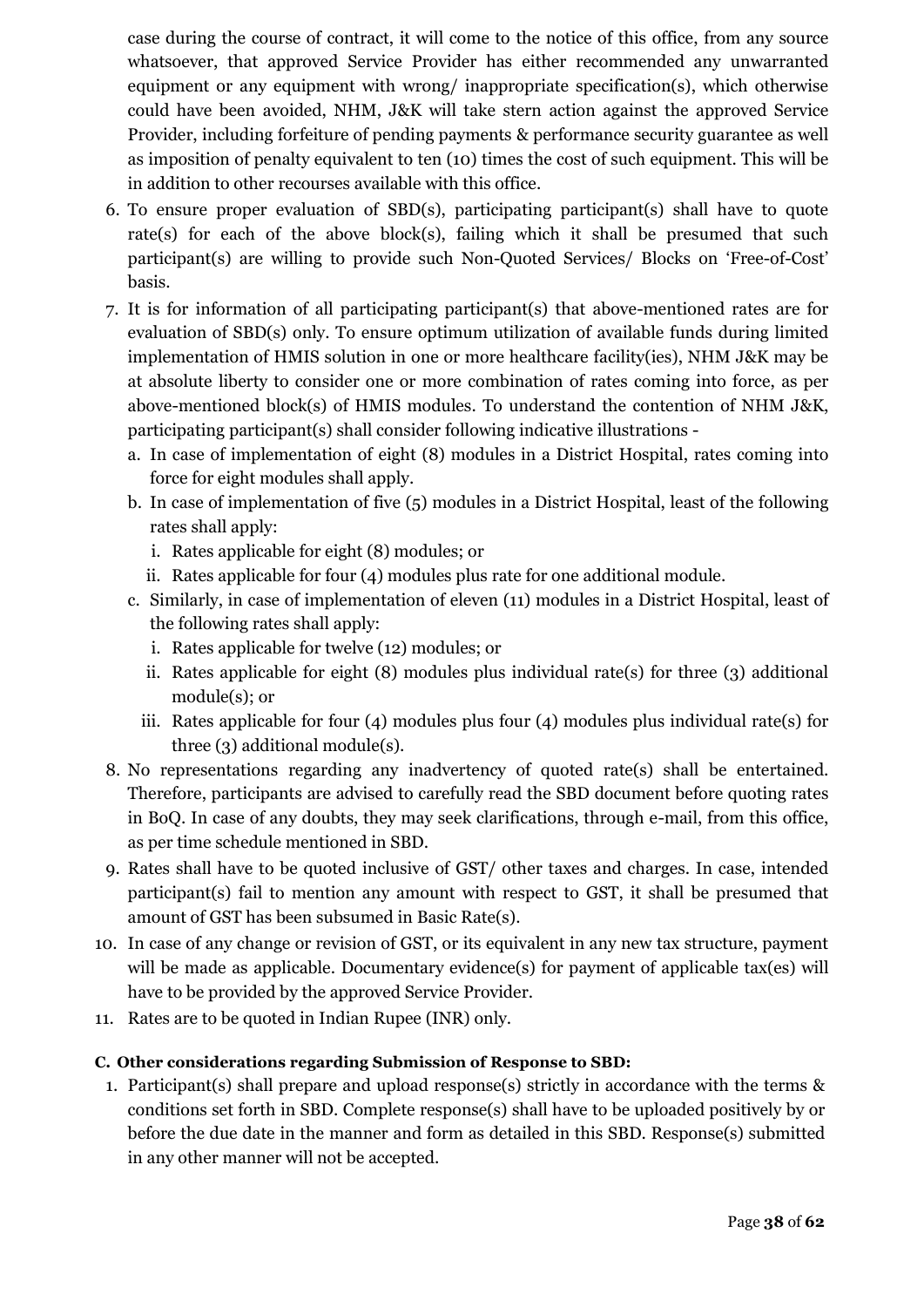case during the course of contract, it will come to the notice of this office, from any source whatsoever, that approved Service Provider has either recommended any unwarranted equipment or any equipment with wrong/ inappropriate specification(s), which otherwise could have been avoided, NHM, J&K will take stern action against the approved Service Provider, including forfeiture of pending payments & performance security guarantee as well as imposition of penalty equivalent to ten (10) times the cost of such equipment. This will be in addition to other recourses available with this office.

6. To ensure proper evaluation of SBD(s), participating participant(s) shall have to quote rate(s) for each of the above block(s), failing which it shall be presumed that such participant(s) are willing to provide such Non-Quoted Services/ Blocks on 'Free-of-Cost' basis.
7. It is for information of all participating participant(s) that above-mentioned rates are for evaluation of SBD(s) only. To ensure optimum utilization of available funds during limited implementation of HMIS solution in one or more healthcare facility(ies), NHM J&K may be at absolute liberty to consider one or more combination of rates coming into force, as per above-mentioned block(s) of HMIS modules. To understand the contention of NHM J&K, participating participant(s) shall consider following indicative illustrations -
   a. In case of implementation of eight (8) modules in a District Hospital, rates coming into force for eight modules shall apply.
   b. In case of implementation of five (5) modules in a District Hospital, least of the following rates shall apply:
      i. Rates applicable for eight (8) modules; or
      ii. Rates applicable for four (4) modules plus rate for one additional module.
   c. Similarly, in case of implementation of eleven (11) modules in a District Hospital, least of the following rates shall apply:
      i. Rates applicable for twelve (12) modules; or
      ii. Rates applicable for eight (8) modules plus individual rate(s) for three (3) additional module(s); or
      iii. Rates applicable for four (4) modules plus four (4) modules plus individual rate(s) for three (3) additional module(s).
8. No representations regarding any inadvertency of quoted rate(s) shall be entertained. Therefore, participants are advised to carefully read the SBD document before quoting rates in BoQ. In case of any doubts, they may seek clarifications, through e-mail, from this office, as per time schedule mentioned in SBD.
9. Rates shall have to be quoted inclusive of GST/ other taxes and charges. In case, intended participant(s) fail to mention any amount with respect to GST, it shall be presumed that amount of GST has been subsumed in Basic Rate(s).
10. In case of any change or revision of GST, or its equivalent in any new tax structure, payment will be made as applicable. Documentary evidence(s) for payment of applicable tax(es) will have to be provided by the approved Service Provider.
11. Rates are to be quoted in Indian Rupee (INR) only.

**C. Other considerations regarding Submission of Response to SBD:**

1. Participant(s) shall prepare and upload response(s) strictly in accordance with the terms & conditions set forth in SBD. Complete response(s) shall have to be uploaded positively by or before the due date in the manner and form as detailed in this SBD. Response(s) submitted in any other manner will not be accepted.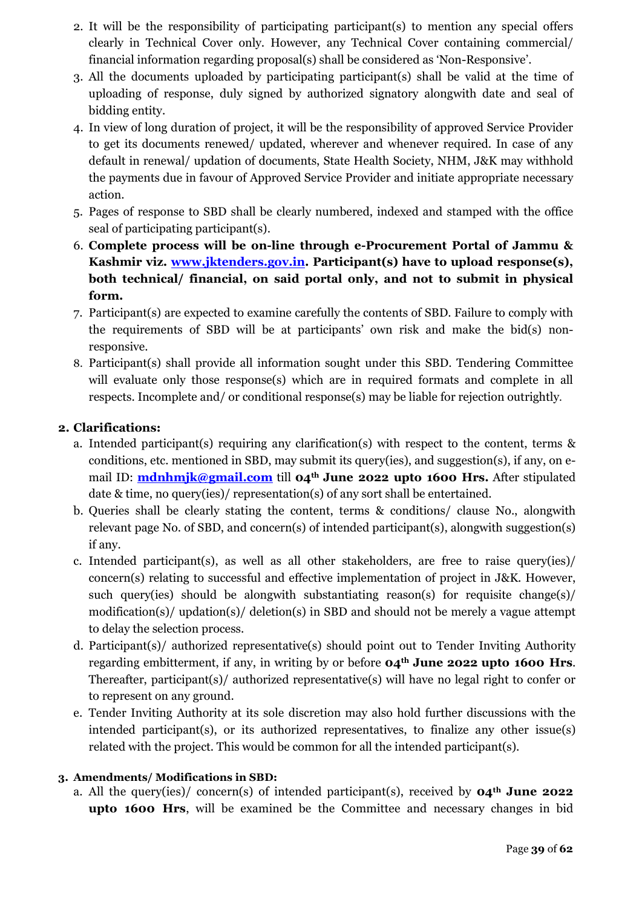2. It will be the responsibility of participating participant(s) to mention any special offers clearly in Technical Cover only. However, any Technical Cover containing commercial/ financial information regarding proposal(s) shall be considered as 'Non-Responsive'.
3. All the documents uploaded by participating participant(s) shall be valid at the time of uploading of response, duly signed by authorized signatory alongwith date and seal of bidding entity.
4. In view of long duration of project, it will be the responsibility of approved Service Provider to get its documents renewed/ updated, wherever and whenever required. In case of any default in renewal/ updation of documents, State Health Society, NHM, J&K may withhold the payments due in favour of Approved Service Provider and initiate appropriate necessary action.
5. Pages of response to SBD shall be clearly numbered, indexed and stamped with the office seal of participating participant(s).
6. **Complete process will be on-line through e-Procurement Portal of Jammu & Kashmir viz. [www.jktenders.gov.in](www.jktenders.gov.in). Participant(s) have to upload response(s), both technical/ financial, on said portal only, and not to submit in physical form.**
7. Participant(s) are expected to examine carefully the contents of SBD. Failure to comply with the requirements of SBD will be at participants' own risk and make the bid(s) non-responsive.
8. Participant(s) shall provide all information sought under this SBD. Tendering Committee will evaluate only those response(s) which are in required formats and complete in all respects. Incomplete and/ or conditional response(s) may be liable for rejection outrightly.

## 2. Clarifications:

a. Intended participant(s) requiring any clarification(s) with respect to the content, terms & conditions, etc. mentioned in SBD, may submit its query(ies), and suggestion(s), if any, on e-mail ID: **mdnhmjk@gmail.com** till **04th June 2022 upto 1600 Hrs.** After stipulated date & time, no query(ies)/ representation(s) of any sort shall be entertained.

b. Queries shall be clearly stating the content, terms & conditions/ clause No., alongwith relevant page No. of SBD, and concern(s) of intended participant(s), alongwith suggestion(s) if any.

c. Intended participant(s), as well as all other stakeholders, are free to raise query(ies)/ concern(s) relating to successful and effective implementation of project in J&K. However, such query(ies) should be alongwith substantiating reason(s) for requisite change(s)/ modification(s)/ updation(s)/ deletion(s) in SBD and should not be merely a vague attempt to delay the selection process.

d. Participant(s)/ authorized representative(s) should point out to Tender Inviting Authority regarding embitterment, if any, in writing by or before **04th June 2022 upto 1600 Hrs**. Thereafter, participant(s)/ authorized representative(s) will have no legal right to confer or to represent on any ground.

e. Tender Inviting Authority at its sole discretion may also hold further discussions with the intended participant(s), or its authorized representatives, to finalize any other issue(s) related with the project. This would be common for all the intended participant(s).

### 3. Amendments/ Modifications in SBD:

a. All the query(ies)/ concern(s) of intended participant(s), received by **04th June 2022 upto 1600 Hrs**, will be examined be the Committee and necessary changes in bid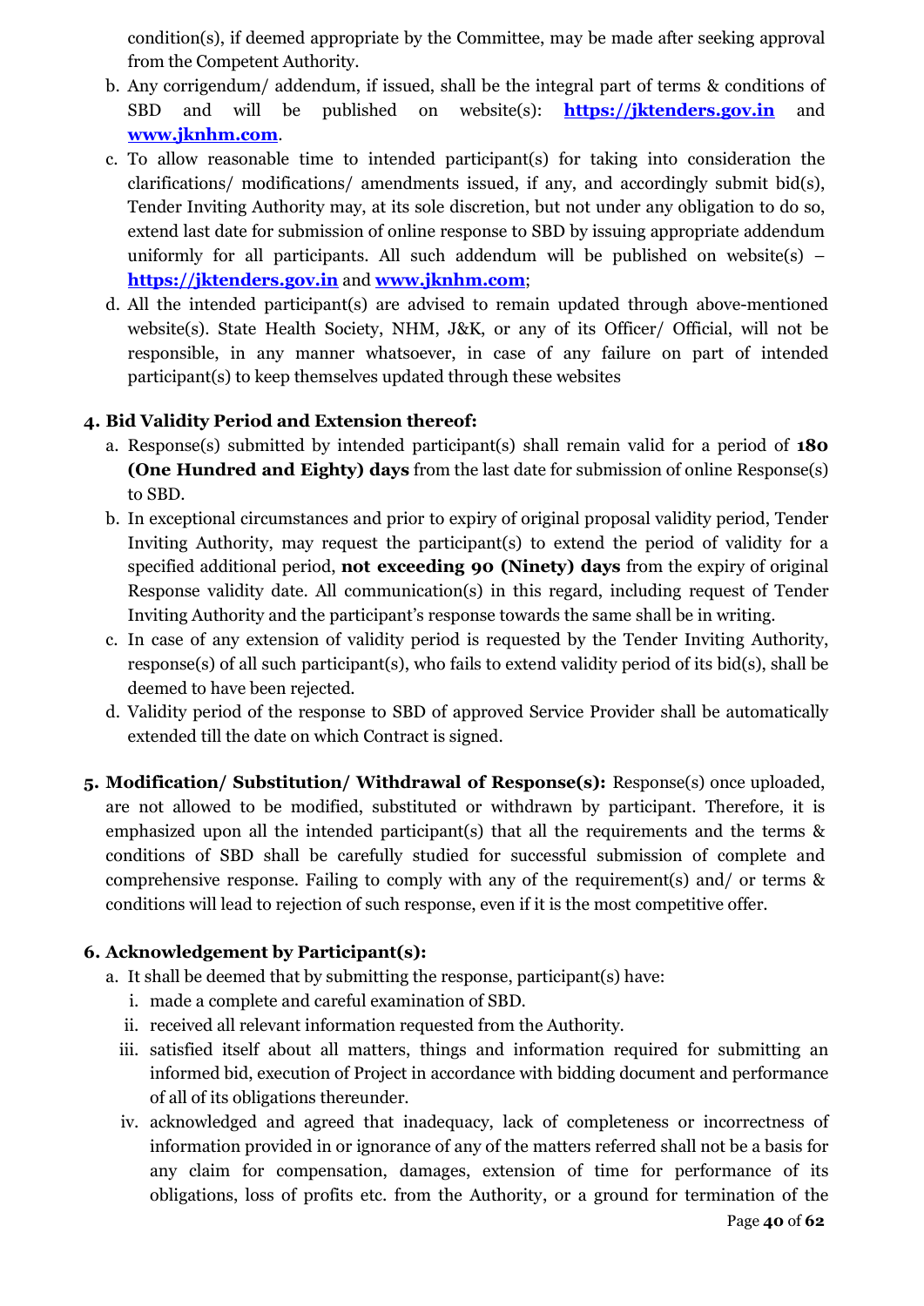condition(s), if deemed appropriate by the Committee, may be made after seeking approval from the Competent Authority.

b. Any corrigendum/ addendum, if issued, shall be the integral part of terms & conditions of SBD and will be published on website(s): **https://jktenders.gov.in** and **www.jknhm.com**.

c. To allow reasonable time to intended participant(s) for taking into consideration the clarifications/ modifications/ amendments issued, if any, and accordingly submit bid(s), Tender Inviting Authority may, at its sole discretion, but not under any obligation to do so, extend last date for submission of online response to SBD by issuing appropriate addendum uniformly for all participants. All such addendum will be published on website(s) – **https://jktenders.gov.in** and **www.jknhm.com**;

d. All the intended participant(s) are advised to remain updated through above-mentioned website(s). State Health Society, NHM, J&K, or any of its Officer/ Official, will not be responsible, in any manner whatsoever, in case of any failure on part of intended participant(s) to keep themselves updated through these websites

**4. Bid Validity Period and Extension thereof:**

a. Response(s) submitted by intended participant(s) shall remain valid for a period of **180 (One Hundred and Eighty) days** from the last date for submission of online Response(s) to SBD.

b. In exceptional circumstances and prior to expiry of original proposal validity period, Tender Inviting Authority, may request the participant(s) to extend the period of validity for a specified additional period, **not exceeding 90 (Ninety) days** from the expiry of original Response validity date. All communication(s) in this regard, including request of Tender Inviting Authority and the participant's response towards the same shall be in writing.

c. In case of any extension of validity period is requested by the Tender Inviting Authority, response(s) of all such participant(s), who fails to extend validity period of its bid(s), shall be deemed to have been rejected.

d. Validity period of the response to SBD of approved Service Provider shall be automatically extended till the date on which Contract is signed.

**5. Modification/ Substitution/ Withdrawal of Response(s):** Response(s) once uploaded, are not allowed to be modified, substituted or withdrawn by participant. Therefore, it is emphasized upon all the intended participant(s) that all the requirements and the terms & conditions of SBD shall be carefully studied for successful submission of complete and comprehensive response. Failing to comply with any of the requirement(s) and/ or terms & conditions will lead to rejection of such response, even if it is the most competitive offer.

**6. Acknowledgement by Participant(s):**

a. It shall be deemed that by submitting the response, participant(s) have:

   i. made a complete and careful examination of SBD.

   ii. received all relevant information requested from the Authority.

   iii. satisfied itself about all matters, things and information required for submitting an informed bid, execution of Project in accordance with bidding document and performance of all of its obligations thereunder.

   iv. acknowledged and agreed that inadequacy, lack of completeness or incorrectness of information provided in or ignorance of any of the matters referred shall not be a basis for any claim for compensation, damages, extension of time for performance of its obligations, loss of profits etc. from the Authority, or a ground for termination of the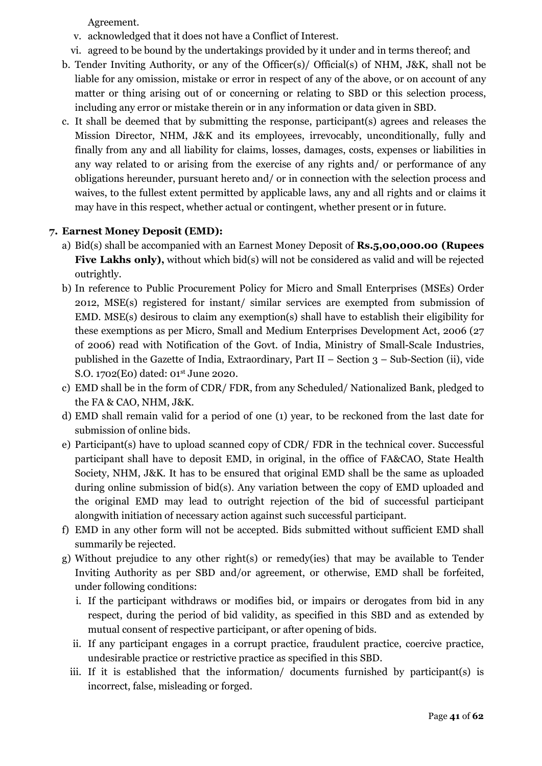Agreement.

v. acknowledged that it does not have a Conflict of Interest.

vi. agreed to be bound by the undertakings provided by it under and in terms thereof; and

b. Tender Inviting Authority, or any of the Officer(s)/ Official(s) of NHM, J&K, shall not be liable for any omission, mistake or error in respect of any of the above, or on account of any matter or thing arising out of or concerning or relating to SBD or this selection process, including any error or mistake therein or in any information or data given in SBD.

c. It shall be deemed that by submitting the response, participant(s) agrees and releases the Mission Director, NHM, J&K and its employees, irrevocably, unconditionally, fully and finally from any and all liability for claims, losses, damages, costs, expenses or liabilities in any way related to or arising from the exercise of any rights and/ or performance of any obligations hereunder, pursuant hereto and/ or in connection with the selection process and waives, to the fullest extent permitted by applicable laws, any and all rights and or claims it may have in this respect, whether actual or contingent, whether present or in future.

## 7. Earnest Money Deposit (EMD):

a) Bid(s) shall be accompanied with an Earnest Money Deposit of **Rs.5,00,000.00 (Rupees Five Lakhs only),** without which bid(s) will not be considered as valid and will be rejected outrightly.

b) In reference to Public Procurement Policy for Micro and Small Enterprises (MSEs) Order 2012, MSE(s) registered for instant/ similar services are exempted from submission of EMD. MSE(s) desirous to claim any exemption(s) shall have to establish their eligibility for these exemptions as per Micro, Small and Medium Enterprises Development Act, 2006 (27 of 2006) read with Notification of the Govt. of India, Ministry of Small-Scale Industries, published in the Gazette of India, Extraordinary, Part II – Section 3 – Sub-Section (ii), vide S.O. 1702(E0) dated: 01st June 2020.

c) EMD shall be in the form of CDR/ FDR, from any Scheduled/ Nationalized Bank, pledged to the FA & CAO, NHM, J&K.

d) EMD shall remain valid for a period of one (1) year, to be reckoned from the last date for submission of online bids.

e) Participant(s) have to upload scanned copy of CDR/ FDR in the technical cover. Successful participant shall have to deposit EMD, in original, in the office of FA&CAO, State Health Society, NHM, J&K. It has to be ensured that original EMD shall be the same as uploaded during online submission of bid(s). Any variation between the copy of EMD uploaded and the original EMD may lead to outright rejection of the bid of successful participant alongwith initiation of necessary action against such successful participant.

f) EMD in any other form will not be accepted. Bids submitted without sufficient EMD shall summarily be rejected.

g) Without prejudice to any other right(s) or remedy(ies) that may be available to Tender Inviting Authority as per SBD and/or agreement, or otherwise, EMD shall be forfeited, under following conditions:

i. If the participant withdraws or modifies bid, or impairs or derogates from bid in any respect, during the period of bid validity, as specified in this SBD and as extended by mutual consent of respective participant, or after opening of bids.

ii. If any participant engages in a corrupt practice, fraudulent practice, coercive practice, undesirable practice or restrictive practice as specified in this SBD.

iii. If it is established that the information/ documents furnished by participant(s) is incorrect, false, misleading or forged.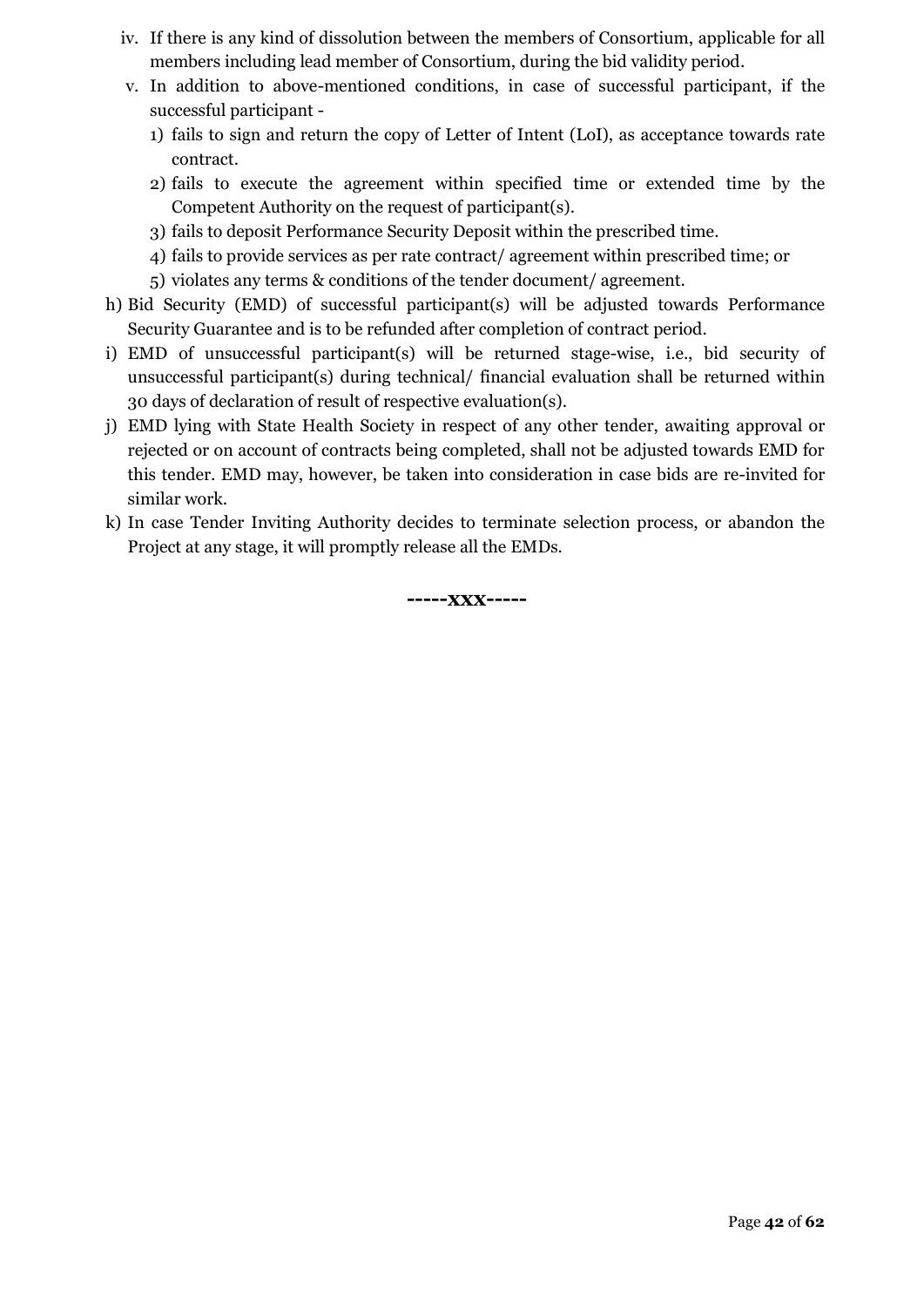iv. If there is any kind of dissolution between the members of Consortium, applicable for all members including lead member of Consortium, during the bid validity period.

v. In addition to above-mentioned conditions, in case of successful participant, if the successful participant -

1) fails to sign and return the copy of Letter of Intent (LoI), as acceptance towards rate contract.
2) fails to execute the agreement within specified time or extended time by the Competent Authority on the request of participant(s).
3) fails to deposit Performance Security Deposit within the prescribed time.
4) fails to provide services as per rate contract/ agreement within prescribed time; or
5) violates any terms & conditions of the tender document/ agreement.

h) Bid Security (EMD) of successful participant(s) will be adjusted towards Performance Security Guarantee and is to be refunded after completion of contract period.

i) EMD of unsuccessful participant(s) will be returned stage-wise, i.e., bid security of unsuccessful participant(s) during technical/ financial evaluation shall be returned within 30 days of declaration of result of respective evaluation(s).

j) EMD lying with State Health Society in respect of any other tender, awaiting approval or rejected or on account of contracts being completed, shall not be adjusted towards EMD for this tender. EMD may, however, be taken into consideration in case bids are re-invited for similar work.

k) In case Tender Inviting Authority decides to terminate selection process, or abandon the Project at any stage, it will promptly release all the EMDs.

**-----xxx-----**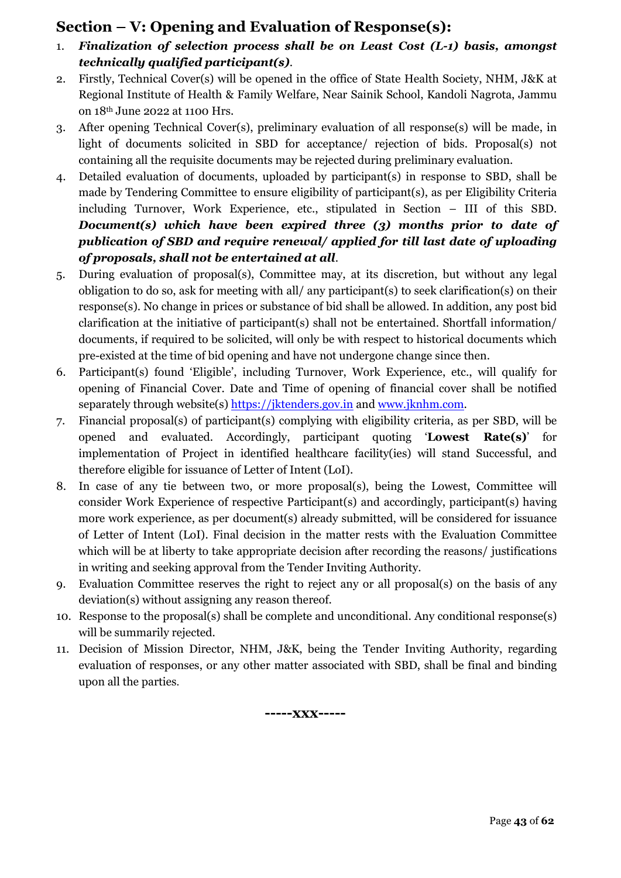## Section – V: Opening and Evaluation of Response(s):

1. ***Finalization of selection process shall be on Least Cost (L-1) basis, amongst technically qualified participant(s)***.
2. Firstly, Technical Cover(s) will be opened in the office of State Health Society, NHM, J&K at Regional Institute of Health & Family Welfare, Near Sainik School, Kandoli Nagrota, Jammu on 18th June 2022 at 1100 Hrs.
3. After opening Technical Cover(s), preliminary evaluation of all response(s) will be made, in light of documents solicited in SBD for acceptance/ rejection of bids. Proposal(s) not containing all the requisite documents may be rejected during preliminary evaluation.
4. Detailed evaluation of documents, uploaded by participant(s) in response to SBD, shall be made by Tendering Committee to ensure eligibility of participant(s), as per Eligibility Criteria including Turnover, Work Experience, etc., stipulated in Section – III of this SBD. ***Document(s) which have been expired three (3) months prior to date of publication of SBD and require renewal/ applied for till last date of uploading of proposals, shall not be entertained at all***.
5. During evaluation of proposal(s), Committee may, at its discretion, but without any legal obligation to do so, ask for meeting with all/ any participant(s) to seek clarification(s) on their response(s). No change in prices or substance of bid shall be allowed. In addition, any post bid clarification at the initiative of participant(s) shall not be entertained. Shortfall information/ documents, if required to be solicited, will only be with respect to historical documents which pre-existed at the time of bid opening and have not undergone change since then.
6. Participant(s) found 'Eligible', including Turnover, Work Experience, etc., will qualify for opening of Financial Cover. Date and Time of opening of financial cover shall be notified separately through website(s) https://jktenders.gov.in and www.jknhm.com.
7. Financial proposal(s) of participant(s) complying with eligibility criteria, as per SBD, will be opened and evaluated. Accordingly, participant quoting '**Lowest Rate(s)**' for implementation of Project in identified healthcare facility(ies) will stand Successful, and therefore eligible for issuance of Letter of Intent (LoI).
8. In case of any tie between two, or more proposal(s), being the Lowest, Committee will consider Work Experience of respective Participant(s) and accordingly, participant(s) having more work experience, as per document(s) already submitted, will be considered for issuance of Letter of Intent (LoI). Final decision in the matter rests with the Evaluation Committee which will be at liberty to take appropriate decision after recording the reasons/ justifications in writing and seeking approval from the Tender Inviting Authority.
9. Evaluation Committee reserves the right to reject any or all proposal(s) on the basis of any deviation(s) without assigning any reason thereof.
10. Response to the proposal(s) shall be complete and unconditional. Any conditional response(s) will be summarily rejected.
11. Decision of Mission Director, NHM, J&K, being the Tender Inviting Authority, regarding evaluation of responses, or any other matter associated with SBD, shall be final and binding upon all the parties.

**-----xxx-----**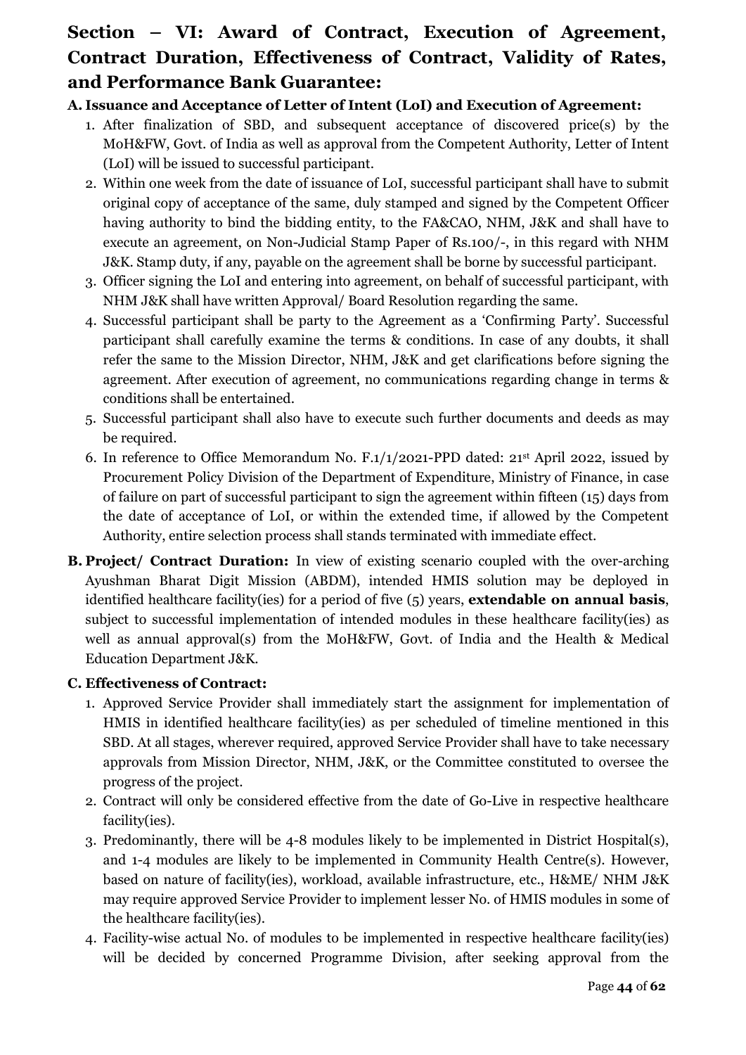## Section – VI: Award of Contract, Execution of Agreement, Contract Duration, Effectiveness of Contract, Validity of Rates, and Performance Bank Guarantee:

**A. Issuance and Acceptance of Letter of Intent (LoI) and Execution of Agreement:**

1. After finalization of SBD, and subsequent acceptance of discovered price(s) by the MoH&FW, Govt. of India as well as approval from the Competent Authority, Letter of Intent (LoI) will be issued to successful participant.
2. Within one week from the date of issuance of LoI, successful participant shall have to submit original copy of acceptance of the same, duly stamped and signed by the Competent Officer having authority to bind the bidding entity, to the FA&CAO, NHM, J&K and shall have to execute an agreement, on Non-Judicial Stamp Paper of Rs.100/-, in this regard with NHM J&K. Stamp duty, if any, payable on the agreement shall be borne by successful participant.
3. Officer signing the LoI and entering into agreement, on behalf of successful participant, with NHM J&K shall have written Approval/ Board Resolution regarding the same.
4. Successful participant shall be party to the Agreement as a 'Confirming Party'. Successful participant shall carefully examine the terms & conditions. In case of any doubts, it shall refer the same to the Mission Director, NHM, J&K and get clarifications before signing the agreement. After execution of agreement, no communications regarding change in terms & conditions shall be entertained.
5. Successful participant shall also have to execute such further documents and deeds as may be required.
6. In reference to Office Memorandum No. F.1/1/2021-PPD dated: 21st April 2022, issued by Procurement Policy Division of the Department of Expenditure, Ministry of Finance, in case of failure on part of successful participant to sign the agreement within fifteen (15) days from the date of acceptance of LoI, or within the extended time, if allowed by the Competent Authority, entire selection process shall stands terminated with immediate effect.

**B. Project/ Contract Duration:** In view of existing scenario coupled with the over-arching Ayushman Bharat Digit Mission (ABDM), intended HMIS solution may be deployed in identified healthcare facility(ies) for a period of five (5) years, **extendable on annual basis**, subject to successful implementation of intended modules in these healthcare facility(ies) as well as annual approval(s) from the MoH&FW, Govt. of India and the Health & Medical Education Department J&K.

**C. Effectiveness of Contract:**

1. Approved Service Provider shall immediately start the assignment for implementation of HMIS in identified healthcare facility(ies) as per scheduled of timeline mentioned in this SBD. At all stages, wherever required, approved Service Provider shall have to take necessary approvals from Mission Director, NHM, J&K, or the Committee constituted to oversee the progress of the project.
2. Contract will only be considered effective from the date of Go-Live in respective healthcare facility(ies).
3. Predominantly, there will be 4-8 modules likely to be implemented in District Hospital(s), and 1-4 modules are likely to be implemented in Community Health Centre(s). However, based on nature of facility(ies), workload, available infrastructure, etc., H&ME/ NHM J&K may require approved Service Provider to implement lesser No. of HMIS modules in some of the healthcare facility(ies).
4. Facility-wise actual No. of modules to be implemented in respective healthcare facility(ies) will be decided by concerned Programme Division, after seeking approval from the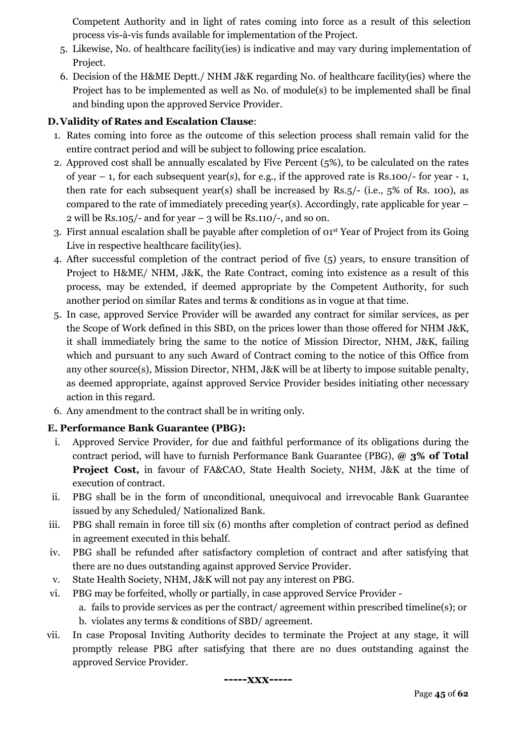Competent Authority and in light of rates coming into force as a result of this selection process vis-à-vis funds available for implementation of the Project.

5. Likewise, No. of healthcare facility(ies) is indicative and may vary during implementation of Project.
6. Decision of the H&ME Deptt./ NHM J&K regarding No. of healthcare facility(ies) where the Project has to be implemented as well as No. of module(s) to be implemented shall be final and binding upon the approved Service Provider.

**D. Validity of Rates and Escalation Clause**:

1. Rates coming into force as the outcome of this selection process shall remain valid for the entire contract period and will be subject to following price escalation.
2. Approved cost shall be annually escalated by Five Percent (5%), to be calculated on the rates of year – 1, for each subsequent year(s), for e.g., if the approved rate is Rs.100/- for year - 1, then rate for each subsequent year(s) shall be increased by Rs.5/- (i.e., 5% of Rs. 100), as compared to the rate of immediately preceding year(s). Accordingly, rate applicable for year – 2 will be Rs.105/- and for year – 3 will be Rs.110/-, and so on.
3. First annual escalation shall be payable after completion of 01st Year of Project from its Going Live in respective healthcare facility(ies).
4. After successful completion of the contract period of five (5) years, to ensure transition of Project to H&ME/ NHM, J&K, the Rate Contract, coming into existence as a result of this process, may be extended, if deemed appropriate by the Competent Authority, for such another period on similar Rates and terms & conditions as in vogue at that time.
5. In case, approved Service Provider will be awarded any contract for similar services, as per the Scope of Work defined in this SBD, on the prices lower than those offered for NHM J&K, it shall immediately bring the same to the notice of Mission Director, NHM, J&K, failing which and pursuant to any such Award of Contract coming to the notice of this Office from any other source(s), Mission Director, NHM, J&K will be at liberty to impose suitable penalty, as deemed appropriate, against approved Service Provider besides initiating other necessary action in this regard.
6. Any amendment to the contract shall be in writing only.

**E. Performance Bank Guarantee (PBG):**

i. Approved Service Provider, for due and faithful performance of its obligations during the contract period, will have to furnish Performance Bank Guarantee (PBG), **@ 3% of Total Project Cost,** in favour of FA&CAO, State Health Society, NHM, J&K at the time of execution of contract.

ii. PBG shall be in the form of unconditional, unequivocal and irrevocable Bank Guarantee issued by any Scheduled/ Nationalized Bank.

iii. PBG shall remain in force till six (6) months after completion of contract period as defined in agreement executed in this behalf.

iv. PBG shall be refunded after satisfactory completion of contract and after satisfying that there are no dues outstanding against approved Service Provider.

v. State Health Society, NHM, J&K will not pay any interest on PBG.

vi. PBG may be forfeited, wholly or partially, in case approved Service Provider -
   a. fails to provide services as per the contract/ agreement within prescribed timeline(s); or
   b. violates any terms & conditions of SBD/ agreement.

vii. In case Proposal Inviting Authority decides to terminate the Project at any stage, it will promptly release PBG after satisfying that there are no dues outstanding against the approved Service Provider.

**-----xxx-----**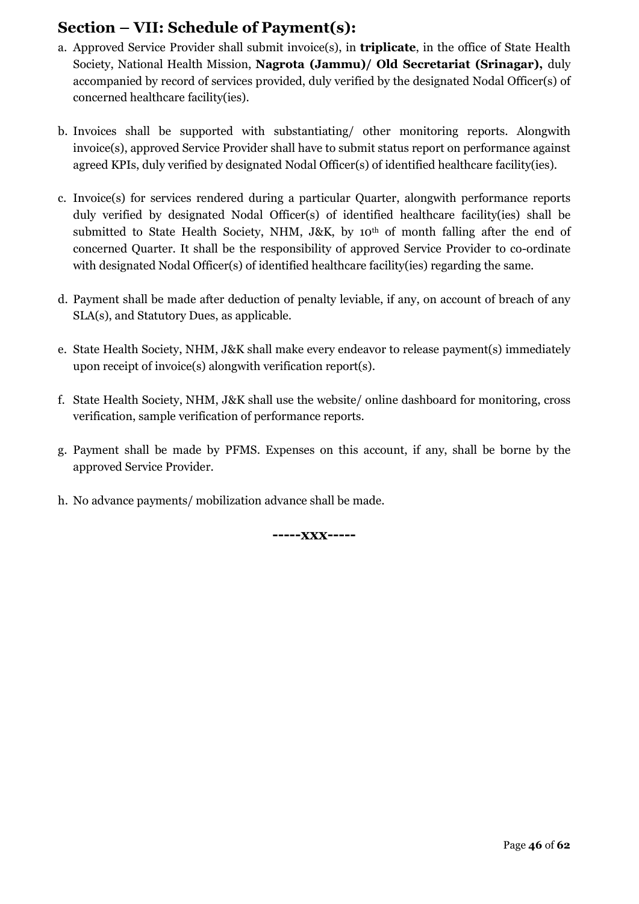## Section – VII: Schedule of Payment(s):

a. Approved Service Provider shall submit invoice(s), in **triplicate**, in the office of State Health Society, National Health Mission, **Nagrota (Jammu)/ Old Secretariat (Srinagar),** duly accompanied by record of services provided, duly verified by the designated Nodal Officer(s) of concerned healthcare facility(ies).

b. Invoices shall be supported with substantiating/ other monitoring reports. Alongwith invoice(s), approved Service Provider shall have to submit status report on performance against agreed KPIs, duly verified by designated Nodal Officer(s) of identified healthcare facility(ies).

c. Invoice(s) for services rendered during a particular Quarter, alongwith performance reports duly verified by designated Nodal Officer(s) of identified healthcare facility(ies) shall be submitted to State Health Society, NHM, J&K, by 10th of month falling after the end of concerned Quarter. It shall be the responsibility of approved Service Provider to co-ordinate with designated Nodal Officer(s) of identified healthcare facility(ies) regarding the same.

d. Payment shall be made after deduction of penalty leviable, if any, on account of breach of any SLA(s), and Statutory Dues, as applicable.

e. State Health Society, NHM, J&K shall make every endeavor to release payment(s) immediately upon receipt of invoice(s) alongwith verification report(s).

f. State Health Society, NHM, J&K shall use the website/ online dashboard for monitoring, cross verification, sample verification of performance reports.

g. Payment shall be made by PFMS. Expenses on this account, if any, shall be borne by the approved Service Provider.

h. No advance payments/ mobilization advance shall be made.

**-----xxx-----**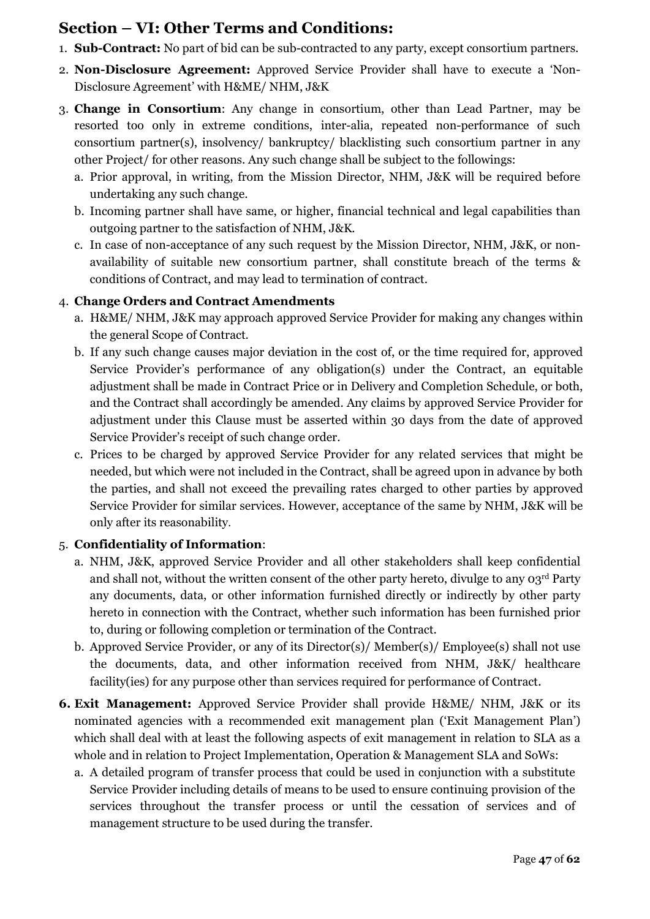## Section – VI: Other Terms and Conditions:

1. **Sub-Contract:** No part of bid can be sub-contracted to any party, except consortium partners.
2. **Non-Disclosure Agreement:** Approved Service Provider shall have to execute a 'Non-Disclosure Agreement' with H&ME/ NHM, J&K
3. **Change in Consortium**: Any change in consortium, other than Lead Partner, may be resorted too only in extreme conditions, inter-alia, repeated non-performance of such consortium partner(s), insolvency/ bankruptcy/ blacklisting such consortium partner in any other Project/ for other reasons. Any such change shall be subject to the followings:
   a. Prior approval, in writing, from the Mission Director, NHM, J&K will be required before undertaking any such change.
   b. Incoming partner shall have same, or higher, financial technical and legal capabilities than outgoing partner to the satisfaction of NHM, J&K.
   c. In case of non-acceptance of any such request by the Mission Director, NHM, J&K, or non-availability of suitable new consortium partner, shall constitute breach of the terms & conditions of Contract, and may lead to termination of contract.
4. **Change Orders and Contract Amendments**
   a. H&ME/ NHM, J&K may approach approved Service Provider for making any changes within the general Scope of Contract.
   b. If any such change causes major deviation in the cost of, or the time required for, approved Service Provider's performance of any obligation(s) under the Contract, an equitable adjustment shall be made in Contract Price or in Delivery and Completion Schedule, or both, and the Contract shall accordingly be amended. Any claims by approved Service Provider for adjustment under this Clause must be asserted within 30 days from the date of approved Service Provider's receipt of such change order.
   c. Prices to be charged by approved Service Provider for any related services that might be needed, but which were not included in the Contract, shall be agreed upon in advance by both the parties, and shall not exceed the prevailing rates charged to other parties by approved Service Provider for similar services. However, acceptance of the same by NHM, J&K will be only after its reasonability.
5. **Confidentiality of Information**:
   a. NHM, J&K, approved Service Provider and all other stakeholders shall keep confidential and shall not, without the written consent of the other party hereto, divulge to any 03rd Party any documents, data, or other information furnished directly or indirectly by other party hereto in connection with the Contract, whether such information has been furnished prior to, during or following completion or termination of the Contract.
   b. Approved Service Provider, or any of its Director(s)/ Member(s)/ Employee(s) shall not use the documents, data, and other information received from NHM, J&K/ healthcare facility(ies) for any purpose other than services required for performance of Contract.
6. **Exit Management:** Approved Service Provider shall provide H&ME/ NHM, J&K or its nominated agencies with a recommended exit management plan ('Exit Management Plan') which shall deal with at least the following aspects of exit management in relation to SLA as a whole and in relation to Project Implementation, Operation & Management SLA and SoWs:
   a. A detailed program of transfer process that could be used in conjunction with a substitute Service Provider including details of means to be used to ensure continuing provision of the services throughout the transfer process or until the cessation of services and of management structure to be used during the transfer.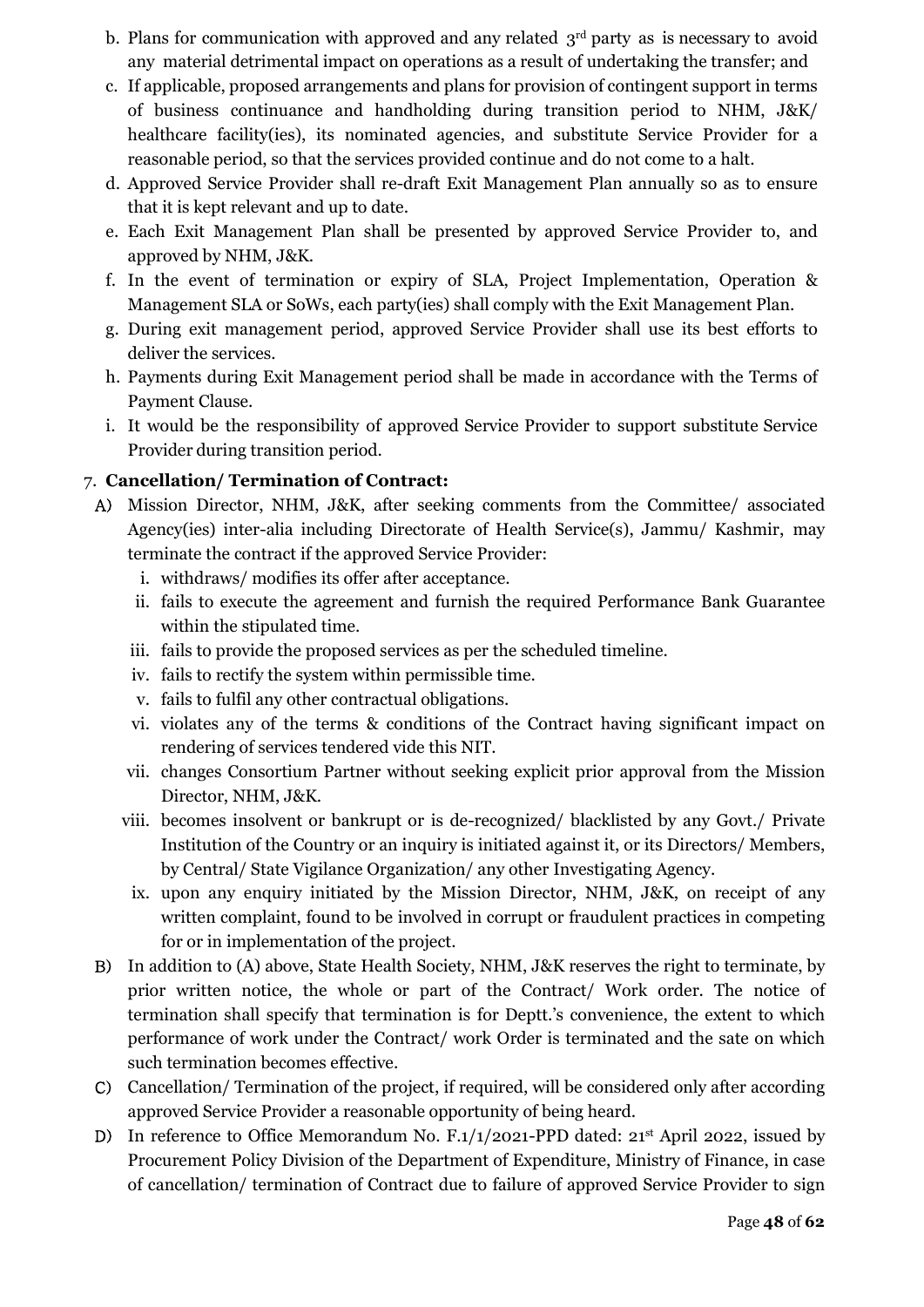b. Plans for communication with approved and any related 3rd party as is necessary to avoid any material detrimental impact on operations as a result of undertaking the transfer; and
c. If applicable, proposed arrangements and plans for provision of contingent support in terms of business continuance and handholding during transition period to NHM, J&K/ healthcare facility(ies), its nominated agencies, and substitute Service Provider for a reasonable period, so that the services provided continue and do not come to a halt.
d. Approved Service Provider shall re-draft Exit Management Plan annually so as to ensure that it is kept relevant and up to date.
e. Each Exit Management Plan shall be presented by approved Service Provider to, and approved by NHM, J&K.
f. In the event of termination or expiry of SLA, Project Implementation, Operation & Management SLA or SoWs, each party(ies) shall comply with the Exit Management Plan.
g. During exit management period, approved Service Provider shall use its best efforts to deliver the services.
h. Payments during Exit Management period shall be made in accordance with the Terms of Payment Clause.
i. It would be the responsibility of approved Service Provider to support substitute Service Provider during transition period.

7. **Cancellation/ Termination of Contract:**

A) Mission Director, NHM, J&K, after seeking comments from the Committee/ associated Agency(ies) inter-alia including Directorate of Health Service(s), Jammu/ Kashmir, may terminate the contract if the approved Service Provider:
   i. withdraws/ modifies its offer after acceptance.
   ii. fails to execute the agreement and furnish the required Performance Bank Guarantee within the stipulated time.
   iii. fails to provide the proposed services as per the scheduled timeline.
   iv. fails to rectify the system within permissible time.
   v. fails to fulfil any other contractual obligations.
   vi. violates any of the terms & conditions of the Contract having significant impact on rendering of services tendered vide this NIT.
   vii. changes Consortium Partner without seeking explicit prior approval from the Mission Director, NHM, J&K.
   viii. becomes insolvent or bankrupt or is de-recognized/ blacklisted by any Govt./ Private Institution of the Country or an inquiry is initiated against it, or its Directors/ Members, by Central/ State Vigilance Organization/ any other Investigating Agency.
   ix. upon any enquiry initiated by the Mission Director, NHM, J&K, on receipt of any written complaint, found to be involved in corrupt or fraudulent practices in competing for or in implementation of the project.

B) In addition to (A) above, State Health Society, NHM, J&K reserves the right to terminate, by prior written notice, the whole or part of the Contract/ Work order. The notice of termination shall specify that termination is for Deptt.'s convenience, the extent to which performance of work under the Contract/ work Order is terminated and the sate on which such termination becomes effective.

C) Cancellation/ Termination of the project, if required, will be considered only after according approved Service Provider a reasonable opportunity of being heard.

D) In reference to Office Memorandum No. F.1/1/2021-PPD dated: 21st April 2022, issued by Procurement Policy Division of the Department of Expenditure, Ministry of Finance, in case of cancellation/ termination of Contract due to failure of approved Service Provider to sign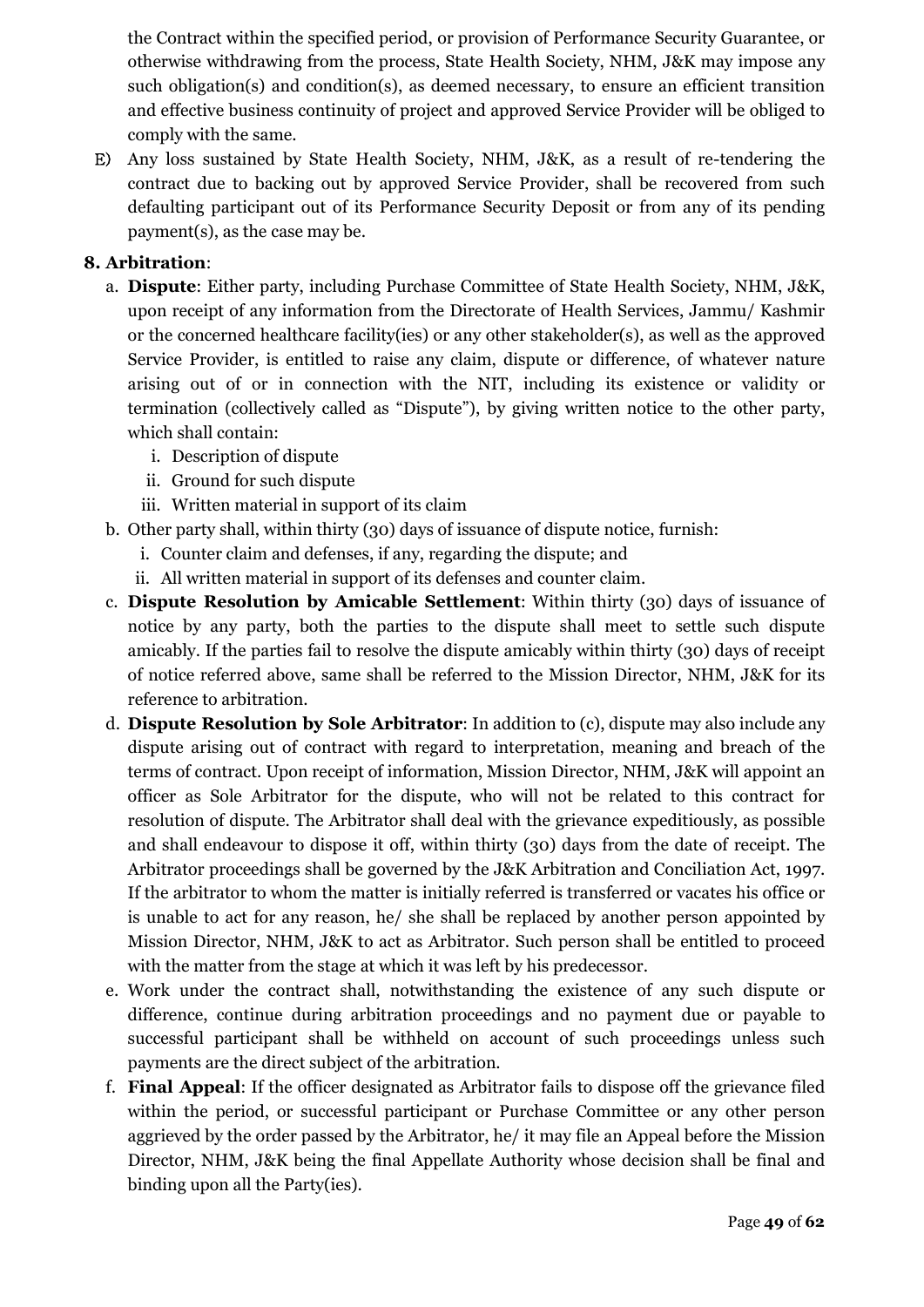the Contract within the specified period, or provision of Performance Security Guarantee, or otherwise withdrawing from the process, State Health Society, NHM, J&K may impose any such obligation(s) and condition(s), as deemed necessary, to ensure an efficient transition and effective business continuity of project and approved Service Provider will be obliged to comply with the same.

E) Any loss sustained by State Health Society, NHM, J&K, as a result of re-tendering the contract due to backing out by approved Service Provider, shall be recovered from such defaulting participant out of its Performance Security Deposit or from any of its pending payment(s), as the case may be.

**8. Arbitration**:

a. **Dispute**: Either party, including Purchase Committee of State Health Society, NHM, J&K, upon receipt of any information from the Directorate of Health Services, Jammu/ Kashmir or the concerned healthcare facility(ies) or any other stakeholder(s), as well as the approved Service Provider, is entitled to raise any claim, dispute or difference, of whatever nature arising out of or in connection with the NIT, including its existence or validity or termination (collectively called as "Dispute"), by giving written notice to the other party, which shall contain:
   i. Description of dispute
   ii. Ground for such dispute
   iii. Written material in support of its claim

b. Other party shall, within thirty (30) days of issuance of dispute notice, furnish:
   i. Counter claim and defenses, if any, regarding the dispute; and
   ii. All written material in support of its defenses and counter claim.

c. **Dispute Resolution by Amicable Settlement**: Within thirty (30) days of issuance of notice by any party, both the parties to the dispute shall meet to settle such dispute amicably. If the parties fail to resolve the dispute amicably within thirty (30) days of receipt of notice referred above, same shall be referred to the Mission Director, NHM, J&K for its reference to arbitration.

d. **Dispute Resolution by Sole Arbitrator**: In addition to (c), dispute may also include any dispute arising out of contract with regard to interpretation, meaning and breach of the terms of contract. Upon receipt of information, Mission Director, NHM, J&K will appoint an officer as Sole Arbitrator for the dispute, who will not be related to this contract for resolution of dispute. The Arbitrator shall deal with the grievance expeditiously, as possible and shall endeavour to dispose it off, within thirty (30) days from the date of receipt. The Arbitrator proceedings shall be governed by the J&K Arbitration and Conciliation Act, 1997. If the arbitrator to whom the matter is initially referred is transferred or vacates his office or is unable to act for any reason, he/ she shall be replaced by another person appointed by Mission Director, NHM, J&K to act as Arbitrator. Such person shall be entitled to proceed with the matter from the stage at which it was left by his predecessor.

e. Work under the contract shall, notwithstanding the existence of any such dispute or difference, continue during arbitration proceedings and no payment due or payable to successful participant shall be withheld on account of such proceedings unless such payments are the direct subject of the arbitration.

f. **Final Appeal**: If the officer designated as Arbitrator fails to dispose off the grievance filed within the period, or successful participant or Purchase Committee or any other person aggrieved by the order passed by the Arbitrator, he/ it may file an Appeal before the Mission Director, NHM, J&K being the final Appellate Authority whose decision shall be final and binding upon all the Party(ies).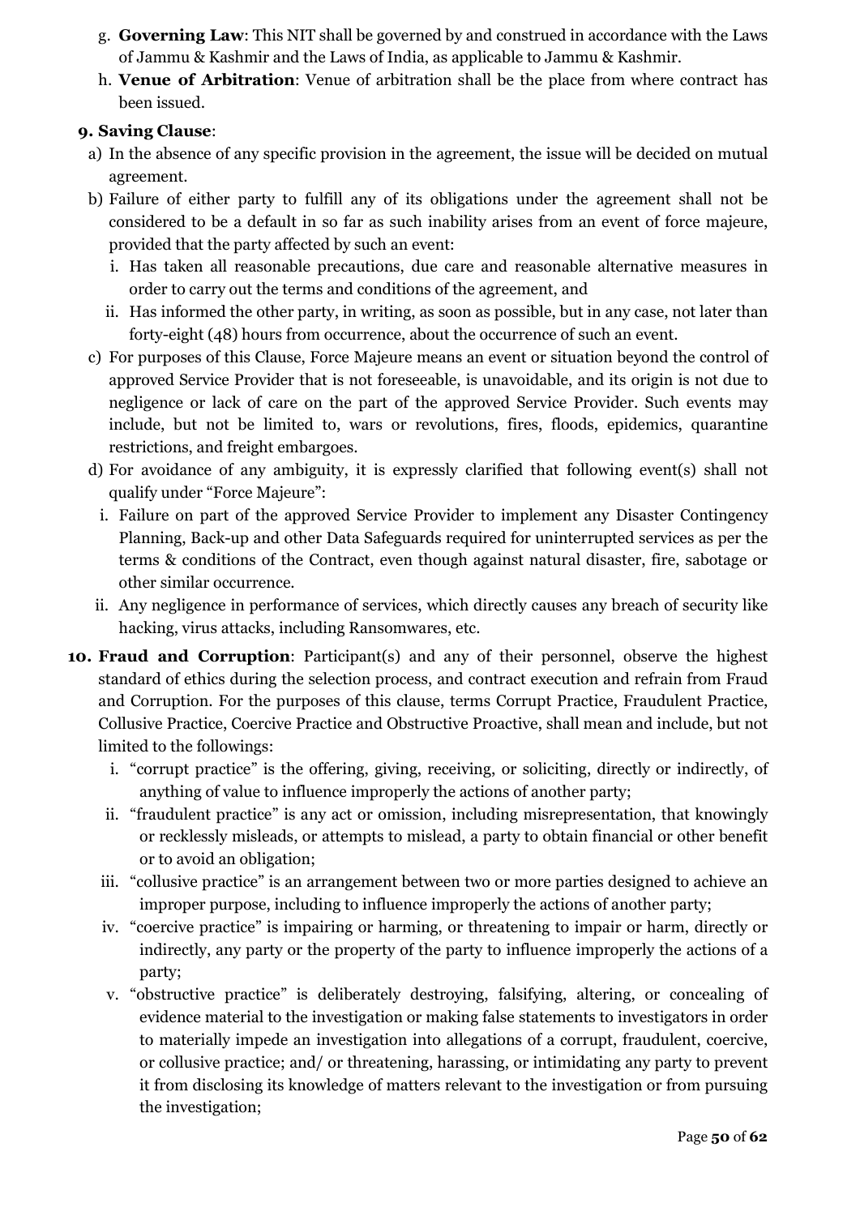g. **Governing Law**: This NIT shall be governed by and construed in accordance with the Laws of Jammu & Kashmir and the Laws of India, as applicable to Jammu & Kashmir.

h. **Venue of Arbitration**: Venue of arbitration shall be the place from where contract has been issued.

**9. Saving Clause**:

a) In the absence of any specific provision in the agreement, the issue will be decided on mutual agreement.

b) Failure of either party to fulfill any of its obligations under the agreement shall not be considered to be a default in so far as such inability arises from an event of force majeure, provided that the party affected by such an event:

   i. Has taken all reasonable precautions, due care and reasonable alternative measures in order to carry out the terms and conditions of the agreement, and

   ii. Has informed the other party, in writing, as soon as possible, but in any case, not later than forty-eight (48) hours from occurrence, about the occurrence of such an event.

c) For purposes of this Clause, Force Majeure means an event or situation beyond the control of approved Service Provider that is not foreseeable, is unavoidable, and its origin is not due to negligence or lack of care on the part of the approved Service Provider. Such events may include, but not be limited to, wars or revolutions, fires, floods, epidemics, quarantine restrictions, and freight embargoes.

d) For avoidance of any ambiguity, it is expressly clarified that following event(s) shall not qualify under "Force Majeure":

   i. Failure on part of the approved Service Provider to implement any Disaster Contingency Planning, Back-up and other Data Safeguards required for uninterrupted services as per the terms & conditions of the Contract, even though against natural disaster, fire, sabotage or other similar occurrence.

   ii. Any negligence in performance of services, which directly causes any breach of security like hacking, virus attacks, including Ransomwares, etc.

**10. Fraud and Corruption**: Participant(s) and any of their personnel, observe the highest standard of ethics during the selection process, and contract execution and refrain from Fraud and Corruption. For the purposes of this clause, terms Corrupt Practice, Fraudulent Practice, Collusive Practice, Coercive Practice and Obstructive Proactive, shall mean and include, but not limited to the followings:

   i. "corrupt practice" is the offering, giving, receiving, or soliciting, directly or indirectly, of anything of value to influence improperly the actions of another party;

   ii. "fraudulent practice" is any act or omission, including misrepresentation, that knowingly or recklessly misleads, or attempts to mislead, a party to obtain financial or other benefit or to avoid an obligation;

   iii. "collusive practice" is an arrangement between two or more parties designed to achieve an improper purpose, including to influence improperly the actions of another party;

   iv. "coercive practice" is impairing or harming, or threatening to impair or harm, directly or indirectly, any party or the property of the party to influence improperly the actions of a party;

   v. "obstructive practice" is deliberately destroying, falsifying, altering, or concealing of evidence material to the investigation or making false statements to investigators in order to materially impede an investigation into allegations of a corrupt, fraudulent, coercive, or collusive practice; and/ or threatening, harassing, or intimidating any party to prevent it from disclosing its knowledge of matters relevant to the investigation or from pursuing the investigation;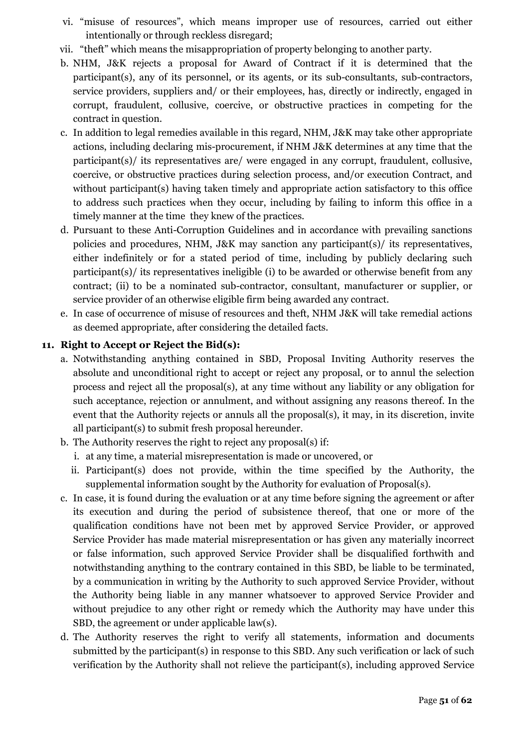vi. "misuse of resources", which means improper use of resources, carried out either intentionally or through reckless disregard;

vii. "theft" which means the misappropriation of property belonging to another party.

b. NHM, J&K rejects a proposal for Award of Contract if it is determined that the participant(s), any of its personnel, or its agents, or its sub-consultants, sub-contractors, service providers, suppliers and/ or their employees, has, directly or indirectly, engaged in corrupt, fraudulent, collusive, coercive, or obstructive practices in competing for the contract in question.

c. In addition to legal remedies available in this regard, NHM, J&K may take other appropriate actions, including declaring mis-procurement, if NHM J&K determines at any time that the participant(s)/ its representatives are/ were engaged in any corrupt, fraudulent, collusive, coercive, or obstructive practices during selection process, and/or execution Contract, and without participant(s) having taken timely and appropriate action satisfactory to this office to address such practices when they occur, including by failing to inform this office in a timely manner at the time they knew of the practices.

d. Pursuant to these Anti-Corruption Guidelines and in accordance with prevailing sanctions policies and procedures, NHM, J&K may sanction any participant(s)/ its representatives, either indefinitely or for a stated period of time, including by publicly declaring such participant(s)/ its representatives ineligible (i) to be awarded or otherwise benefit from any contract; (ii) to be a nominated sub-contractor, consultant, manufacturer or supplier, or service provider of an otherwise eligible firm being awarded any contract.

e. In case of occurrence of misuse of resources and theft, NHM J&K will take remedial actions as deemed appropriate, after considering the detailed facts.

**11. Right to Accept or Reject the Bid(s):**

a. Notwithstanding anything contained in SBD, Proposal Inviting Authority reserves the absolute and unconditional right to accept or reject any proposal, or to annul the selection process and reject all the proposal(s), at any time without any liability or any obligation for such acceptance, rejection or annulment, and without assigning any reasons thereof. In the event that the Authority rejects or annuls all the proposal(s), it may, in its discretion, invite all participant(s) to submit fresh proposal hereunder.

b. The Authority reserves the right to reject any proposal(s) if:

i. at any time, a material misrepresentation is made or uncovered, or

ii. Participant(s) does not provide, within the time specified by the Authority, the supplemental information sought by the Authority for evaluation of Proposal(s).

c. In case, it is found during the evaluation or at any time before signing the agreement or after its execution and during the period of subsistence thereof, that one or more of the qualification conditions have not been met by approved Service Provider, or approved Service Provider has made material misrepresentation or has given any materially incorrect or false information, such approved Service Provider shall be disqualified forthwith and notwithstanding anything to the contrary contained in this SBD, be liable to be terminated, by a communication in writing by the Authority to such approved Service Provider, without the Authority being liable in any manner whatsoever to approved Service Provider and without prejudice to any other right or remedy which the Authority may have under this SBD, the agreement or under applicable law(s).

d. The Authority reserves the right to verify all statements, information and documents submitted by the participant(s) in response to this SBD. Any such verification or lack of such verification by the Authority shall not relieve the participant(s), including approved Service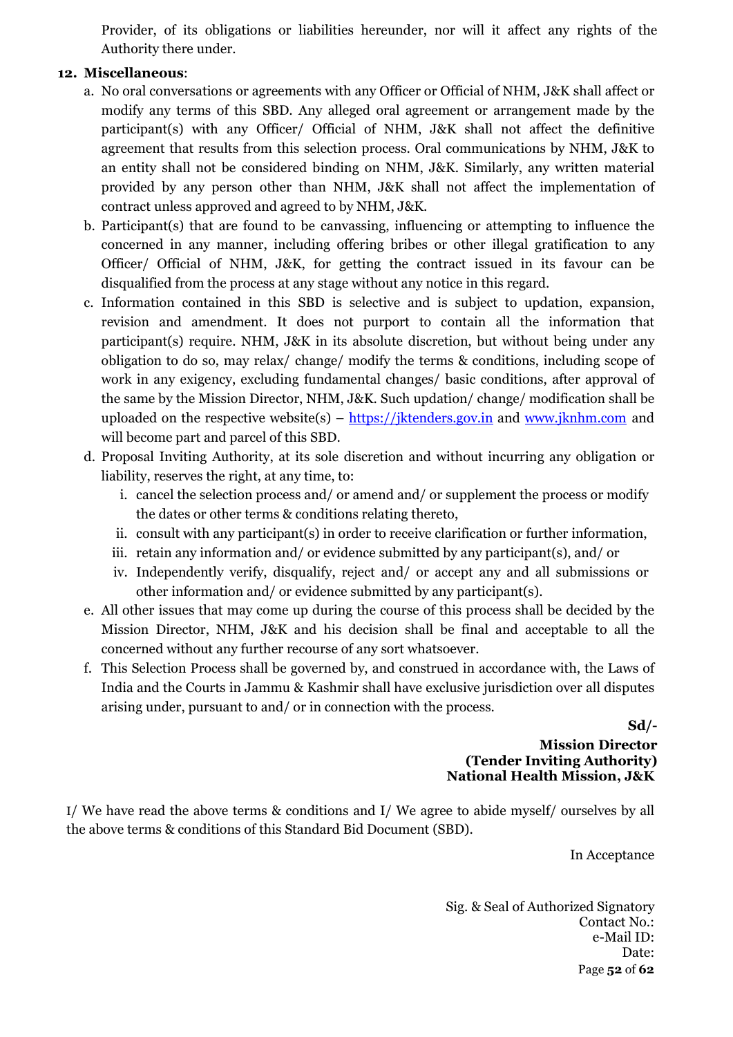Provider, of its obligations or liabilities hereunder, nor will it affect any rights of the Authority there under.

**12. Miscellaneous**:

a. No oral conversations or agreements with any Officer or Official of NHM, J&K shall affect or modify any terms of this SBD. Any alleged oral agreement or arrangement made by the participant(s) with any Officer/ Official of NHM, J&K shall not affect the definitive agreement that results from this selection process. Oral communications by NHM, J&K to an entity shall not be considered binding on NHM, J&K. Similarly, any written material provided by any person other than NHM, J&K shall not affect the implementation of contract unless approved and agreed to by NHM, J&K.

b. Participant(s) that are found to be canvassing, influencing or attempting to influence the concerned in any manner, including offering bribes or other illegal gratification to any Officer/ Official of NHM, J&K, for getting the contract issued in its favour can be disqualified from the process at any stage without any notice in this regard.

c. Information contained in this SBD is selective and is subject to updation, expansion, revision and amendment. It does not purport to contain all the information that participant(s) require. NHM, J&K in its absolute discretion, but without being under any obligation to do so, may relax/ change/ modify the terms & conditions, including scope of work in any exigency, excluding fundamental changes/ basic conditions, after approval of the same by the Mission Director, NHM, J&K. Such updation/ change/ modification shall be uploaded on the respective website(s) – https://jktenders.gov.in and www.jknhm.com and will become part and parcel of this SBD.

d. Proposal Inviting Authority, at its sole discretion and without incurring any obligation or liability, reserves the right, at any time, to:

   i. cancel the selection process and/ or amend and/ or supplement the process or modify the dates or other terms & conditions relating thereto,
   ii. consult with any participant(s) in order to receive clarification or further information,
   iii. retain any information and/ or evidence submitted by any participant(s), and/ or
   iv. Independently verify, disqualify, reject and/ or accept any and all submissions or other information and/ or evidence submitted by any participant(s).

e. All other issues that may come up during the course of this process shall be decided by the Mission Director, NHM, J&K and his decision shall be final and acceptable to all the concerned without any further recourse of any sort whatsoever.

f. This Selection Process shall be governed by, and construed in accordance with, the Laws of India and the Courts in Jammu & Kashmir shall have exclusive jurisdiction over all disputes arising under, pursuant to and/ or in connection with the process.

**Sd/-**
**Mission Director**
**(Tender Inviting Authority)**
**National Health Mission, J&K**

I/ We have read the above terms & conditions and I/ We agree to abide myself/ ourselves by all the above terms & conditions of this Standard Bid Document (SBD).

In Acceptance

Sig. & Seal of Authorized Signatory
Contact No.:
e-Mail ID:
Date: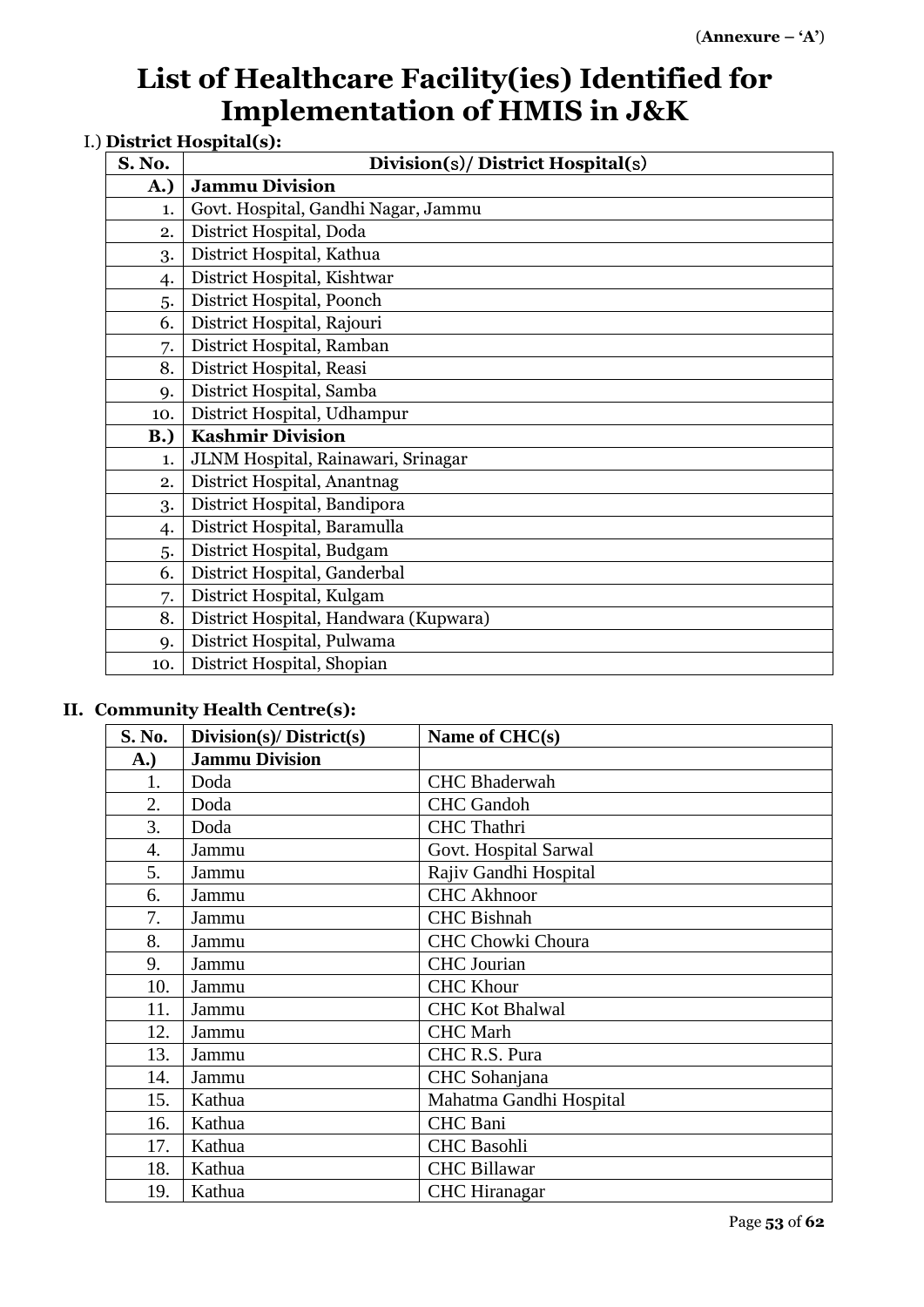(**Annexure – 'A'**)

# List of Healthcare Facility(ies) Identified for Implementation of HMIS in J&K

I.) **District Hospital(s):**

| S. No. | Division(s)/ District Hospital(s) |
|---|---|
| **A.)** | **Jammu Division** |
| 1. | Govt. Hospital, Gandhi Nagar, Jammu |
| 2. | District Hospital, Doda |
| 3. | District Hospital, Kathua |
| 4. | District Hospital, Kishtwar |
| 5. | District Hospital, Poonch |
| 6. | District Hospital, Rajouri |
| 7. | District Hospital, Ramban |
| 8. | District Hospital, Reasi |
| 9. | District Hospital, Samba |
| 10. | District Hospital, Udhampur |
| **B.)** | **Kashmir Division** |
| 1. | JLNM Hospital, Rainawari, Srinagar |
| 2. | District Hospital, Anantnag |
| 3. | District Hospital, Bandipora |
| 4. | District Hospital, Baramulla |
| 5. | District Hospital, Budgam |
| 6. | District Hospital, Ganderbal |
| 7. | District Hospital, Kulgam |
| 8. | District Hospital, Handwara (Kupwara) |
| 9. | District Hospital, Pulwama |
| 10. | District Hospital, Shopian |

**II. Community Health Centre(s):**

| S. No. | Division(s)/ District(s) | Name of CHC(s) |
|---|---|---|
| **A.)** | **Jammu Division** | |
| 1. | Doda | CHC Bhaderwah |
| 2. | Doda | CHC Gandoh |
| 3. | Doda | CHC Thathri |
| 4. | Jammu | Govt. Hospital Sarwal |
| 5. | Jammu | Rajiv Gandhi Hospital |
| 6. | Jammu | CHC Akhnoor |
| 7. | Jammu | CHC Bishnah |
| 8. | Jammu | CHC Chowki Choura |
| 9. | Jammu | CHC Jourian |
| 10. | Jammu | CHC Khour |
| 11. | Jammu | CHC Kot Bhalwal |
| 12. | Jammu | CHC Marh |
| 13. | Jammu | CHC R.S. Pura |
| 14. | Jammu | CHC Sohanjana |
| 15. | Kathua | Mahatma Gandhi Hospital |
| 16. | Kathua | CHC Bani |
| 17. | Kathua | CHC Basohli |
| 18. | Kathua | CHC Billawar |
| 19. | Kathua | CHC Hiranagar |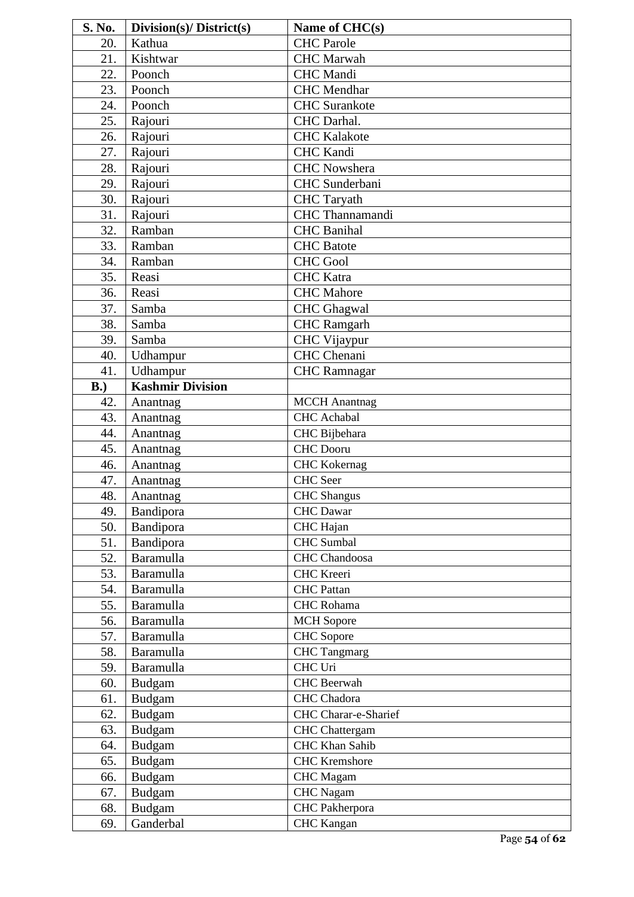| S. No. | Division(s)/ District(s) | Name of CHC(s) |
|---|---|---|
| 20. | Kathua | CHC Parole |
| 21. | Kishtwar | CHC Marwah |
| 22. | Poonch | CHC Mandi |
| 23. | Poonch | CHC Mendhar |
| 24. | Poonch | CHC Surankote |
| 25. | Rajouri | CHC Darhal. |
| 26. | Rajouri | CHC Kalakote |
| 27. | Rajouri | CHC Kandi |
| 28. | Rajouri | CHC Nowshera |
| 29. | Rajouri | CHC Sunderbani |
| 30. | Rajouri | CHC Taryath |
| 31. | Rajouri | CHC Thannamandi |
| 32. | Ramban | CHC Banihal |
| 33. | Ramban | CHC Batote |
| 34. | Ramban | CHC Gool |
| 35. | Reasi | CHC Katra |
| 36. | Reasi | CHC Mahore |
| 37. | Samba | CHC Ghagwal |
| 38. | Samba | CHC Ramgarh |
| 39. | Samba | CHC Vijaypur |
| 40. | Udhampur | CHC Chenani |
| 41. | Udhampur | CHC Ramnagar |
| **B.)** | **Kashmir Division** | |
| 42. | Anantnag | MCCH Anantnag |
| 43. | Anantnag | CHC Achabal |
| 44. | Anantnag | CHC Bijbehara |
| 45. | Anantnag | CHC Dooru |
| 46. | Anantnag | CHC Kokernag |
| 47. | Anantnag | CHC Seer |
| 48. | Anantnag | CHC Shangus |
| 49. | Bandipora | CHC Dawar |
| 50. | Bandipora | CHC Hajan |
| 51. | Bandipora | CHC Sumbal |
| 52. | Baramulla | CHC Chandoosa |
| 53. | Baramulla | CHC Kreeri |
| 54. | Baramulla | CHC Pattan |
| 55. | Baramulla | CHC Rohama |
| 56. | Baramulla | MCH Sopore |
| 57. | Baramulla | CHC Sopore |
| 58. | Baramulla | CHC Tangmarg |
| 59. | Baramulla | CHC Uri |
| 60. | Budgam | CHC Beerwah |
| 61. | Budgam | CHC Chadora |
| 62. | Budgam | CHC Charar-e-Sharief |
| 63. | Budgam | CHC Chattergam |
| 64. | Budgam | CHC Khan Sahib |
| 65. | Budgam | CHC Kremshore |
| 66. | Budgam | CHC Magam |
| 67. | Budgam | CHC Nagam |
| 68. | Budgam | CHC Pakherpora |
| 69. | Ganderbal | CHC Kangan |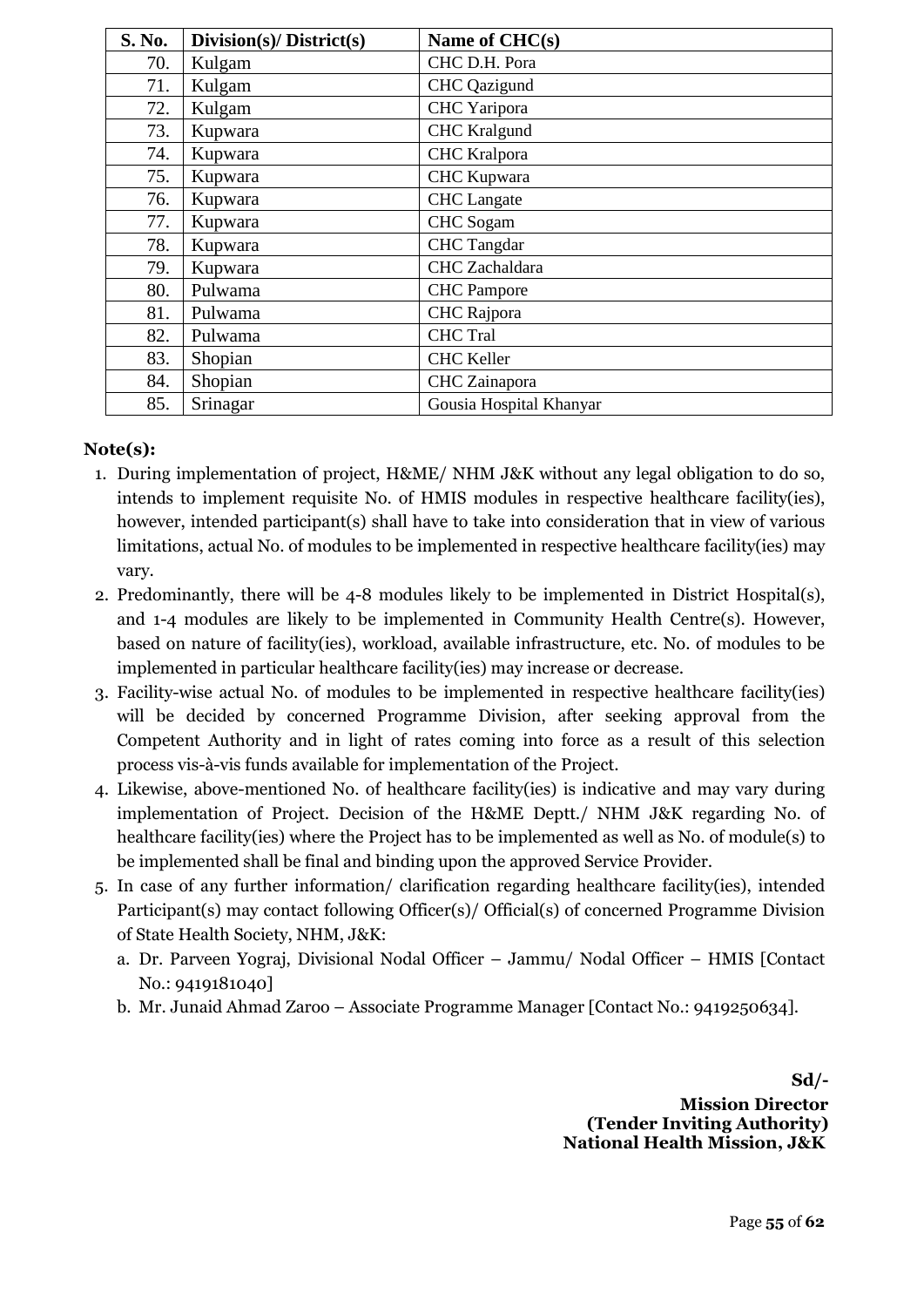| S. No. | Division(s)/ District(s) | Name of CHC(s) |
|---|---|---|
| 70. | Kulgam | CHC D.H. Pora |
| 71. | Kulgam | CHC Qazigund |
| 72. | Kulgam | CHC Yaripora |
| 73. | Kupwara | CHC Kralgund |
| 74. | Kupwara | CHC Kralpora |
| 75. | Kupwara | CHC Kupwara |
| 76. | Kupwara | CHC Langate |
| 77. | Kupwara | CHC Sogam |
| 78. | Kupwara | CHC Tangdar |
| 79. | Kupwara | CHC Zachaldara |
| 80. | Pulwama | CHC Pampore |
| 81. | Pulwama | CHC Rajpora |
| 82. | Pulwama | CHC Tral |
| 83. | Shopian | CHC Keller |
| 84. | Shopian | CHC Zainapora |
| 85. | Srinagar | Gousia Hospital Khanyar |

**Note(s):**

1. During implementation of project, H&ME/ NHM J&K without any legal obligation to do so, intends to implement requisite No. of HMIS modules in respective healthcare facility(ies), however, intended participant(s) shall have to take into consideration that in view of various limitations, actual No. of modules to be implemented in respective healthcare facility(ies) may vary.
2. Predominantly, there will be 4-8 modules likely to be implemented in District Hospital(s), and 1-4 modules are likely to be implemented in Community Health Centre(s). However, based on nature of facility(ies), workload, available infrastructure, etc. No. of modules to be implemented in particular healthcare facility(ies) may increase or decrease.
3. Facility-wise actual No. of modules to be implemented in respective healthcare facility(ies) will be decided by concerned Programme Division, after seeking approval from the Competent Authority and in light of rates coming into force as a result of this selection process vis-à-vis funds available for implementation of the Project.
4. Likewise, above-mentioned No. of healthcare facility(ies) is indicative and may vary during implementation of Project. Decision of the H&ME Deptt./ NHM J&K regarding No. of healthcare facility(ies) where the Project has to be implemented as well as No. of module(s) to be implemented shall be final and binding upon the approved Service Provider.
5. In case of any further information/ clarification regarding healthcare facility(ies), intended Participant(s) may contact following Officer(s)/ Official(s) of concerned Programme Division of State Health Society, NHM, J&K:
   a. Dr. Parveen Yograj, Divisional Nodal Officer – Jammu/ Nodal Officer – HMIS [Contact No.: 9419181040]
   b. Mr. Junaid Ahmad Zaroo – Associate Programme Manager [Contact No.: 9419250634].

**Sd/-**
**Mission Director**
**(Tender Inviting Authority)**
**National Health Mission, J&K**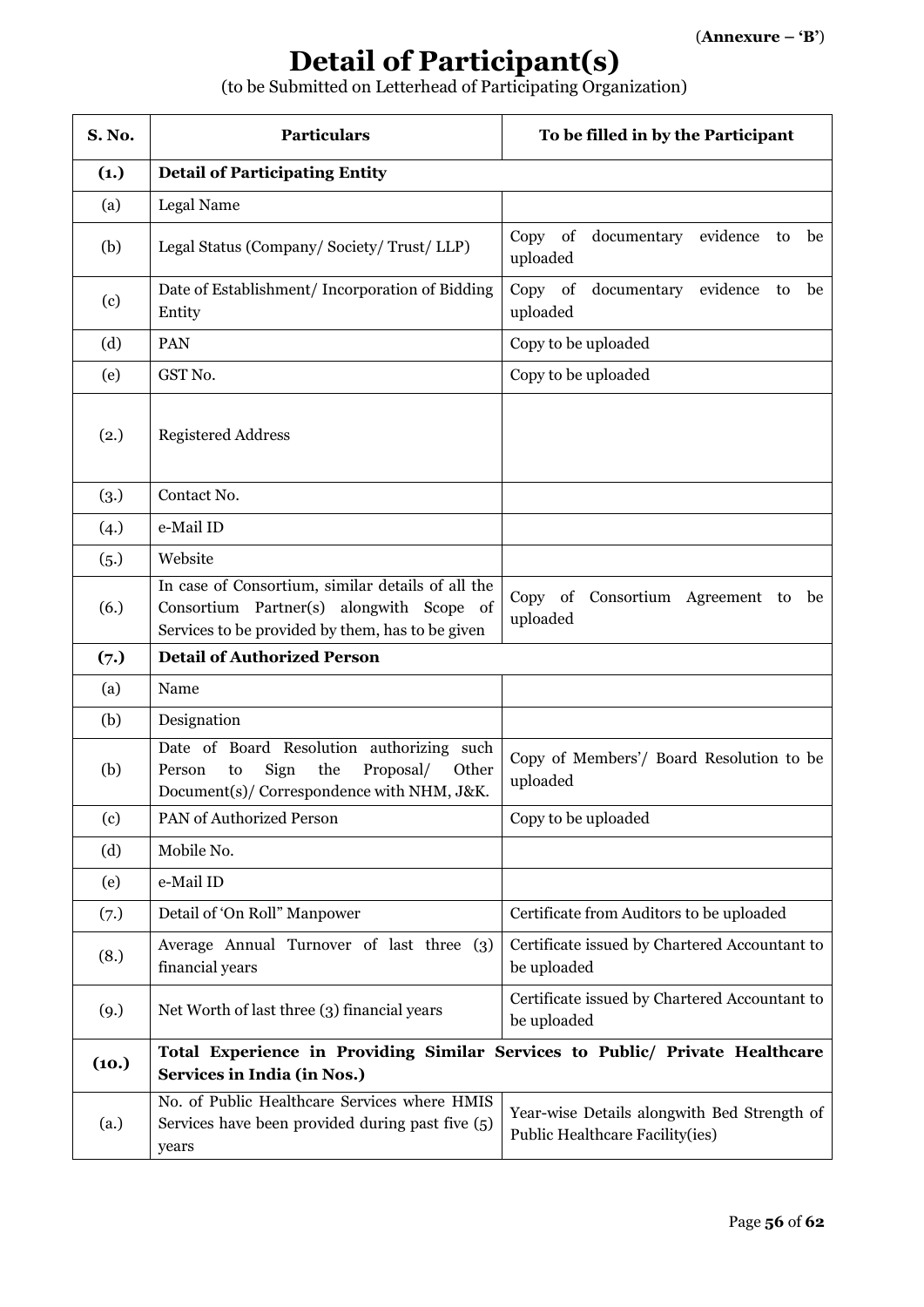(**Annexure – 'B'**)

# Detail of Participant(s)

(to be Submitted on Letterhead of Participating Organization)

| S. No. | Particulars | To be filled in by the Participant |
|---|---|---|
| **(1.)** | **Detail of Participating Entity** | |
| (a) | Legal Name | |
| (b) | Legal Status (Company/ Society/ Trust/ LLP) | Copy of documentary evidence to be uploaded |
| (c) | Date of Establishment/ Incorporation of Bidding Entity | Copy of documentary evidence to be uploaded |
| (d) | PAN | Copy to be uploaded |
| (e) | GST No. | Copy to be uploaded |
| (2.) | Registered Address | |
| (3.) | Contact No. | |
| (4.) | e-Mail ID | |
| (5.) | Website | |
| (6.) | In case of Consortium, similar details of all the Consortium Partner(s) alongwith Scope of Services to be provided by them, has to be given | Copy of Consortium Agreement to be uploaded |
| **(7.)** | **Detail of Authorized Person** | |
| (a) | Name | |
| (b) | Designation | |
| (b) | Date of Board Resolution authorizing such Person to Sign the Proposal/ Other Document(s)/ Correspondence with NHM, J&K. | Copy of Members'/ Board Resolution to be uploaded |
| (c) | PAN of Authorized Person | Copy to be uploaded |
| (d) | Mobile No. | |
| (e) | e-Mail ID | |
| (7.) | Detail of 'On Roll" Manpower | Certificate from Auditors to be uploaded |
| (8.) | Average Annual Turnover of last three (3) financial years | Certificate issued by Chartered Accountant to be uploaded |
| (9.) | Net Worth of last three (3) financial years | Certificate issued by Chartered Accountant to be uploaded |
| **(10.)** | **Total Experience in Providing Similar Services to Public/ Private Healthcare Services in India (in Nos.)** | |
| (a.) | No. of Public Healthcare Services where HMIS Services have been provided during past five (5) years | Year-wise Details alongwith Bed Strength of Public Healthcare Facility(ies) |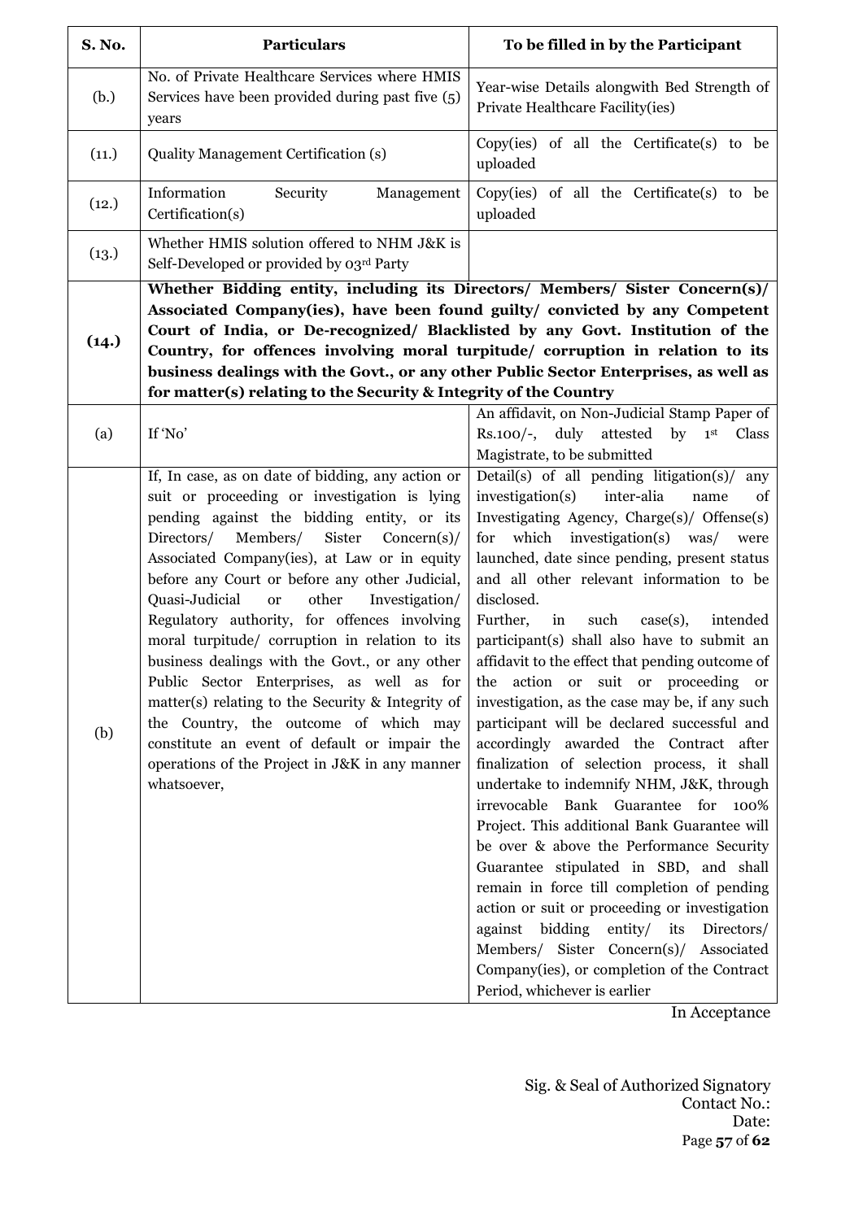| S. No. | Particulars | To be filled in by the Participant |
|---|---|---|
| (b.) | No. of Private Healthcare Services where HMIS Services have been provided during past five (5) years | Year-wise Details alongwith Bed Strength of Private Healthcare Facility(ies) |
| (11.) | Quality Management Certification (s) | Copy(ies) of all the Certificate(s) to be uploaded |
| (12.) | Information Security Management Certification(s) | Copy(ies) of all the Certificate(s) to be uploaded |
| (13.) | Whether HMIS solution offered to NHM J&K is Self-Developed or provided by 03rd Party | |
| **(14.)** | **Whether Bidding entity, including its Directors/ Members/ Sister Concern(s)/ Associated Company(ies), have been found guilty/ convicted by any Competent Court of India, or De-recognized/ Blacklisted by any Govt. Institution of the Country, for offences involving moral turpitude/ corruption in relation to its business dealings with the Govt., or any other Public Sector Enterprises, as well as for matter(s) relating to the Security & Integrity of the Country** | |
| (a) | If 'No' | An affidavit, on Non-Judicial Stamp Paper of Rs.100/-, duly attested by 1st Class Magistrate, to be submitted |
| (b) | If, In case, as on date of bidding, any action or suit or proceeding or investigation is lying pending against the bidding entity, or its Directors/ Members/ Sister Concern(s)/ Associated Company(ies), at Law or in equity before any Court or before any other Judicial, Quasi-Judicial or other Investigation/ Regulatory authority, for offences involving moral turpitude/ corruption in relation to its business dealings with the Govt., or any other Public Sector Enterprises, as well as for matter(s) relating to the Security & Integrity of the Country, the outcome of which may constitute an event of default or impair the operations of the Project in J&K in any manner whatsoever, | Detail(s) of all pending litigation(s)/ any investigation(s) inter-alia name of Investigating Agency, Charge(s)/ Offense(s) for which investigation(s) was/ were launched, date since pending, present status and all other relevant information to be disclosed. Further, in such case(s), intended participant(s) shall also have to submit an affidavit to the effect that pending outcome of the action or suit or proceeding or investigation, as the case may be, if any such participant will be declared successful and accordingly awarded the Contract after finalization of selection process, it shall undertake to indemnify NHM, J&K, through irrevocable Bank Guarantee for 100% Project. This additional Bank Guarantee will be over & above the Performance Security Guarantee stipulated in SBD, and shall remain in force till completion of pending action or suit or proceeding or investigation against bidding entity/ its Directors/ Members/ Sister Concern(s)/ Associated Company(ies), or completion of the Contract Period, whichever is earlier |

In Acceptance

Sig. & Seal of Authorized Signatory
Contact No.:
Date: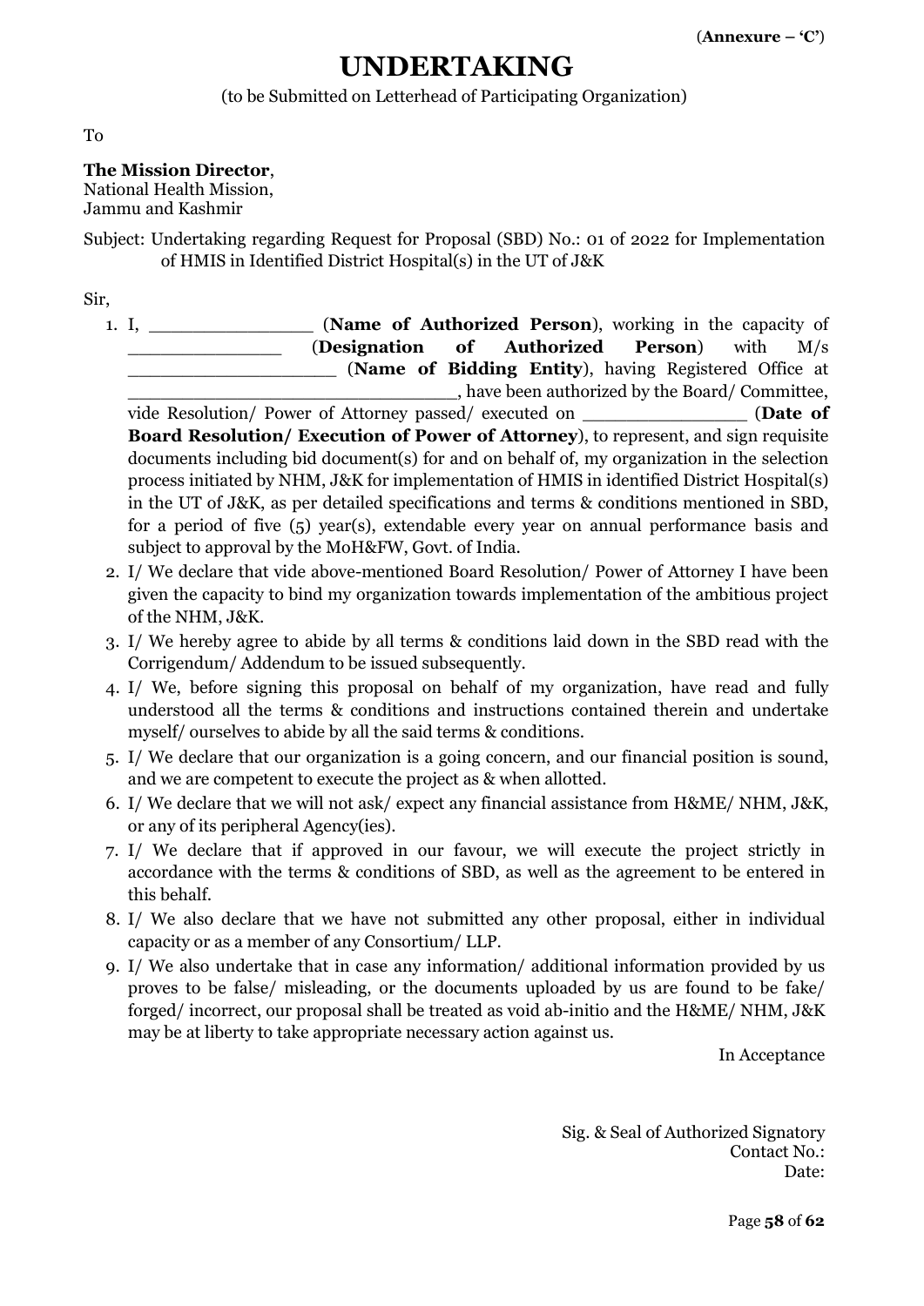(**Annexure – 'C'**)

# UNDERTAKING

(to be Submitted on Letterhead of Participating Organization)

To

**The Mission Director**,
National Health Mission,
Jammu and Kashmir

Subject: Undertaking regarding Request for Proposal (SBD) No.: 01 of 2022 for Implementation of HMIS in Identified District Hospital(s) in the UT of J&K

Sir,

1. I, _______________ (**Name of Authorized Person**), working in the capacity of ______________ (**Designation of Authorized Person**) with M/s ___________________ (**Name of Bidding Entity**), having Registered Office at ______________________________, have been authorized by the Board/ Committee, vide Resolution/ Power of Attorney passed/ executed on _______________ (**Date of Board Resolution/ Execution of Power of Attorney**), to represent, and sign requisite documents including bid document(s) for and on behalf of, my organization in the selection process initiated by NHM, J&K for implementation of HMIS in identified District Hospital(s) in the UT of J&K, as per detailed specifications and terms & conditions mentioned in SBD, for a period of five (5) year(s), extendable every year on annual performance basis and subject to approval by the MoH&FW, Govt. of India.
2. I/ We declare that vide above-mentioned Board Resolution/ Power of Attorney I have been given the capacity to bind my organization towards implementation of the ambitious project of the NHM, J&K.
3. I/ We hereby agree to abide by all terms & conditions laid down in the SBD read with the Corrigendum/ Addendum to be issued subsequently.
4. I/ We, before signing this proposal on behalf of my organization, have read and fully understood all the terms & conditions and instructions contained therein and undertake myself/ ourselves to abide by all the said terms & conditions.
5. I/ We declare that our organization is a going concern, and our financial position is sound, and we are competent to execute the project as & when allotted.
6. I/ We declare that we will not ask/ expect any financial assistance from H&ME/ NHM, J&K, or any of its peripheral Agency(ies).
7. I/ We declare that if approved in our favour, we will execute the project strictly in accordance with the terms & conditions of SBD, as well as the agreement to be entered in this behalf.
8. I/ We also declare that we have not submitted any other proposal, either in individual capacity or as a member of any Consortium/ LLP.
9. I/ We also undertake that in case any information/ additional information provided by us proves to be false/ misleading, or the documents uploaded by us are found to be fake/ forged/ incorrect, our proposal shall be treated as void ab-initio and the H&ME/ NHM, J&K may be at liberty to take appropriate necessary action against us.

In Acceptance

Sig. & Seal of Authorized Signatory
Contact No.:
Date: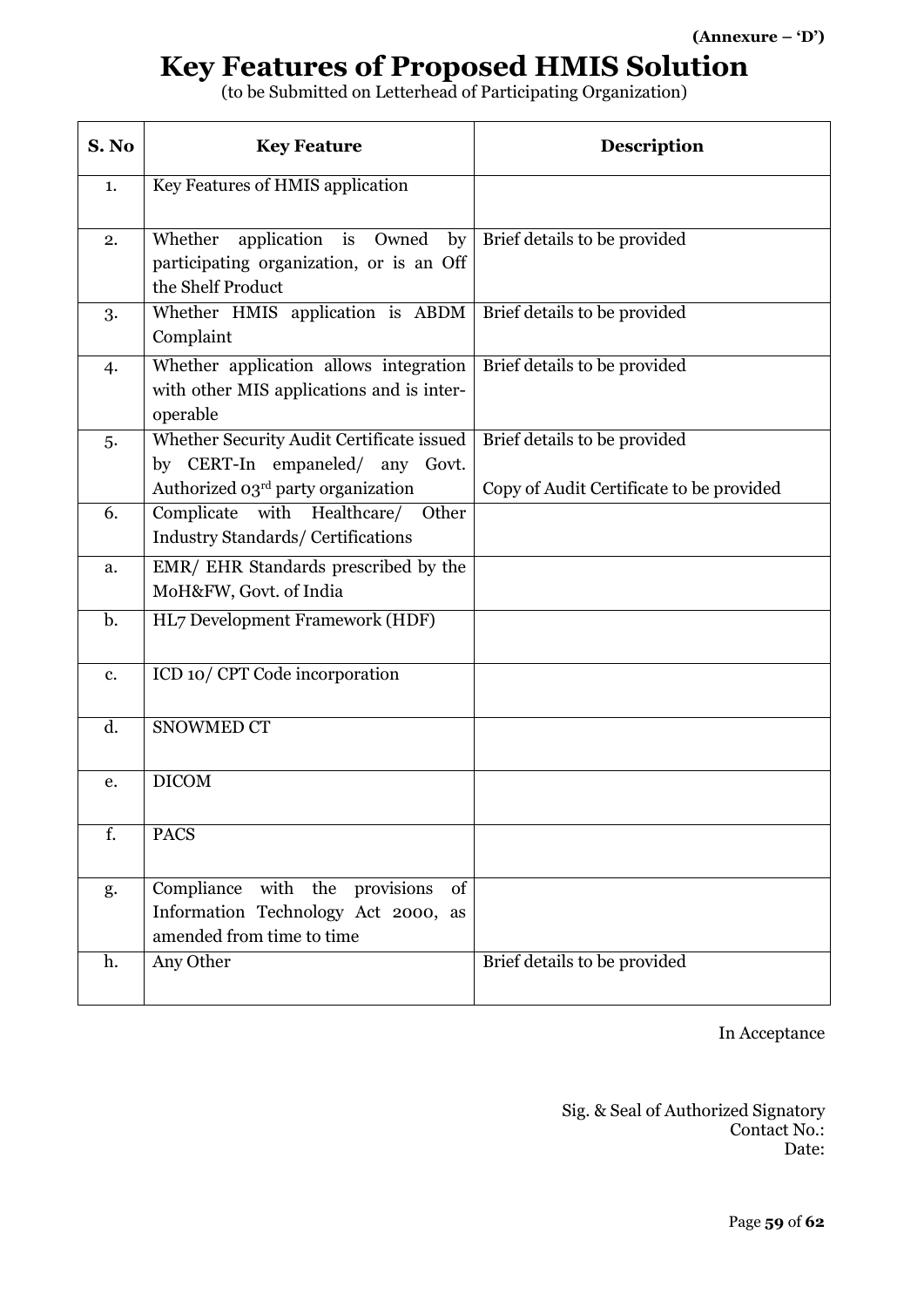**(Annexure – 'D')**

# Key Features of Proposed HMIS Solution

(to be Submitted on Letterhead of Participating Organization)

| S. No | Key Feature | Description |
|---|---|---|
| 1. | Key Features of HMIS application | |
| 2. | Whether application is Owned by participating organization, or is an Off the Shelf Product | Brief details to be provided |
| 3. | Whether HMIS application is ABDM Complaint | Brief details to be provided |
| 4. | Whether application allows integration with other MIS applications and is inter-operable | Brief details to be provided |
| 5. | Whether Security Audit Certificate issued by CERT-In empaneled/ any Govt. Authorized 03rd party organization | Brief details to be provided<br><br>Copy of Audit Certificate to be provided |
| 6. | Complicate with Healthcare/ Other Industry Standards/ Certifications | |
| a. | EMR/ EHR Standards prescribed by the MoH&FW, Govt. of India | |
| b. | HL7 Development Framework (HDF) | |
| c. | ICD 10/ CPT Code incorporation | |
| d. | SNOWMED CT | |
| e. | DICOM | |
| f. | PACS | |
| g. | Compliance with the provisions of Information Technology Act 2000, as amended from time to time | |
| h. | Any Other | Brief details to be provided |

In Acceptance

Sig. & Seal of Authorized Signatory
Contact No.:
Date: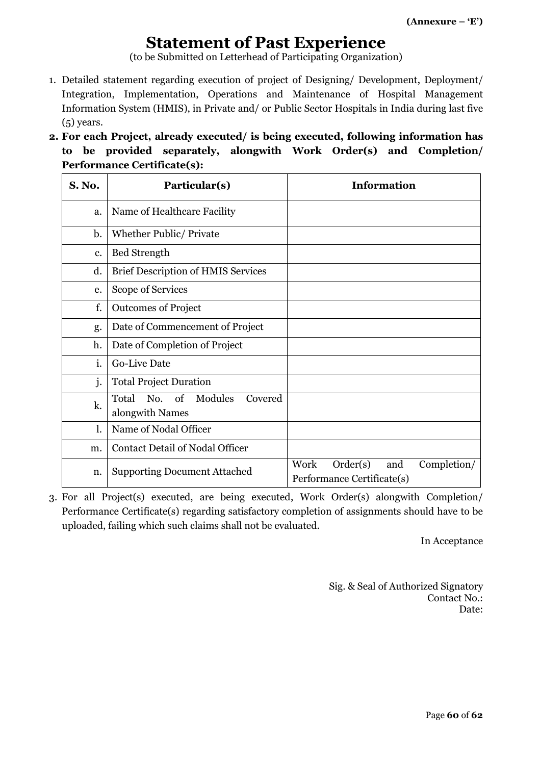**(Annexure – 'E')**

# Statement of Past Experience

(to be Submitted on Letterhead of Participating Organization)

1. Detailed statement regarding execution of project of Designing/ Development, Deployment/ Integration, Implementation, Operations and Maintenance of Hospital Management Information System (HMIS), in Private and/ or Public Sector Hospitals in India during last five (5) years.
2. **For each Project, already executed/ is being executed, following information has to be provided separately, alongwith Work Order(s) and Completion/ Performance Certificate(s):**

| S. No. | Particular(s) | Information |
|---|---|---|
| a. | Name of Healthcare Facility | |
| b. | Whether Public/ Private | |
| c. | Bed Strength | |
| d. | Brief Description of HMIS Services | |
| e. | Scope of Services | |
| f. | Outcomes of Project | |
| g. | Date of Commencement of Project | |
| h. | Date of Completion of Project | |
| i. | Go-Live Date | |
| j. | Total Project Duration | |
| k. | Total No. of Modules Covered alongwith Names | |
| l. | Name of Nodal Officer | |
| m. | Contact Detail of Nodal Officer | |
| n. | Supporting Document Attached | Work Order(s) and Completion/ Performance Certificate(s) |

3. For all Project(s) executed, are being executed, Work Order(s) alongwith Completion/ Performance Certificate(s) regarding satisfactory completion of assignments should have to be uploaded, failing which such claims shall not be evaluated.

In Acceptance

Sig. & Seal of Authorized Signatory
Contact No.:
Date: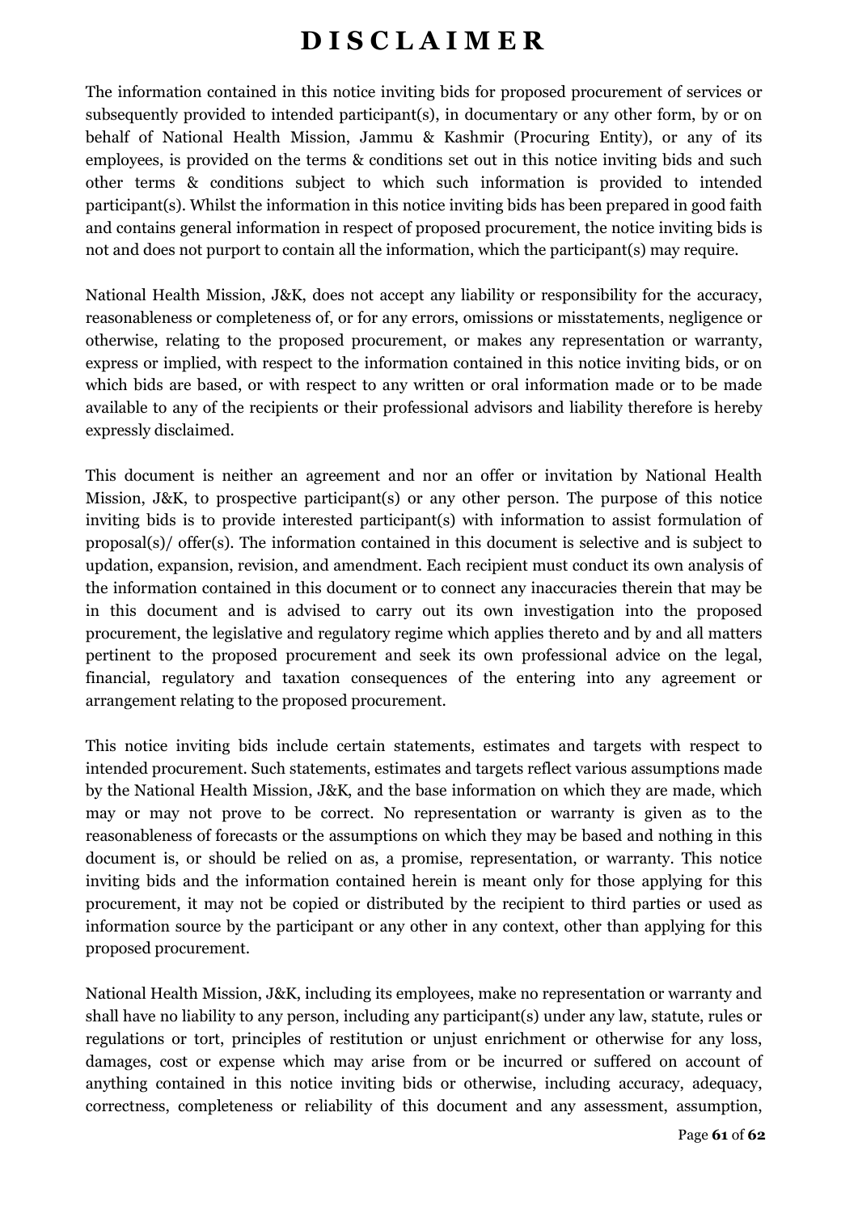# DISCLAIMER

The information contained in this notice inviting bids for proposed procurement of services or subsequently provided to intended participant(s), in documentary or any other form, by or on behalf of National Health Mission, Jammu & Kashmir (Procuring Entity), or any of its employees, is provided on the terms & conditions set out in this notice inviting bids and such other terms & conditions subject to which such information is provided to intended participant(s). Whilst the information in this notice inviting bids has been prepared in good faith and contains general information in respect of proposed procurement, the notice inviting bids is not and does not purport to contain all the information, which the participant(s) may require.

National Health Mission, J&K, does not accept any liability or responsibility for the accuracy, reasonableness or completeness of, or for any errors, omissions or misstatements, negligence or otherwise, relating to the proposed procurement, or makes any representation or warranty, express or implied, with respect to the information contained in this notice inviting bids, or on which bids are based, or with respect to any written or oral information made or to be made available to any of the recipients or their professional advisors and liability therefore is hereby expressly disclaimed.

This document is neither an agreement and nor an offer or invitation by National Health Mission, J&K, to prospective participant(s) or any other person. The purpose of this notice inviting bids is to provide interested participant(s) with information to assist formulation of proposal(s)/ offer(s). The information contained in this document is selective and is subject to updation, expansion, revision, and amendment. Each recipient must conduct its own analysis of the information contained in this document or to connect any inaccuracies therein that may be in this document and is advised to carry out its own investigation into the proposed procurement, the legislative and regulatory regime which applies thereto and by and all matters pertinent to the proposed procurement and seek its own professional advice on the legal, financial, regulatory and taxation consequences of the entering into any agreement or arrangement relating to the proposed procurement.

This notice inviting bids include certain statements, estimates and targets with respect to intended procurement. Such statements, estimates and targets reflect various assumptions made by the National Health Mission, J&K, and the base information on which they are made, which may or may not prove to be correct. No representation or warranty is given as to the reasonableness of forecasts or the assumptions on which they may be based and nothing in this document is, or should be relied on as, a promise, representation, or warranty. This notice inviting bids and the information contained herein is meant only for those applying for this procurement, it may not be copied or distributed by the recipient to third parties or used as information source by the participant or any other in any context, other than applying for this proposed procurement.

National Health Mission, J&K, including its employees, make no representation or warranty and shall have no liability to any person, including any participant(s) under any law, statute, rules or regulations or tort, principles of restitution or unjust enrichment or otherwise for any loss, damages, cost or expense which may arise from or be incurred or suffered on account of anything contained in this notice inviting bids or otherwise, including accuracy, adequacy, correctness, completeness or reliability of this document and any assessment, assumption,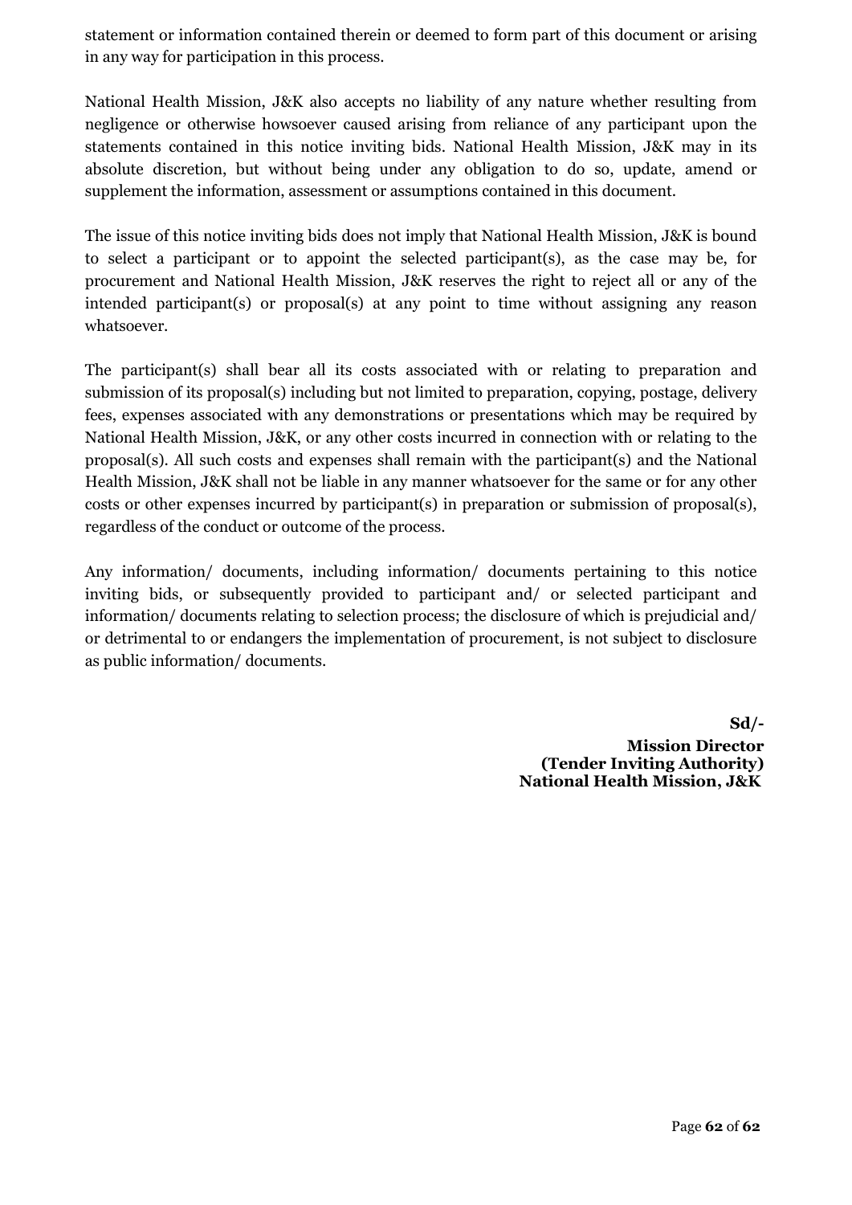statement or information contained therein or deemed to form part of this document or arising in any way for participation in this process.

National Health Mission, J&K also accepts no liability of any nature whether resulting from negligence or otherwise howsoever caused arising from reliance of any participant upon the statements contained in this notice inviting bids. National Health Mission, J&K may in its absolute discretion, but without being under any obligation to do so, update, amend or supplement the information, assessment or assumptions contained in this document.

The issue of this notice inviting bids does not imply that National Health Mission, J&K is bound to select a participant or to appoint the selected participant(s), as the case may be, for procurement and National Health Mission, J&K reserves the right to reject all or any of the intended participant(s) or proposal(s) at any point to time without assigning any reason whatsoever.

The participant(s) shall bear all its costs associated with or relating to preparation and submission of its proposal(s) including but not limited to preparation, copying, postage, delivery fees, expenses associated with any demonstrations or presentations which may be required by National Health Mission, J&K, or any other costs incurred in connection with or relating to the proposal(s). All such costs and expenses shall remain with the participant(s) and the National Health Mission, J&K shall not be liable in any manner whatsoever for the same or for any other costs or other expenses incurred by participant(s) in preparation or submission of proposal(s), regardless of the conduct or outcome of the process.

Any information/ documents, including information/ documents pertaining to this notice inviting bids, or subsequently provided to participant and/ or selected participant and information/ documents relating to selection process; the disclosure of which is prejudicial and/ or detrimental to or endangers the implementation of procurement, is not subject to disclosure as public information/ documents.

**Sd/-**
**Mission Director**
**(Tender Inviting Authority)**
**National Health Mission, J&K**